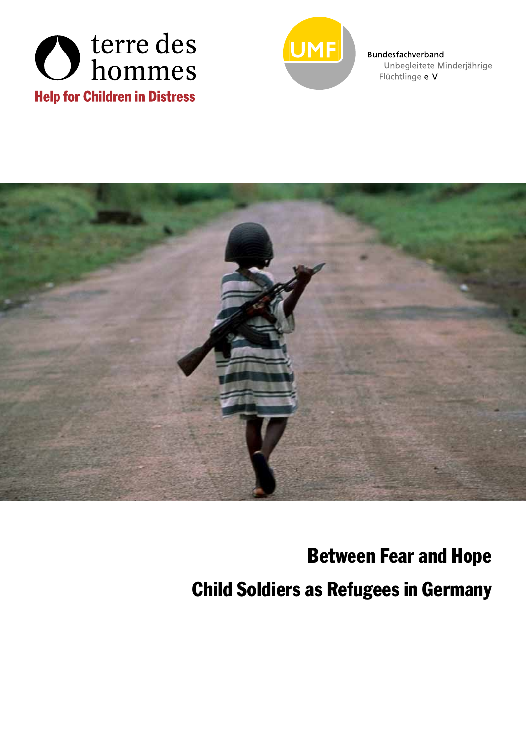terre des hommes

Help for Children in Distress

UMF

Bundesfachverband
Unbegleitete Minderjährige
Flüchtlinge e. V.

# Between Fear and Hope

## Child Soldiers as Refugees in Germany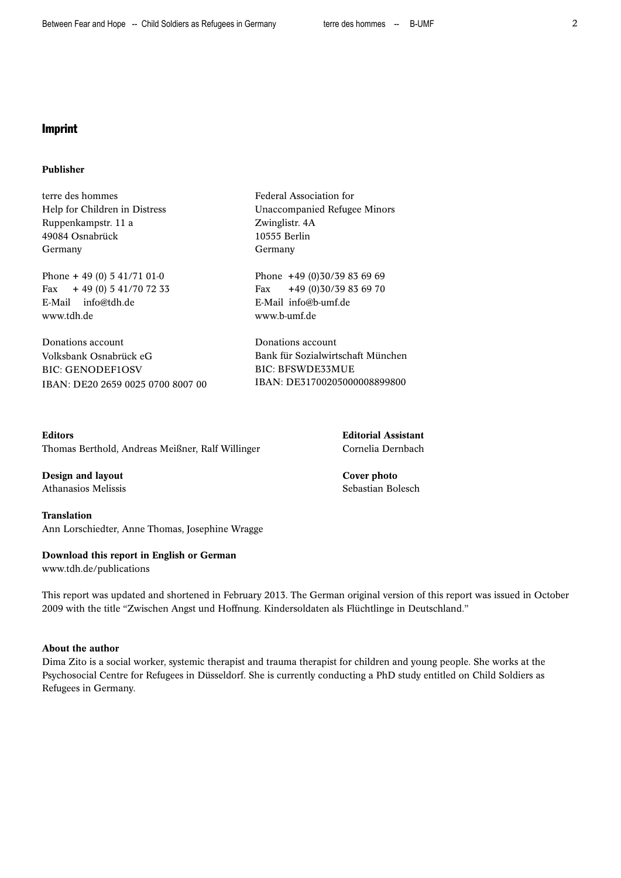## Imprint

**Publisher**

terre des hommes
Help for Children in Distress
Ruppenkampstr. 11 a
49084 Osnabrück
Germany

Phone + 49 (0) 5 41/71 01-0
Fax + 49 (0) 5 41/70 72 33
E-Mail info@tdh.de
www.tdh.de

Donations account
Volksbank Osnabrück eG
BIC: GENODEF1OSV
IBAN: DE20 2659 0025 0700 8007 00

Federal Association for
Unaccompanied Refugee Minors
Zwinglistr. 4A
10555 Berlin
Germany

Phone +49 (0)30/39 83 69 69
Fax +49 (0)30/39 83 69 70
E-Mail info@b-umf.de
www.b-umf.de

Donations account
Bank für Sozialwirtschaft München
BIC: BFSWDE33MUE
IBAN: DE31700205000008899800

**Editors**
Thomas Berthold, Andreas Meißner, Ralf Willinger

**Editorial Assistant**
Cornelia Dernbach

**Design and layout**
Athanasios Melissis

**Cover photo**
Sebastian Bolesch

**Translation**
Ann Lorschiedter, Anne Thomas, Josephine Wragge

**Download this report in English or German**
www.tdh.de/publications

This report was updated and shortened in February 2013. The German original version of this report was issued in October 2009 with the title "Zwischen Angst und Hoffnung. Kindersoldaten als Flüchtlinge in Deutschland."

**About the author**
Dima Zito is a social worker, systemic therapist and trauma therapist for children and young people. She works at the Psychosocial Centre for Refugees in Düsseldorf. She is currently conducting a PhD study entitled on Child Soldiers as Refugees in Germany.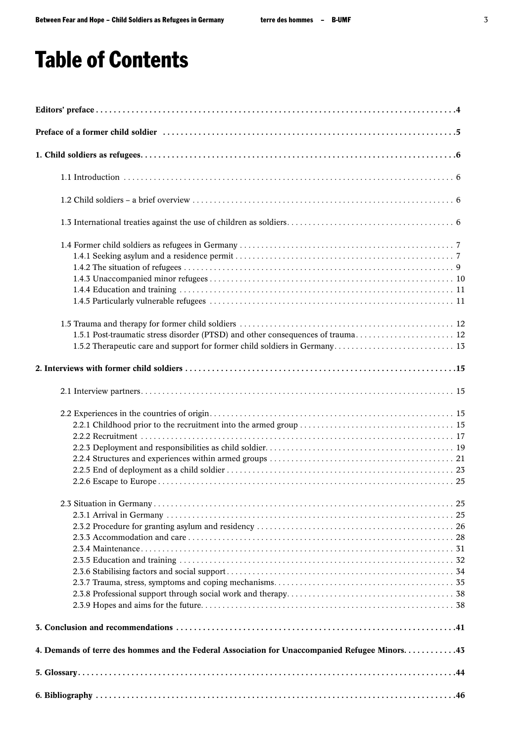# Table of Contents

**Editors' preface** .4

**Preface of a former child soldier** .5

**1. Child soldiers as refugees** .6

1.1 Introduction 6

1.2 Child soldiers – a brief overview 6

1.3 International treaties against the use of children as soldiers 6

1.4 Former child soldiers as refugees in Germany 7
1.4.1 Seeking asylum and a residence permit 7
1.4.2 The situation of refugees 9
1.4.3 Unaccompanied minor refugees 10
1.4.4 Education and training 11
1.4.5 Particularly vulnerable refugees 11

1.5 Trauma and therapy for former child soldiers 12
1.5.1 Post-traumatic stress disorder (PTSD) and other consequences of trauma 12
1.5.2 Therapeutic care and support for former child soldiers in Germany 13

**2. Interviews with former child soldiers** .15

2.1 Interview partners 15

2.2 Experiences in the countries of origin 15
2.2.1 Childhood prior to the recruitment into the armed group 15
2.2.2 Recruitment 17
2.2.3 Deployment and responsibilities as child soldier 19
2.2.4 Structures and experiences within armed groups 21
2.2.5 End of deployment as a child soldier 23
2.2.6 Escape to Europe 25

2.3 Situation in Germany 25
2.3.1 Arrival in Germany 25
2.3.2 Procedure for granting asylum and residency 26
2.3.3 Accommodation and care 28
2.3.4 Maintenance 31
2.3.5 Education and training 32
2.3.6 Stabilising factors and social support 34
2.3.7 Trauma, stress, symptoms and coping mechanisms 35
2.3.8 Professional support through social work and therapy 38
2.3.9 Hopes and aims for the future 38

**3. Conclusion and recommendations** .41

**4. Demands of terre des hommes and the Federal Association for Unaccompanied Refugee Minors** .43

**5. Glossary** .44

**6. Bibliography** .46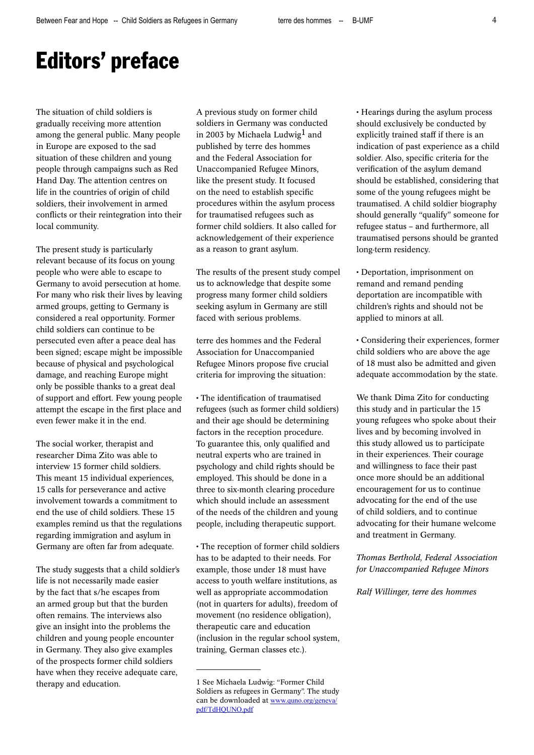# Editors' preface

The situation of child soldiers is gradually receiving more attention among the general public. Many people in Europe are exposed to the sad situation of these children and young people through campaigns such as Red Hand Day. The attention centres on life in the countries of origin of child soldiers, their involvement in armed conflicts or their reintegration into their local community.

The present study is particularly relevant because of its focus on young people who were able to escape to Germany to avoid persecution at home. For many who risk their lives by leaving armed groups, getting to Germany is considered a real opportunity. Former child soldiers can continue to be persecuted even after a peace deal has been signed; escape might be impossible because of physical and psychological damage, and reaching Europe might only be possible thanks to a great deal of support and effort. Few young people attempt the escape in the first place and even fewer make it in the end.

The social worker, therapist and researcher Dima Zito was able to interview 15 former child soldiers. This meant 15 individual experiences, 15 calls for perseverance and active involvement towards a commitment to end the use of child soldiers. These 15 examples remind us that the regulations regarding immigration and asylum in Germany are often far from adequate.

The study suggests that a child soldier's life is not necessarily made easier by the fact that s/he escapes from an armed group but that the burden often remains. The interviews also give an insight into the problems the children and young people encounter in Germany. They also give examples of the prospects former child soldiers have when they receive adequate care, therapy and education.

A previous study on former child soldiers in Germany was conducted in 2003 by Michaela Ludwig[1] and published by terre des hommes and the Federal Association for Unaccompanied Refugee Minors, like the present study. It focused on the need to establish specific procedures within the asylum process for traumatised refugees such as former child soldiers. It also called for acknowledgement of their experience as a reason to grant asylum.

The results of the present study compel us to acknowledge that despite some progress many former child soldiers seeking asylum in Germany are still faced with serious problems.

terre des hommes and the Federal Association for Unaccompanied Refugee Minors propose five crucial criteria for improving the situation:

- The identification of traumatised refugees (such as former child soldiers) and their age should be determining factors in the reception procedure. To guarantee this, only qualified and neutral experts who are trained in psychology and child rights should be employed. This should be done in a three to six-month clearing procedure which should include an assessment of the needs of the children and young people, including therapeutic support.
- The reception of former child soldiers has to be adapted to their needs. For example, those under 18 must have access to youth welfare institutions, as well as appropriate accommodation (not in quarters for adults), freedom of movement (no residence obligation), therapeutic care and education (inclusion in the regular school system, training, German classes etc.).
- Hearings during the asylum process should exclusively be conducted by explicitly trained staff if there is an indication of past experience as a child soldier. Also, specific criteria for the verification of the asylum demand should be established, considering that some of the young refugees might be traumatised. A child soldier biography should generally "qualify" someone for refugee status – and furthermore, all traumatised persons should be granted long-term residency.
- Deportation, imprisonment on remand and remand pending deportation are incompatible with children's rights and should not be applied to minors at all.
- Considering their experiences, former child soldiers who are above the age of 18 must also be admitted and given adequate accommodation by the state.

We thank Dima Zito for conducting this study and in particular the 15 young refugees who spoke about their lives and by becoming involved in this study allowed us to participate in their experiences. Their courage and willingness to face their past once more should be an additional encouragement for us to continue advocating for the end of the use of child soldiers, and to continue advocating for their humane welcome and treatment in Germany.

*Thomas Berthold, Federal Association for Unaccompanied Refugee Minors*

*Ralf Willinger, terre des hommes*

---

1 See Michaela Ludwig: "Former Child Soldiers as refugees in Germany". The study can be downloaded at www.quno.org/geneva/pdf/TdHQUNO.pdf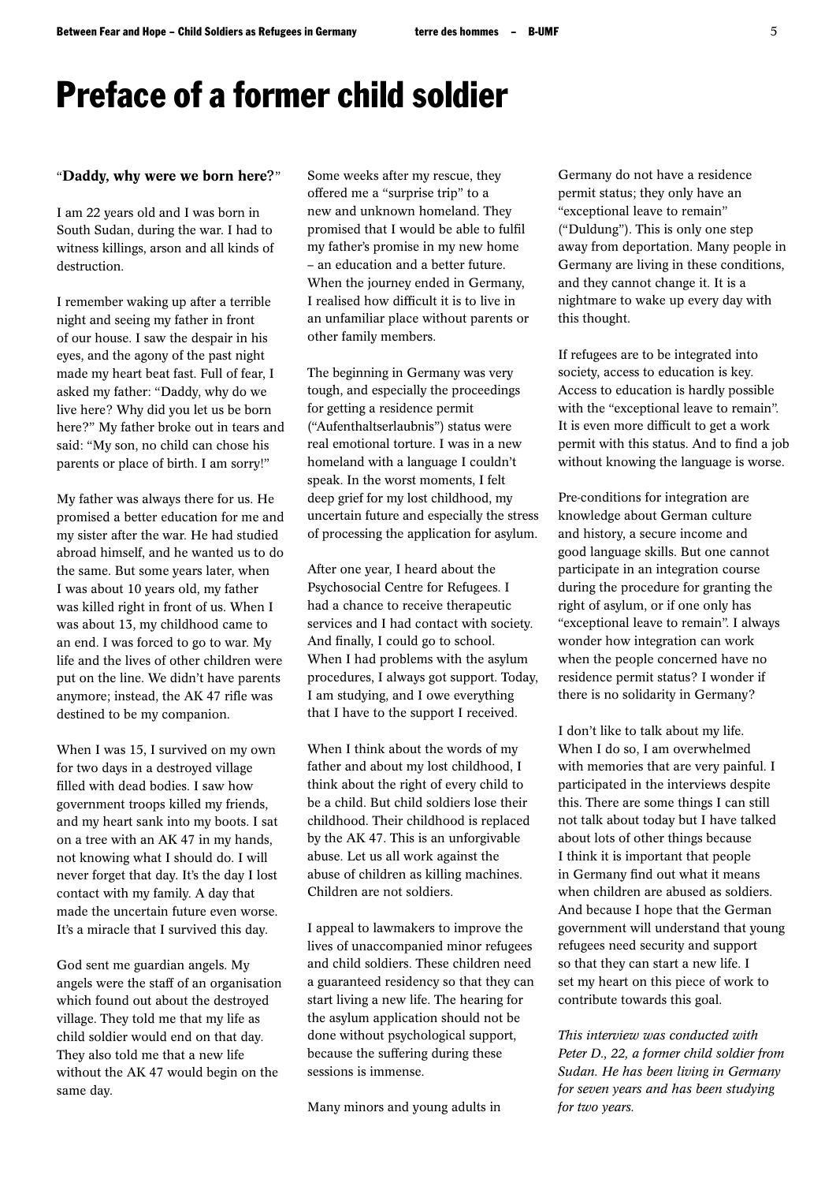# Preface of a former child soldier

"**Daddy, why were we born here?**"

I am 22 years old and I was born in South Sudan, during the war. I had to witness killings, arson and all kinds of destruction.

I remember waking up after a terrible night and seeing my father in front of our house. I saw the despair in his eyes, and the agony of the past night made my heart beat fast. Full of fear, I asked my father: "Daddy, why do we live here? Why did you let us be born here?" My father broke out in tears and said: "My son, no child can chose his parents or place of birth. I am sorry!"

My father was always there for us. He promised a better education for me and my sister after the war. He had studied abroad himself, and he wanted us to do the same. But some years later, when I was about 10 years old, my father was killed right in front of us. When I was about 13, my childhood came to an end. I was forced to go to war. My life and the lives of other children were put on the line. We didn't have parents anymore; instead, the AK 47 rifle was destined to be my companion.

When I was 15, I survived on my own for two days in a destroyed village filled with dead bodies. I saw how government troops killed my friends, and my heart sank into my boots. I sat on a tree with an AK 47 in my hands, not knowing what I should do. I will never forget that day. It's the day I lost contact with my family. A day that made the uncertain future even worse. It's a miracle that I survived this day.

God sent me guardian angels. My angels were the staff of an organisation which found out about the destroyed village. They told me that my life as child soldier would end on that day. They also told me that a new life without the AK 47 would begin on the same day.

Some weeks after my rescue, they offered me a "surprise trip" to a new and unknown homeland. They promised that I would be able to fulfil my father's promise in my new home – an education and a better future. When the journey ended in Germany, I realised how difficult it is to live in an unfamiliar place without parents or other family members.

The beginning in Germany was very tough, and especially the proceedings for getting a residence permit ("Aufenthaltserlaubnis") status were real emotional torture. I was in a new homeland with a language I couldn't speak. In the worst moments, I felt deep grief for my lost childhood, my uncertain future and especially the stress of processing the application for asylum.

After one year, I heard about the Psychosocial Centre for Refugees. I had a chance to receive therapeutic services and I had contact with society. And finally, I could go to school. When I had problems with the asylum procedures, I always got support. Today, I am studying, and I owe everything that I have to the support I received.

When I think about the words of my father and about my lost childhood, I think about the right of every child to be a child. But child soldiers lose their childhood. Their childhood is replaced by the AK 47. This is an unforgivable abuse. Let us all work against the abuse of children as killing machines. Children are not soldiers.

I appeal to lawmakers to improve the lives of unaccompanied minor refugees and child soldiers. These children need a guaranteed residency so that they can start living a new life. The hearing for the asylum application should not be done without psychological support, because the suffering during these sessions is immense.

Many minors and young adults in Germany do not have a residence permit status; they only have an "exceptional leave to remain" ("Duldung"). This is only one step away from deportation. Many people in Germany are living in these conditions, and they cannot change it. It is a nightmare to wake up every day with this thought.

If refugees are to be integrated into society, access to education is key. Access to education is hardly possible with the "exceptional leave to remain". It is even more difficult to get a work permit with this status. And to find a job without knowing the language is worse.

Pre-conditions for integration are knowledge about German culture and history, a secure income and good language skills. But one cannot participate in an integration course during the procedure for granting the right of asylum, or if one only has "exceptional leave to remain". I always wonder how integration can work when the people concerned have no residence permit status? I wonder if there is no solidarity in Germany?

I don't like to talk about my life. When I do so, I am overwhelmed with memories that are very painful. I participated in the interviews despite this. There are some things I can still not talk about today but I have talked about lots of other things because I think it is important that people in Germany find out what it means when children are abused as soldiers. And because I hope that the German government will understand that young refugees need security and support so that they can start a new life. I set my heart on this piece of work to contribute towards this goal.

*This interview was conducted with Peter D., 22, a former child soldier from Sudan. He has been living in Germany for seven years and has been studying for two years.*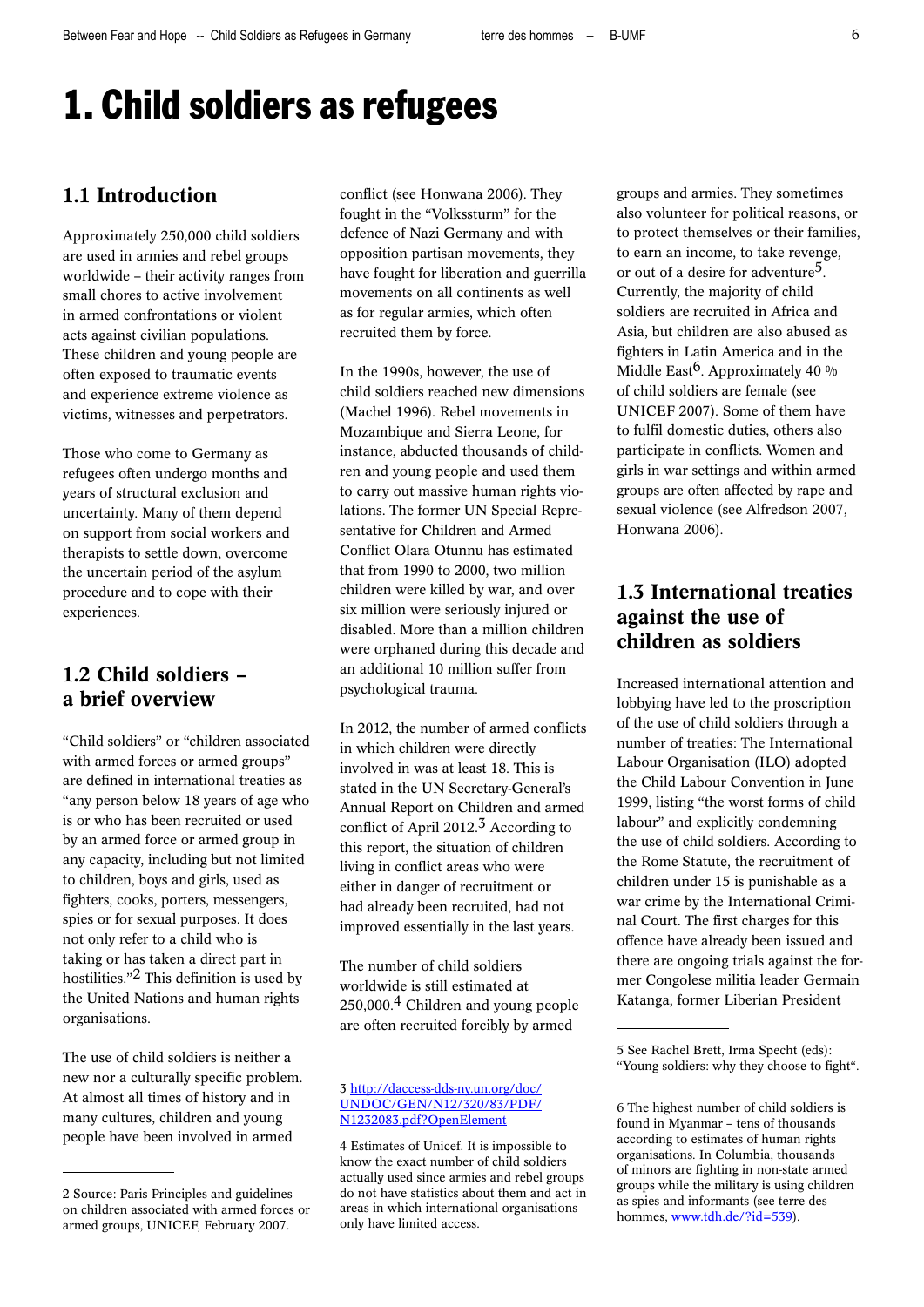# 1. Child soldiers as refugees

## 1.1 Introduction

Approximately 250,000 child soldiers are used in armies and rebel groups worldwide – their activity ranges from small chores to active involvement in armed confrontations or violent acts against civilian populations. These children and young people are often exposed to traumatic events and experience extreme violence as victims, witnesses and perpetrators.

Those who come to Germany as refugees often undergo months and years of structural exclusion and uncertainty. Many of them depend on support from social workers and therapists to settle down, overcome the uncertain period of the asylum procedure and to cope with their experiences.

## 1.2 Child soldiers – a brief overview

"Child soldiers" or "children associated with armed forces or armed groups" are defined in international treaties as "any person below 18 years of age who is or who has been recruited or used by an armed force or armed group in any capacity, including but not limited to children, boys and girls, used as fighters, cooks, porters, messengers, spies or for sexual purposes. It does not only refer to a child who is taking or has taken a direct part in hostilities."[2] This definition is used by the United Nations and human rights organisations.

The use of child soldiers is neither a new nor a culturally specific problem. At almost all times of history and in many cultures, children and young people have been involved in armed conflict (see Honwana 2006). They fought in the "Volkssturm" for the defence of Nazi Germany and with opposition partisan movements, they have fought for liberation and guerrilla movements on all continents as well as for regular armies, which often recruited them by force.

In the 1990s, however, the use of child soldiers reached new dimensions (Machel 1996). Rebel movements in Mozambique and Sierra Leone, for instance, abducted thousands of children and young people and used them to carry out massive human rights violations. The former UN Special Representative for Children and Armed Conflict Olara Otunnu has estimated that from 1990 to 2000, two million children were killed by war, and over six million were seriously injured or disabled. More than a million children were orphaned during this decade and an additional 10 million suffer from psychological trauma.

In 2012, the number of armed conflicts in which children were directly involved in was at least 18. This is stated in the UN Secretary-General's Annual Report on Children and armed conflict of April 2012.[3] According to this report, the situation of children living in conflict areas who were either in danger of recruitment or had already been recruited, had not improved essentially in the last years.

The number of child soldiers worldwide is still estimated at 250,000.[4] Children and young people are often recruited forcibly by armed groups and armies. They sometimes also volunteer for political reasons, or to protect themselves or their families, to earn an income, to take revenge, or out of a desire for adventure[5]. Currently, the majority of child soldiers are recruited in Africa and Asia, but children are also abused as fighters in Latin America and in the Middle East[6]. Approximately 40 % of child soldiers are female (see UNICEF 2007). Some of them have to fulfil domestic duties, others also participate in conflicts. Women and girls in war settings and within armed groups are often affected by rape and sexual violence (see Alfredson 2007, Honwana 2006).

## 1.3 International treaties against the use of children as soldiers

Increased international attention and lobbying have led to the proscription of the use of child soldiers through a number of treaties: The International Labour Organisation (ILO) adopted the Child Labour Convention in June 1999, listing "the worst forms of child labour" and explicitly condemning the use of child soldiers. According to the Rome Statute, the recruitment of children under 15 is punishable as a war crime by the International Criminal Court. The first charges for this offence have already been issued and there are ongoing trials against the former Congolese militia leader Germain Katanga, former Liberian President

---

2 Source: Paris Principles and guidelines on children associated with armed forces or armed groups, UNICEF, February 2007.

3 http://daccess-dds-ny.un.org/doc/UNDOC/GEN/N12/320/83/PDF/N1232083.pdf?OpenElement

4 Estimates of Unicef. It is impossible to know the exact number of child soldiers actually used since armies and rebel groups do not have statistics about them and act in areas in which international organisations only have limited access.

5 See Rachel Brett, Irma Specht (eds): "Young soldiers: why they choose to fight".

6 The highest number of child soldiers is found in Myanmar – tens of thousands according to estimates of human rights organisations. In Columbia, thousands of minors are fighting in non-state armed groups while the military is using children as spies and informants (see terre des hommes, www.tdh.de/?id=539).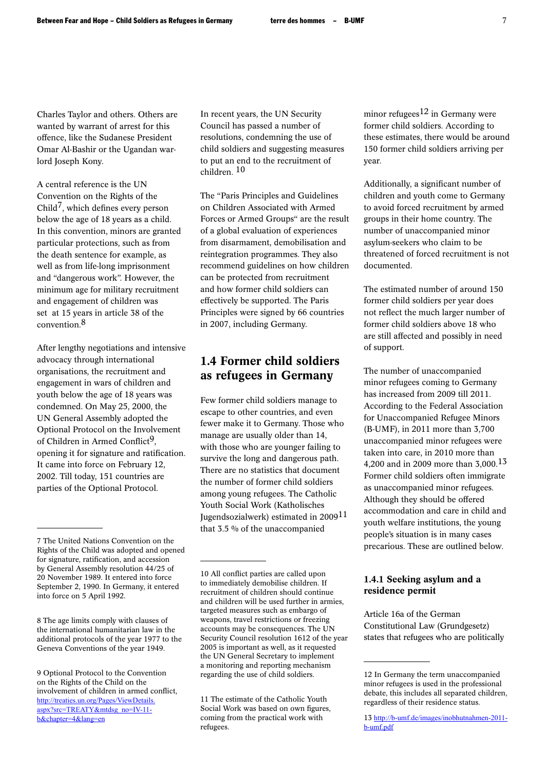Charles Taylor and others. Others are wanted by warrant of arrest for this offence, like the Sudanese President Omar Al-Bashir or the Ugandan warlord Joseph Kony.

A central reference is the UN Convention on the Rights of the Child[7], which defines every person below the age of 18 years as a child. In this convention, minors are granted particular protections, such as from the death sentence for example, as well as from life-long imprisonment and "dangerous work". However, the minimum age for military recruitment and engagement of children was set at 15 years in article 38 of the convention.[8]

After lengthy negotiations and intensive advocacy through international organisations, the recruitment and engagement in wars of children and youth below the age of 18 years was condemned. On May 25, 2000, the UN General Assembly adopted the Optional Protocol on the Involvement of Children in Armed Conflict[9], opening it for signature and ratification. It came into force on February 12, 2002. Till today, 151 countries are parties of the Optional Protocol.

In recent years, the UN Security Council has passed a number of resolutions, condemning the use of child soldiers and suggesting measures to put an end to the recruitment of children.[10]

The "Paris Principles and Guidelines on Children Associated with Armed Forces or Armed Groups" are the result of a global evaluation of experiences from disarmament, demobilisation and reintegration programmes. They also recommend guidelines on how children can be protected from recruitment and how former child soldiers can effectively be supported. The Paris Principles were signed by 66 countries in 2007, including Germany.

## 1.4 Former child soldiers as refugees in Germany

Few former child soldiers manage to escape to other countries, and even fewer make it to Germany. Those who manage are usually older than 14, with those who are younger failing to survive the long and dangerous path. There are no statistics that document the number of former child soldiers among young refugees. The Catholic Youth Social Work (Katholisches Jugendsozialwerk) estimated in 2009[11] that 3.5 % of the unaccompanied minor refugees[12] in Germany were former child soldiers. According to these estimates, there would be around 150 former child soldiers arriving per year.

Additionally, a significant number of children and youth come to Germany to avoid forced recruitment by armed groups in their home country. The number of unaccompanied minor asylum-seekers who claim to be threatened of forced recruitment is not documented.

The estimated number of around 150 former child soldiers per year does not reflect the much larger number of former child soldiers above 18 who are still affected and possibly in need of support.

The number of unaccompanied minor refugees coming to Germany has increased from 2009 till 2011. According to the Federal Association for Unaccompanied Refugee Minors (B-UMF), in 2011 more than 3,700 unaccompanied minor refugees were taken into care, in 2010 more than 4,200 and in 2009 more than 3,000.[13] Former child soldiers often immigrate as unaccompanied minor refugees. Although they should be offered accommodation and care in child and youth welfare institutions, the young people's situation is in many cases precarious. These are outlined below.

### 1.4.1 Seeking asylum and a residence permit

Article 16a of the German Constitutional Law (Grundgesetz) states that refugees who are politically

---

7 The United Nations Convention on the Rights of the Child was adopted and opened for signature, ratification, and accession by General Assembly resolution 44/25 of 20 November 1989. It entered into force September 2, 1990. In Germany, it entered into force on 5 April 1992.

8 The age limits comply with clauses of the international humanitarian law in the additional protocols of the year 1977 to the Geneva Conventions of the year 1949.

9 Optional Protocol to the Convention on the Rights of the Child on the involvement of children in armed conflict, http://treaties.un.org/Pages/ViewDetails.aspx?src=TREATY&mtdsg_no=IV-11-b&chapter=4&lang=en

10 All conflict parties are called upon to immediately demobilise children. If recruitment of children should continue and children will be used further in armies, targeted measures such as embargo of weapons, travel restrictions or freezing accounts may be consequences. The UN Security Council resolution 1612 of the year 2005 is important as well, as it requested the UN General Secretary to implement a monitoring and reporting mechanism regarding the use of child soldiers.

11 The estimate of the Catholic Youth Social Work was based on own figures, coming from the practical work with refugees.

12 In Germany the term unaccompanied minor refugees is used in the professional debate, this includes all separated children, regardless of their residence status.

13 http://b-umf.de/images/inobhutnahmen-2011-b-umf.pdf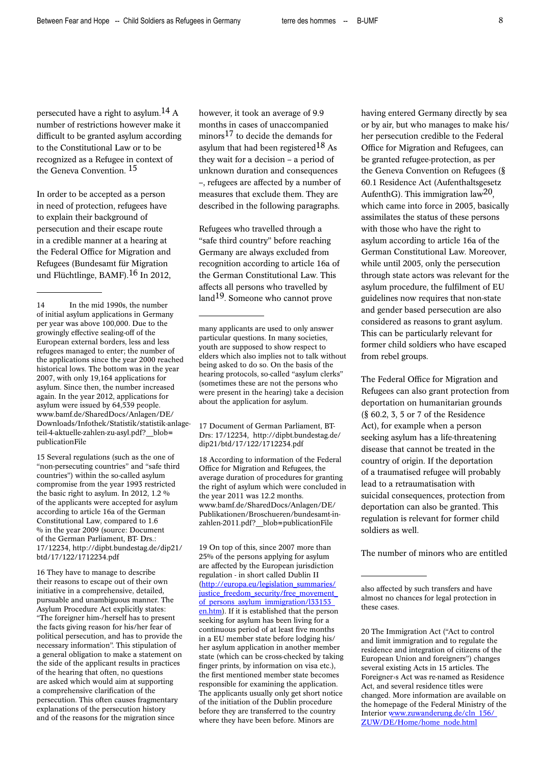persecuted have a right to asylum.[14] A number of restrictions however make it difficult to be granted asylum according to the Constitutional Law or to be recognized as a Refugee in context of the Geneva Convention. [15]

In order to be accepted as a person in need of protection, refugees have to explain their background of persecution and their escape route in a credible manner at a hearing at the Federal Office for Migration and Refugees (Bundesamt für Migration und Flüchtlinge, BAMF).[16] In 2012, however, it took an average of 9.9 months in cases of unaccompanied minors[17] to decide the demands for asylum that had been registered[18] As they wait for a decision – a period of unknown duration and consequences –, refugees are affected by a number of measures that exclude them. They are described in the following paragraphs.

Refugees who travelled through a "safe third country" before reaching Germany are always excluded from recognition according to article 16a of the German Constitutional Law. This affects all persons who travelled by land[19]. Someone who cannot prove having entered Germany directly by sea or by air, but who manages to make his/her persecution credible to the Federal Office for Migration and Refugees, can be granted refugee-protection, as per the Geneva Convention on Refugees (§ 60.1 Residence Act (Aufenthaltsgesetz AufenthG). This immigration law[20], which came into force in 2005, basically assimilates the status of these persons with those who have the right to asylum according to article 16a of the German Constitutional Law. Moreover, while until 2005, only the persecution through state actors was relevant for the asylum procedure, the fulfilment of EU guidelines now requires that non-state and gender based persecution are also considered as reasons to grant asylum. This can be particularly relevant for former child soldiers who have escaped from rebel groups.

The Federal Office for Migration and Refugees can also grant protection from deportation on humanitarian grounds (§ 60.2, 3, 5 or 7 of the Residence Act), for example when a person seeking asylum has a life-threatening disease that cannot be treated in the country of origin. If the deportation of a traumatised refugee will probably lead to a retraumatisation with suicidal consequences, protection from deportation can also be granted. This regulation is relevant for former child soldiers as well.

The number of minors who are entitled

---

14 In the mid 1990s, the number of initial asylum applications in Germany per year was above 100,000. Due to the growingly effective sealing-off of the European external borders, less and less refugees managed to enter; the number of the applications since the year 2000 reached historical lows. The bottom was in the year 2007, with only 19,164 applications for asylum. Since then, the number increased again. In the year 2012, applications for asylum were issued by 64,539 people. www.bamf.de/SharedDocs/Anlagen/DE/Downloads/Infothek/Statistik/statistik-anlage-teil-4-aktuelle-zahlen-zu-asyl.pdf?__blob=publicationFile

15 Several regulations (such as the one of "non-persecuting countries" and "safe third countries") within the so-called asylum compromise from the year 1993 restricted the basic right to asylum. In 2012, 1.2 % of the applicants were accepted for asylum according to article 16a of the German Constitutional Law, compared to 1.6 % in the year 2009 (source: Document of the German Parliament, BT- Drs.: 17/12234, http://dipbt.bundestag.de/dip21/btd/17/122/1712234.pdf

16 They have to manage to describe their reasons to escape out of their own initiative in a comprehensive, detailed, pursuable and unambiguous manner. The Asylum Procedure Act explicitly states: "The foreigner him-/herself has to present the facts giving reason for his/her fear of political persecution, and has to provide the necessary information". This stipulation of a general obligation to make a statement on the side of the applicant results in practices of the hearing that often, no questions are asked which would aim at supporting a comprehensive clarification of the persecution. This often causes fragmentary explanations of the persecution history and of the reasons for the migration since many applicants are used to only answer particular questions. In many societies, youth are supposed to show respect to elders which also implies not to talk without being asked to do so. On the basis of the hearing protocols, so-called "asylum clerks" (sometimes these are not the persons who were present in the hearing) take a decision about the application for asylum.

17 Document of German Parliament, BT-Drs: 17/12234, http://dipbt.bundestag.de/dip21/btd/17/122/1712234.pdf

18 According to information of the Federal Office for Migration and Refugees, the average duration of procedures for granting the right of asylum which were concluded in the year 2011 was 12.2 months. www.bamf.de/SharedDocs/Anlagen/DE/Publikationen/Broschueren/bundesamt-in-zahlen-2011.pdf?__blob=publicationFile

19 On top of this, since 2007 more than 25% of the persons applying for asylum are affected by the European jurisdiction regulation - in short called Dublin II (http://europa.eu/legislation_summaries/justice_freedom_security/free_movement_of_persons_asylum_immigration/l33153_en.htm). If it is established that the person seeking for asylum has been living for a continuous period of at least five months in a EU member state before lodging his/her asylum application in another member state (which can be cross-checked by taking finger prints, by information on visa etc.), the first mentioned member state becomes responsible for examining the application. The applicants usually only get short notice of the initiation of the Dublin procedure before they are transferred to the country where they have been before. Minors are also affected by such transfers and have almost no chances for legal protection in these cases.

20 The Immigration Act ("Act to control and limit immigration and to regulate the residence and integration of citizens of the European Union and foreigners") changes several existing Acts in 15 articles. The Foreigner›s Act was re-named as Residence Act, and several residence titles were changed. More information are available on the homepage of the Federal Ministry of the Interior www.zuwanderung.de/cln_156/ZUW/DE/Home/home_node.html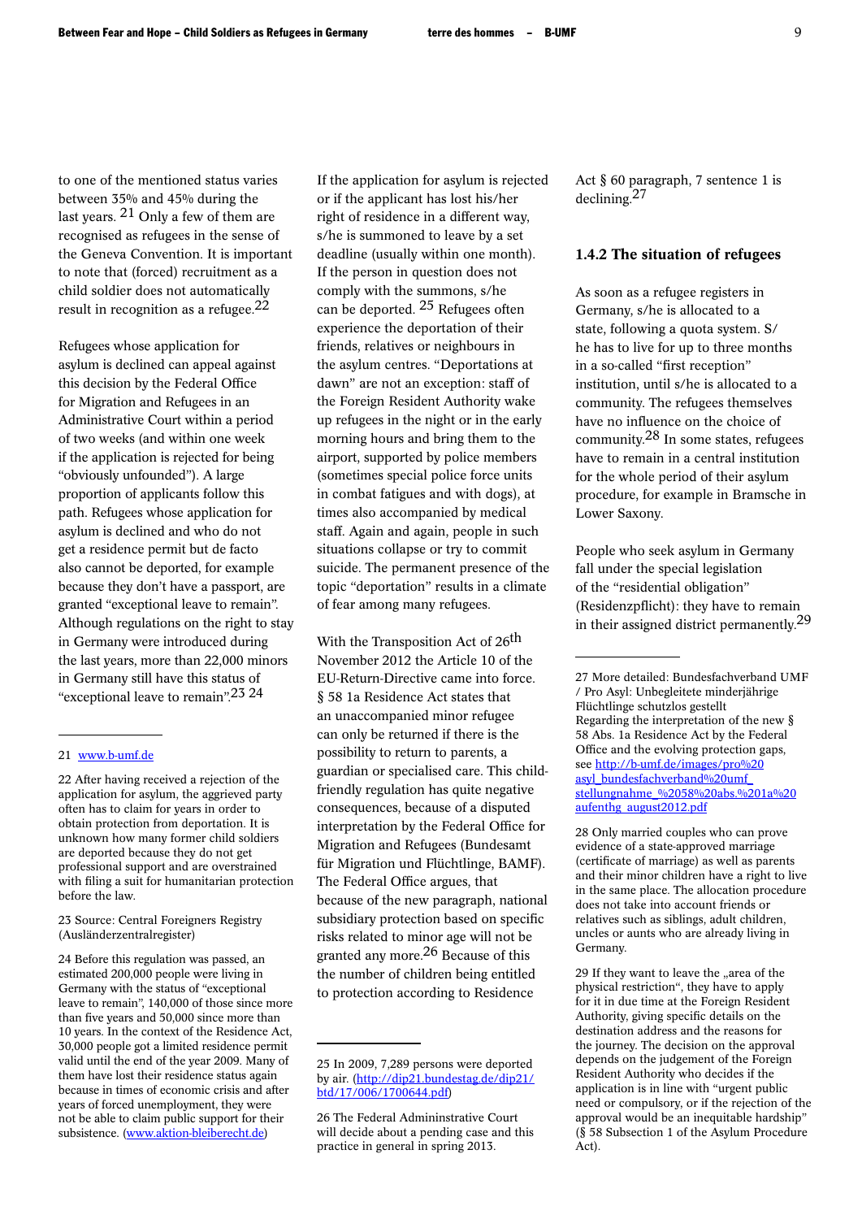to one of the mentioned status varies between 35% and 45% during the last years. [21] Only a few of them are recognised as refugees in the sense of the Geneva Convention. It is important to note that (forced) recruitment as a child soldier does not automatically result in recognition as a refugee.[22]

Refugees whose application for asylum is declined can appeal against this decision by the Federal Office for Migration and Refugees in an Administrative Court within a period of two weeks (and within one week if the application is rejected for being "obviously unfounded"). A large proportion of applicants follow this path. Refugees whose application for asylum is declined and who do not get a residence permit but de facto also cannot be deported, for example because they don't have a passport, are granted "exceptional leave to remain". Although regulations on the right to stay in Germany were introduced during the last years, more than 22,000 minors in Germany still have this status of "exceptional leave to remain".[23] [24]

If the application for asylum is rejected or if the applicant has lost his/her right of residence in a different way, s/he is summoned to leave by a set deadline (usually within one month). If the person in question does not comply with the summons, s/he can be deported. [25] Refugees often experience the deportation of their friends, relatives or neighbours in the asylum centres. "Deportations at dawn" are not an exception: staff of the Foreign Resident Authority wake up refugees in the night or in the early morning hours and bring them to the airport, supported by police members (sometimes special police force units in combat fatigues and with dogs), at times also accompanied by medical staff. Again and again, people in such situations collapse or try to commit suicide. The permanent presence of the topic "deportation" results in a climate of fear among many refugees.

With the Transposition Act of 26th November 2012 the Article 10 of the EU-Return-Directive came into force. § 58 1a Residence Act states that an unaccompanied minor refugee can only be returned if there is the possibility to return to parents, a guardian or specialised care. This child-friendly regulation has quite negative consequences, because of a disputed interpretation by the Federal Office for Migration and Refugees (Bundesamt für Migration und Flüchtlinge, BAMF). The Federal Office argues, that because of the new paragraph, national subsidiary protection based on specific risks related to minor age will not be granted any more.[26] Because of this the number of children being entitled to protection according to Residence Act § 60 paragraph, 7 sentence 1 is declining.[27]

### 1.4.2 The situation of refugees

As soon as a refugee registers in Germany, s/he is allocated to a state, following a quota system. S/he has to live for up to three months in a so-called "first reception" institution, until s/he is allocated to a community. The refugees themselves have no influence on the choice of community.[28] In some states, refugees have to remain in a central institution for the whole period of their asylum procedure, for example in Bramsche in Lower Saxony.

People who seek asylum in Germany fall under the special legislation of the "residential obligation" (Residenzpflicht): they have to remain in their assigned district permanently.[29]

---

21 www.b-umf.de

22 After having received a rejection of the application for asylum, the aggrieved party often has to claim for years in order to obtain protection from deportation. It is unknown how many former child soldiers are deported because they do not get professional support and are overstrained with filing a suit for humanitarian protection before the law.

23 Source: Central Foreigners Registry (Ausländerzentralregister)

24 Before this regulation was passed, an estimated 200,000 people were living in Germany with the status of "exceptional leave to remain", 140,000 of those since more than five years and 50,000 since more than 10 years. In the context of the Residence Act, 30,000 people got a limited residence permit valid until the end of the year 2009. Many of them have lost their residence status again because in times of economic crisis and after years of forced unemployment, they were not be able to claim public support for their subsistence. (www.aktion-bleiberecht.de)

25 In 2009, 7,289 persons were deported by air. (http://dip21.bundestag.de/dip21/btd/17/006/1700644.pdf)

26 The Federal Admininstrative Court will decide about a pending case and this practice in general in spring 2013.

27 More detailed: Bundesfachverband UMF / Pro Asyl: Unbegleitete minderjährige Flüchtlinge schutzlos gestellt
Regarding the interpretation of the new § 58 Abs. 1a Residence Act by the Federal Office and the evolving protection gaps, see http://b-umf.de/images/pro%20asyl_bundesfachverband%20umf_stellungnahme_%2058%20abs.%201a%20aufenthg_august2012.pdf

28 Only married couples who can prove evidence of a state-approved marriage (certificate of marriage) as well as parents and their minor children have a right to live in the same place. The allocation procedure does not take into account friends or relatives such as siblings, adult children, uncles or aunts who are already living in Germany.

29 If they want to leave the „area of the physical restriction", they have to apply for it in due time at the Foreign Resident Authority, giving specific details on the destination address and the reasons for the journey. The decision on the approval depends on the judgement of the Foreign Resident Authority who decides if the application is in line with "urgent public need or compulsory, or if the rejection of the approval would be an inequitable hardship" (§ 58 Subsection 1 of the Asylum Procedure Act).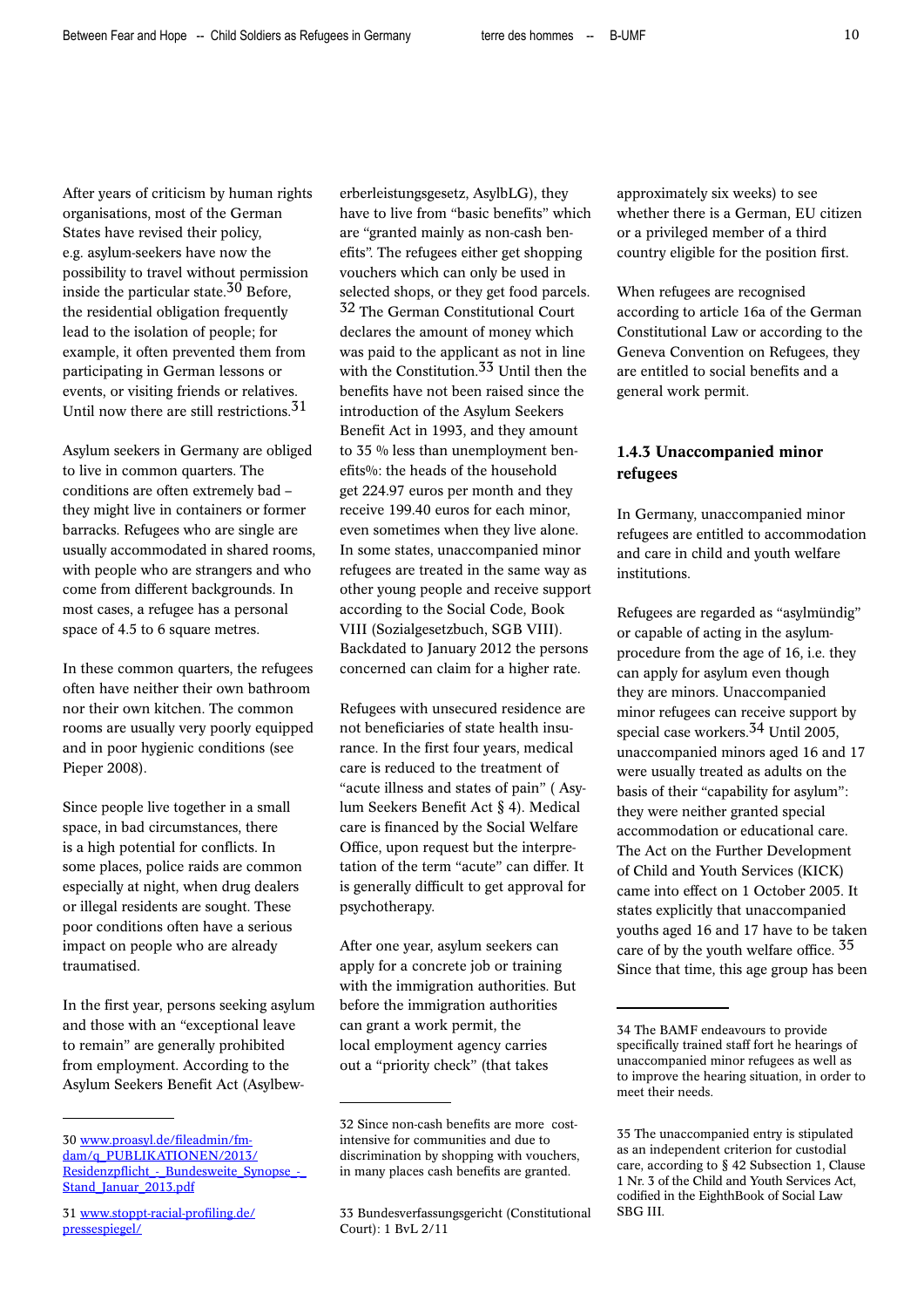After years of criticism by human rights organisations, most of the German States have revised their policy, e.g. asylum-seekers have now the possibility to travel without permission inside the particular state.[30] Before, the residential obligation frequently lead to the isolation of people; for example, it often prevented them from participating in German lessons or events, or visiting friends or relatives. Until now there are still restrictions.[31]

Asylum seekers in Germany are obliged to live in common quarters. The conditions are often extremely bad – they might live in containers or former barracks. Refugees who are single are usually accommodated in shared rooms, with people who are strangers and who come from different backgrounds. In most cases, a refugee has a personal space of 4.5 to 6 square metres.

In these common quarters, the refugees often have neither their own bathroom nor their own kitchen. The common rooms are usually very poorly equipped and in poor hygienic conditions (see Pieper 2008).

Since people live together in a small space, in bad circumstances, there is a high potential for conflicts. In some places, police raids are common especially at night, when drug dealers or illegal residents are sought. These poor conditions often have a serious impact on people who are already traumatised.

In the first year, persons seeking asylum and those with an "exceptional leave to remain" are generally prohibited from employment. According to the Asylum Seekers Benefit Act (Asylbewerberleistungsgesetz, AsylbLG), they have to live from "basic benefits" which are "granted mainly as non-cash benefits". The refugees either get shopping vouchers which can only be used in selected shops, or they get food parcels.[32] The German Constitutional Court declares the amount of money which was paid to the applicant as not in line with the Constitution.[33] Until then the benefits have not been raised since the introduction of the Asylum Seekers Benefit Act in 1993, and they amount to 35 % less than unemployment benefits%: the heads of the household get 224.97 euros per month and they receive 199.40 euros for each minor, even sometimes when they live alone. In some states, unaccompanied minor refugees are treated in the same way as other young people and receive support according to the Social Code, Book VIII (Sozialgesetzbuch, SGB VIII). Backdated to January 2012 the persons concerned can claim for a higher rate.

Refugees with unsecured residence are not beneficiaries of state health insurance. In the first four years, medical care is reduced to the treatment of "acute illness and states of pain" ( Asylum Seekers Benefit Act § 4). Medical care is financed by the Social Welfare Office, upon request but the interpretation of the term "acute" can differ. It is generally difficult to get approval for psychotherapy.

After one year, asylum seekers can apply for a concrete job or training with the immigration authorities. But before the immigration authorities can grant a work permit, the local employment agency carries out a "priority check" (that takes approximately six weeks) to see whether there is a German, EU citizen or a privileged member of a third country eligible for the position first.

When refugees are recognised according to article 16a of the German Constitutional Law or according to the Geneva Convention on Refugees, they are entitled to social benefits and a general work permit.

### 1.4.3 Unaccompanied minor refugees

In Germany, unaccompanied minor refugees are entitled to accommodation and care in child and youth welfare institutions.

Refugees are regarded as "asylmündig" or capable of acting in the asylum-procedure from the age of 16, i.e. they can apply for asylum even though they are minors. Unaccompanied minor refugees can receive support by special case workers.[34] Until 2005, unaccompanied minors aged 16 and 17 were usually treated as adults on the basis of their "capability for asylum": they were neither granted special accommodation or educational care. The Act on the Further Development of Child and Youth Services (KICK) came into effect on 1 October 2005. It states explicitly that unaccompanied youths aged 16 and 17 have to be taken care of by the youth welfare office.[35] Since that time, this age group has been

---

30 www.proasyl.de/fileadmin/fm-dam/q_PUBLIKATIONEN/2013/Residenzpflicht_-_Bundesweite_Synopse_-_Stand_Januar_2013.pdf

31 www.stoppt-racial-profiling.de/pressespiegel/

32 Since non-cash benefits are more cost-intensive for communities and due to discrimination by shopping with vouchers, in many places cash benefits are granted.

33 Bundesverfassungsgericht (Constitutional Court): 1 BvL 2/11

34 The BAMF endeavours to provide specifically trained staff fort he hearings of unaccompanied minor refugees as well as to improve the hearing situation, in order to meet their needs.

35 The unaccompanied entry is stipulated as an independent criterion for custodial care, according to § 42 Subsection 1, Clause 1 Nr. 3 of the Child and Youth Services Act, codified in the EighthBook of Social Law SBG III.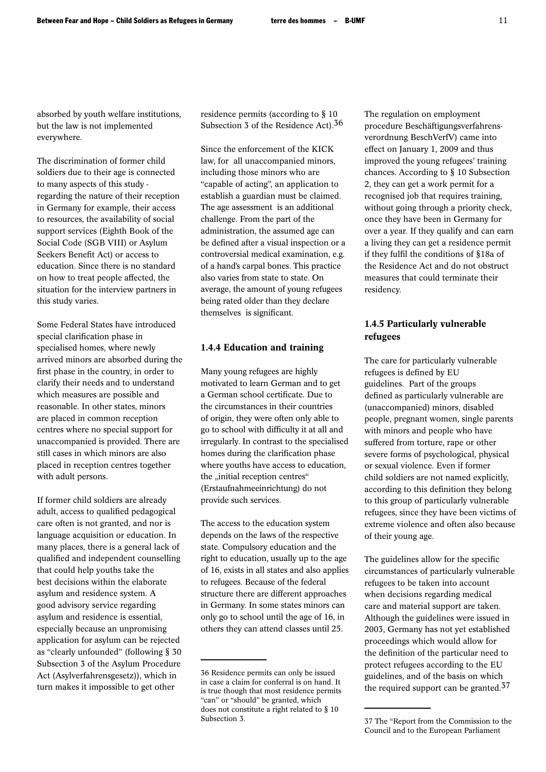absorbed by youth welfare institutions, but the law is not implemented everywhere.

The discrimination of former child soldiers due to their age is connected to many aspects of this study - regarding the nature of their reception in Germany for example, their access to resources, the availability of social support services (Eighth Book of the Social Code (SGB VIII) or Asylum Seekers Benefit Act) or access to education. Since there is no standard on how to treat people affected, the situation for the interview partners in this study varies.

Some Federal States have introduced special clarification phase in specialised homes, where newly arrived minors are absorbed during the first phase in the country, in order to clarify their needs and to understand which measures are possible and reasonable. In other states, minors are placed in common reception centres where no special support for unaccompanied is provided. There are still cases in which minors are also placed in reception centres together with adult persons.

If former child soldiers are already adult, access to qualified pedagogical care often is not granted, and nor is language acquisition or education. In many places, there is a general lack of qualified and independent counselling that could help youths take the best decisions within the elaborate asylum and residence system. A good advisory service regarding asylum and residence is essential, especially because an unpromising application for asylum can be rejected as "clearly unfounded" (following § 30 Subsection 3 of the Asylum Procedure Act (Asylverfahrensgesetz)), which in turn makes it impossible to get other residence permits (according to § 10 Subsection 3 of the Residence Act).[36]

Since the enforcement of the KICK law, for all unaccompanied minors, including those minors who are "capable of acting", an application to establish a guardian must be claimed. The age assessment is an additional challenge. From the part of the administration, the assumed age can be defined after a visual inspection or a controversial medical examination, e.g. of a hand's carpal bones. This practice also varies from state to state. On average, the amount of young refugees being rated older than they declare themselves is significant.

### 1.4.4 Education and training

Many young refugees are highly motivated to learn German and to get a German school certificate. Due to the circumstances in their countries of origin, they were often only able to go to school with difficulty it at all and irregularly. In contrast to the specialised homes during the clarification phase where youths have access to education, the „initial reception centres" (Erstaufnahmeeinrichtung) do not provide such services.

The access to the education system depends on the laws of the respective state. Compulsory education and the right to education, usually up to the age of 16, exists in all states and also applies to refugees. Because of the federal structure there are different approaches in Germany. In some states minors can only go to school until the age of 16, in others they can attend classes until 25.

The regulation on employment procedure Beschäftigungsverfahrens-verordnung BeschVerfV) came into effect on January 1, 2009 and thus improved the young refugees' training chances. According to § 10 Subsection 2, they can get a work permit for a recognised job that requires training, without going through a priority check, once they have been in Germany for over a year. If they qualify and can earn a living they can get a residence permit if they fulfil the conditions of §18a of the Residence Act and do not obstruct measures that could terminate their residency.

### 1.4.5 Particularly vulnerable refugees

The care for particularly vulnerable refugees is defined by EU guidelines. Part of the groups defined as particularly vulnerable are (unaccompanied) minors, disabled people, pregnant women, single parents with minors and people who have suffered from torture, rape or other severe forms of psychological, physical or sexual violence. Even if former child soldiers are not named explicitly, according to this definition they belong to this group of particularly vulnerable refugees, since they have been victims of extreme violence and often also because of their young age.

The guidelines allow for the specific circumstances of particularly vulnerable refugees to be taken into account when decisions regarding medical care and material support are taken. Although the guidelines were issued in 2003, Germany has not yet established proceedings which would allow for the definition of the particular need to protect refugees according to the EU guidelines, and of the basis on which the required support can be granted.[37]

---

36 Residence permits can only be issued in case a claim for conferral is on hand. It is true though that most residence permits "can" or "should" be granted, which does not constitute a right related to § 10 Subsection 3.

37 The "Report from the Commission to the Council and to the European Parliament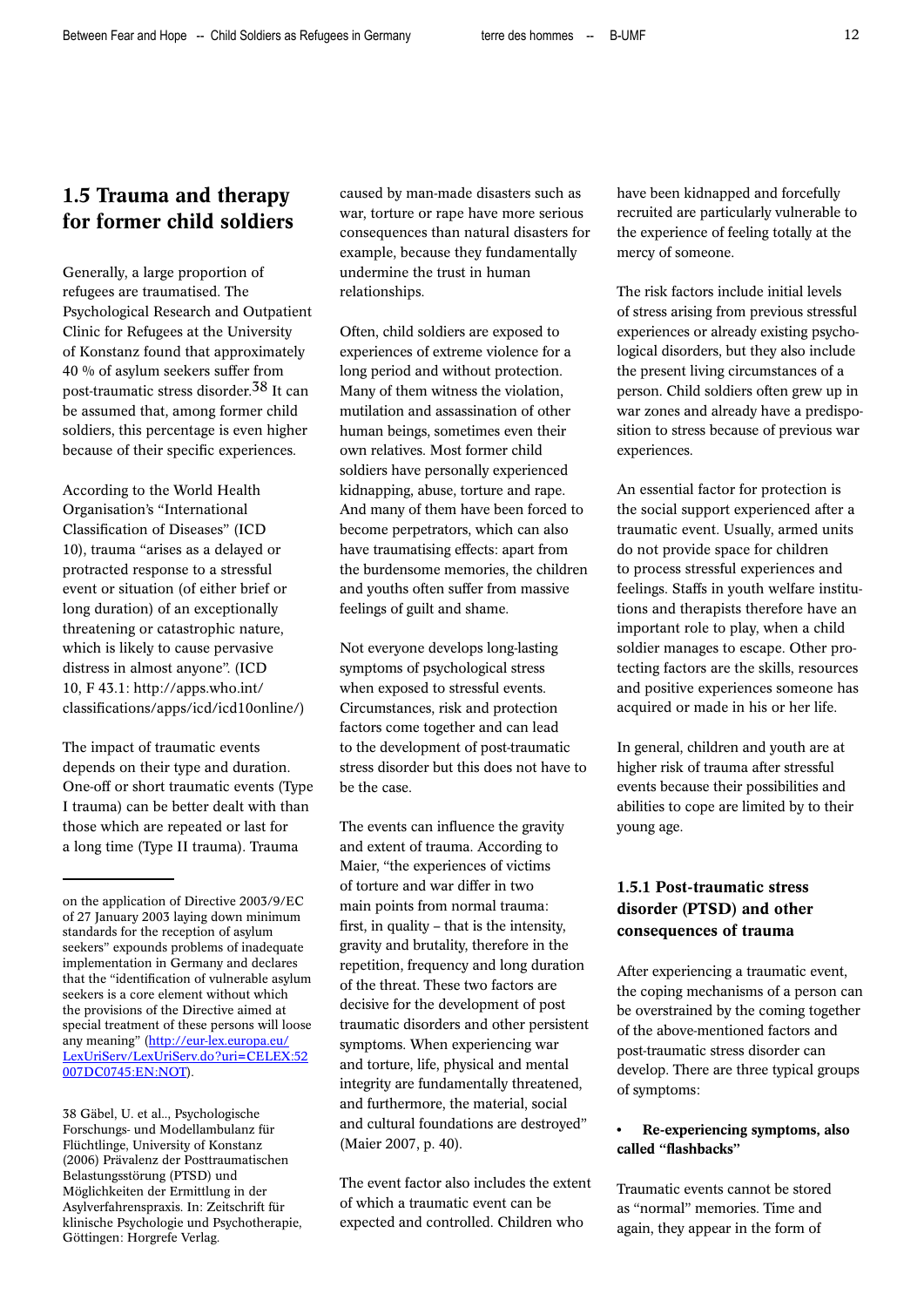## 1.5 Trauma and therapy for former child soldiers

Generally, a large proportion of refugees are traumatised. The Psychological Research and Outpatient Clinic for Refugees at the University of Konstanz found that approximately 40 % of asylum seekers suffer from post-traumatic stress disorder.[38] It can be assumed that, among former child soldiers, this percentage is even higher because of their specific experiences.

According to the World Health Organisation's "International Classification of Diseases" (ICD 10), trauma "arises as a delayed or protracted response to a stressful event or situation (of either brief or long duration) of an exceptionally threatening or catastrophic nature, which is likely to cause pervasive distress in almost anyone". (ICD 10, F 43.1: http://apps.who.int/classifications/apps/icd/icd10online/)

The impact of traumatic events depends on their type and duration. One-off or short traumatic events (Type I trauma) can be better dealt with than those which are repeated or last for a long time (Type II trauma). Trauma caused by man-made disasters such as war, torture or rape have more serious consequences than natural disasters for example, because they fundamentally undermine the trust in human relationships.

Often, child soldiers are exposed to experiences of extreme violence for a long period and without protection. Many of them witness the violation, mutilation and assassination of other human beings, sometimes even their own relatives. Most former child soldiers have personally experienced kidnapping, abuse, torture and rape. And many of them have been forced to become perpetrators, which can also have traumatising effects: apart from the burdensome memories, the children and youths often suffer from massive feelings of guilt and shame.

Not everyone develops long-lasting symptoms of psychological stress when exposed to stressful events. Circumstances, risk and protection factors come together and can lead to the development of post-traumatic stress disorder but this does not have to be the case.

The events can influence the gravity and extent of trauma. According to Maier, "the experiences of victims of torture and war differ in two main points from normal trauma: first, in quality – that is the intensity, gravity and brutality, therefore in the repetition, frequency and long duration of the threat. These two factors are decisive for the development of post traumatic disorders and other persistent symptoms. When experiencing war and torture, life, physical and mental integrity are fundamentally threatened, and furthermore, the material, social and cultural foundations are destroyed" (Maier 2007, p. 40).

The event factor also includes the extent of which a traumatic event can be expected and controlled. Children who have been kidnapped and forcefully recruited are particularly vulnerable to the experience of feeling totally at the mercy of someone.

The risk factors include initial levels of stress arising from previous stressful experiences or already existing psychological disorders, but they also include the present living circumstances of a person. Child soldiers often grew up in war zones and already have a predisposition to stress because of previous war experiences.

An essential factor for protection is the social support experienced after a traumatic event. Usually, armed units do not provide space for children to process stressful experiences and feelings. Staffs in youth welfare institutions and therapists therefore have an important role to play, when a child soldier manages to escape. Other protecting factors are the skills, resources and positive experiences someone has acquired or made in his or her life.

In general, children and youth are at higher risk of trauma after stressful events because their possibilities and abilities to cope are limited by to their young age.

### 1.5.1 Post-traumatic stress disorder (PTSD) and other consequences of trauma

After experiencing a traumatic event, the coping mechanisms of a person can be overstrained by the coming together of the above-mentioned factors and post-traumatic stress disorder can develop. There are three typical groups of symptoms:

- **Re-experiencing symptoms, also called "flashbacks"**

Traumatic events cannot be stored as "normal" memories. Time and again, they appear in the form of

---

on the application of Directive 2003/9/EC of 27 January 2003 laying down minimum standards for the reception of asylum seekers" expounds problems of inadequate implementation in Germany and declares that the "identification of vulnerable asylum seekers is a core element without which the provisions of the Directive aimed at special treatment of these persons will loose any meaning" (http://eur-lex.europa.eu/LexUriServ/LexUriServ.do?uri=CELEX:52007DC0745:EN:NOT).

38 Gäbel, U. et al.., Psychologische Forschungs- und Modellambulanz für Flüchtlinge, University of Konstanz (2006) Prävalenz der Posttraumatischen Belastungsstörung (PTSD) und Möglichkeiten der Ermittlung in der Asylverfahrenspraxis. In: Zeitschrift für klinische Psychologie und Psychotherapie, Göttingen: Horgrefe Verlag.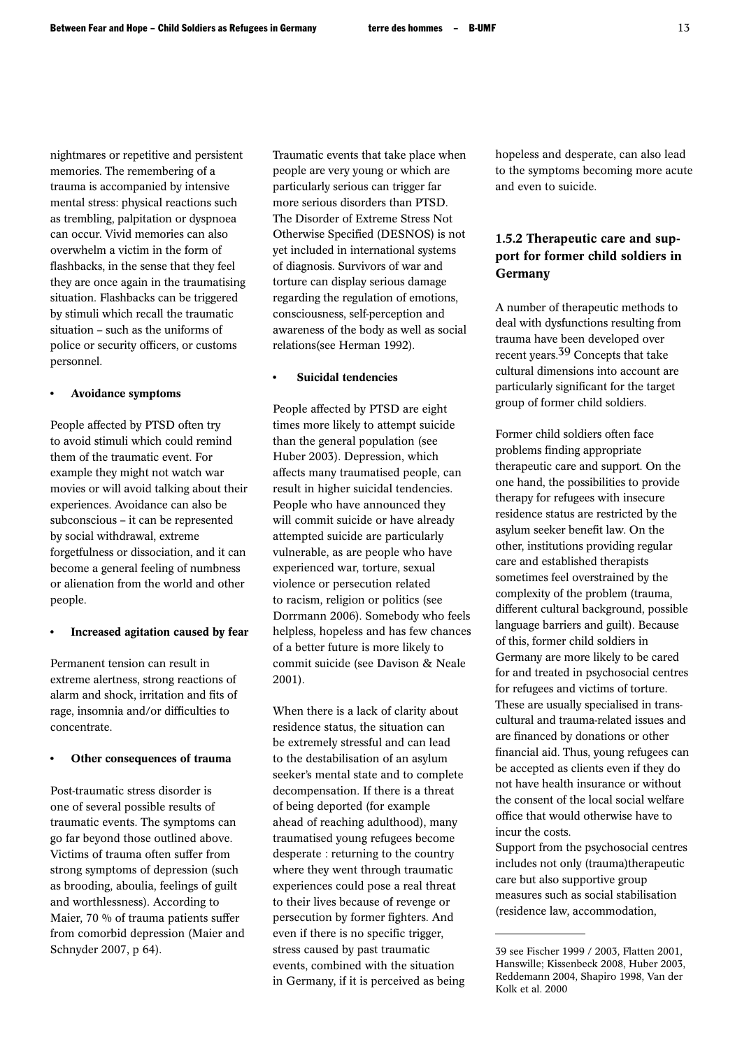nightmares or repetitive and persistent memories. The remembering of a trauma is accompanied by intensive mental stress: physical reactions such as trembling, palpitation or dyspnoea can occur. Vivid memories can also overwhelm a victim in the form of flashbacks, in the sense that they feel they are once again in the traumatising situation. Flashbacks can be triggered by stimuli which recall the traumatic situation – such as the uniforms of police or security officers, or customs personnel.

- **Avoidance symptoms**

People affected by PTSD often try to avoid stimuli which could remind them of the traumatic event. For example they might not watch war movies or will avoid talking about their experiences. Avoidance can also be subconscious – it can be represented by social withdrawal, extreme forgetfulness or dissociation, and it can become a general feeling of numbness or alienation from the world and other people.

- **Increased agitation caused by fear**

Permanent tension can result in extreme alertness, strong reactions of alarm and shock, irritation and fits of rage, insomnia and/or difficulties to concentrate.

- **Other consequences of trauma**

Post-traumatic stress disorder is one of several possible results of traumatic events. The symptoms can go far beyond those outlined above. Victims of trauma often suffer from strong symptoms of depression (such as brooding, aboulia, feelings of guilt and worthlessness). According to Maier, 70 % of trauma patients suffer from comorbid depression (Maier and Schnyder 2007, p 64).

Traumatic events that take place when people are very young or which are particularly serious can trigger far more serious disorders than PTSD. The Disorder of Extreme Stress Not Otherwise Specified (DESNOS) is not yet included in international systems of diagnosis. Survivors of war and torture can display serious damage regarding the regulation of emotions, consciousness, self-perception and awareness of the body as well as social relations(see Herman 1992).

- **Suicidal tendencies**

People affected by PTSD are eight times more likely to attempt suicide than the general population (see Huber 2003). Depression, which affects many traumatised people, can result in higher suicidal tendencies. People who have announced they will commit suicide or have already attempted suicide are particularly vulnerable, as are people who have experienced war, torture, sexual violence or persecution related to racism, religion or politics (see Dorrmann 2006). Somebody who feels helpless, hopeless and has few chances of a better future is more likely to commit suicide (see Davison & Neale 2001).

When there is a lack of clarity about residence status, the situation can be extremely stressful and can lead to the destabilisation of an asylum seeker's mental state and to complete decompensation. If there is a threat of being deported (for example ahead of reaching adulthood), many traumatised young refugees become desperate : returning to the country where they went through traumatic experiences could pose a real threat to their lives because of revenge or persecution by former fighters. And even if there is no specific trigger, stress caused by past traumatic events, combined with the situation in Germany, if it is perceived as being hopeless and desperate, can also lead to the symptoms becoming more acute and even to suicide.

### 1.5.2 Therapeutic care and support for former child soldiers in Germany

A number of therapeutic methods to deal with dysfunctions resulting from trauma have been developed over recent years.[39] Concepts that take cultural dimensions into account are particularly significant for the target group of former child soldiers.

Former child soldiers often face problems finding appropriate therapeutic care and support. On the one hand, the possibilities to provide therapy for refugees with insecure residence status are restricted by the asylum seeker benefit law. On the other, institutions providing regular care and established therapists sometimes feel overstrained by the complexity of the problem (trauma, different cultural background, possible language barriers and guilt). Because of this, former child soldiers in Germany are more likely to be cared for and treated in psychosocial centres for refugees and victims of torture. These are usually specialised in trans-cultural and trauma-related issues and are financed by donations or other financial aid. Thus, young refugees can be accepted as clients even if they do not have health insurance or without the consent of the local social welfare office that would otherwise have to incur the costs.
Support from the psychosocial centres includes not only (trauma)therapeutic care but also supportive group measures such as social stabilisation (residence law, accommodation,

39 see Fischer 1999 / 2003, Flatten 2001, Hanswille; Kissenbeck 2008, Huber 2003, Reddemann 2004, Shapiro 1998, Van der Kolk et al. 2000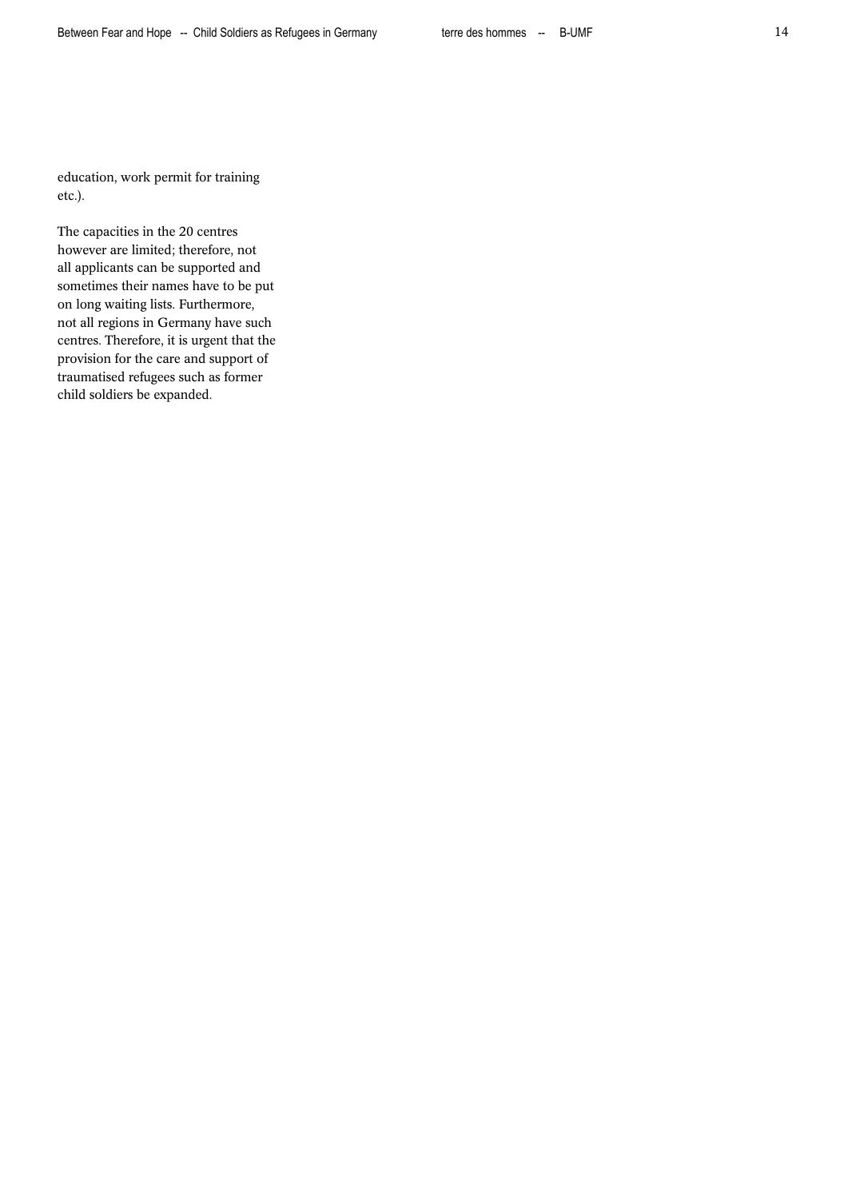education, work permit for training etc.).

The capacities in the 20 centres however are limited; therefore, not all applicants can be supported and sometimes their names have to be put on long waiting lists. Furthermore, not all regions in Germany have such centres. Therefore, it is urgent that the provision for the care and support of traumatised refugees such as former child soldiers be expanded.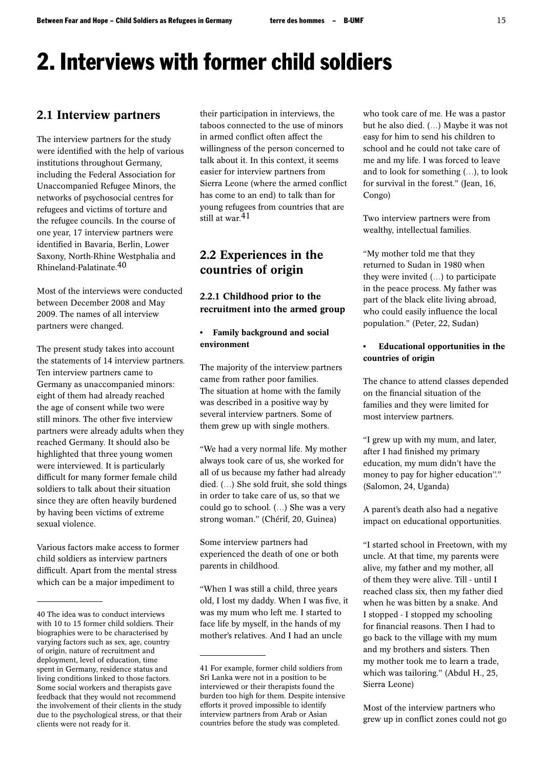# 2. Interviews with former child soldiers

## 2.1 Interview partners

The interview partners for the study were identified with the help of various institutions throughout Germany, including the Federal Association for Unaccompanied Refugee Minors, the networks of psychosocial centres for refugees and victims of torture and the refugee councils. In the course of one year, 17 interview partners were identified in Bavaria, Berlin, Lower Saxony, North-Rhine Westphalia and Rhineland-Palatinate.[40]

Most of the interviews were conducted between December 2008 and May 2009. The names of all interview partners were changed.

The present study takes into account the statements of 14 interview partners. Ten interview partners came to Germany as unaccompanied minors: eight of them had already reached the age of consent while two were still minors. The other five interview partners were already adults when they reached Germany. It should also be highlighted that three young women were interviewed. It is particularly difficult for many former female child soldiers to talk about their situation since they are often heavily burdened by having been victims of extreme sexual violence.

Various factors make access to former child soldiers as interview partners difficult. Apart from the mental stress which can be a major impediment to their participation in interviews, the taboos connected to the use of minors in armed conflict often affect the willingness of the person concerned to talk about it. In this context, it seems easier for interview partners from Sierra Leone (where the armed conflict has come to an end) to talk than for young refugees from countries that are still at war.[41]

## 2.2 Experiences in the countries of origin

### 2.2.1 Childhood prior to the recruitment into the armed group

- **Family background and social environment**

The majority of the interview partners came from rather poor families. The situation at home with the family was described in a positive way by several interview partners. Some of them grew up with single mothers.

“We had a very normal life. My mother always took care of us, she worked for all of us because my father had already died. (…) She sold fruit, she sold things in order to take care of us, so that we could go to school. (…) She was a very strong woman.” (Chérif, 20, Guinea)

Some interview partners had experienced the death of one or both parents in childhood.

“When I was still a child, three years old, I lost my daddy. When I was five, it was my mum who left me. I started to face life by myself, in the hands of my mother’s relatives. And I had an uncle who took care of me. He was a pastor but he also died. (…) Maybe it was not easy for him to send his children to school and he could not take care of me and my life. I was forced to leave and to look for something (…), to look for survival in the forest.” (Jean, 16, Congo)

Two interview partners were from wealthy, intellectual families.

“My mother told me that they returned to Sudan in 1980 when they were invited (…) to participate in the peace process. My father was part of the black elite living abroad, who could easily influence the local population.” (Peter, 22, Sudan)

- **Educational opportunities in the countries of origin**

The chance to attend classes depended on the financial situation of the families and they were limited for most interview partners.

“I grew up with my mum, and later, after I had finished my primary education, my mum didn’t have the money to pay for higher education”.” (Salomon, 24, Uganda)

A parent’s death also had a negative impact on educational opportunities.

“I started school in Freetown, with my uncle. At that time, my parents were alive, my father and my mother, all of them they were alive. Till - until I reached class six, then my father died when he was bitten by a snake. And I stopped - I stopped my schooling for financial reasons. Then I had to go back to the village with my mum and my brothers and sisters. Then my mother took me to learn a trade, which was tailoring.” (Abdul H., 25, Sierra Leone)

Most of the interview partners who grew up in conflict zones could not go

---

40 The idea was to conduct interviews with 10 to 15 former child soldiers. Their biographies were to be characterised by varying factors such as sex, age, country of origin, nature of recruitment and deployment, level of education, time spent in Germany, residence status and living conditions linked to those factors. Some social workers and therapists gave feedback that they would not recommend the involvement of their clients in the study due to the psychological stress, or that their clients were not ready for it.

41 For example, former child soldiers from Sri Lanka were not in a position to be interviewed or their therapists found the burden too high for them. Despite intensive efforts it proved impossible to identify interview partners from Arab or Asian countries before the study was completed.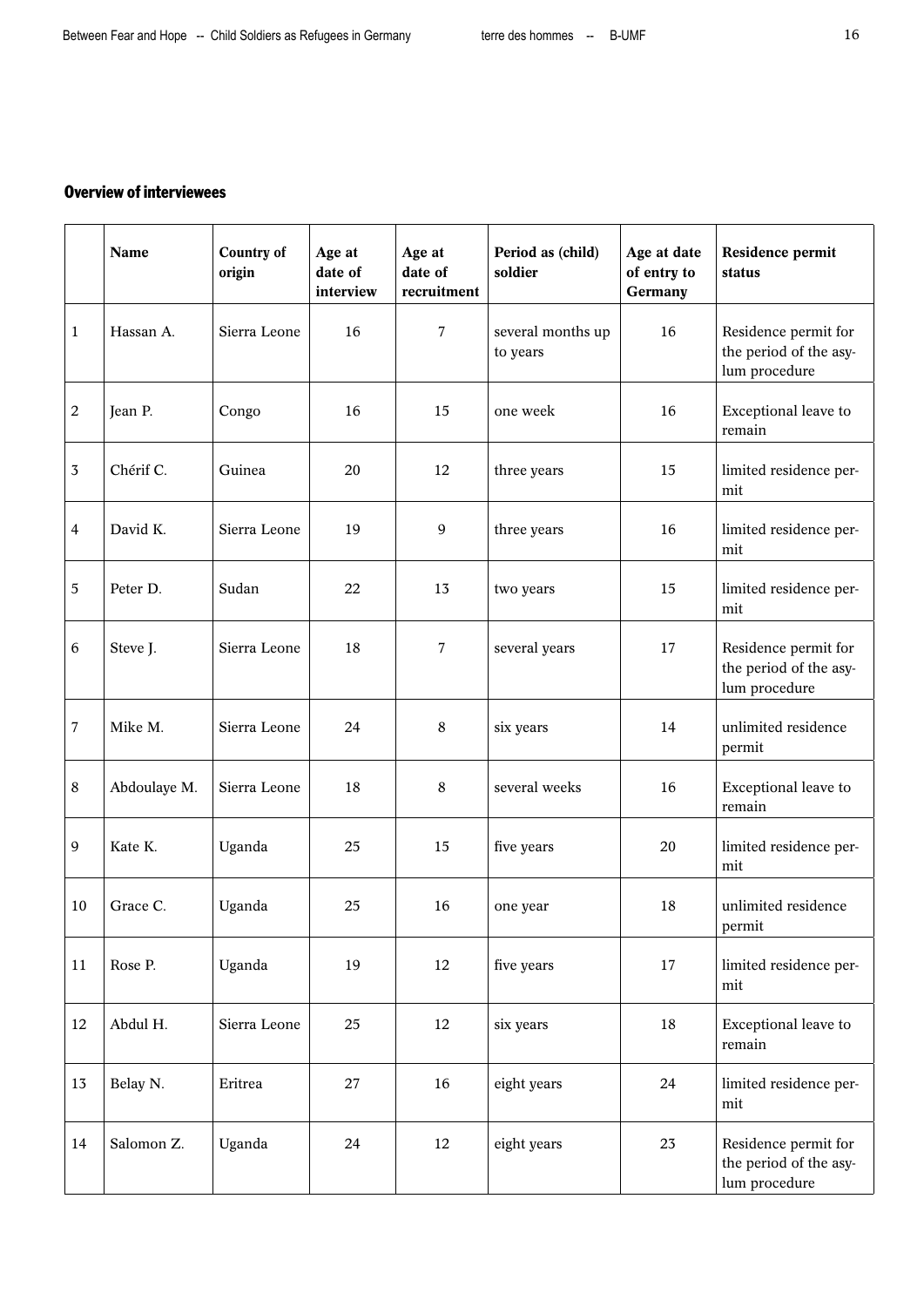## Overview of interviewees

| | Name | Country of origin | Age at date of interview | Age at date of recruitment | Period as (child) soldier | Age at date of entry to Germany | Residence permit status |
|---|---|---|---|---|---|---|---|
| 1 | Hassan A. | Sierra Leone | 16 | 7 | several months up to years | 16 | Residence permit for the period of the asylum procedure |
| 2 | Jean P. | Congo | 16 | 15 | one week | 16 | Exceptional leave to remain |
| 3 | Chérif C. | Guinea | 20 | 12 | three years | 15 | limited residence permit |
| 4 | David K. | Sierra Leone | 19 | 9 | three years | 16 | limited residence permit |
| 5 | Peter D. | Sudan | 22 | 13 | two years | 15 | limited residence permit |
| 6 | Steve J. | Sierra Leone | 18 | 7 | several years | 17 | Residence permit for the period of the asylum procedure |
| 7 | Mike M. | Sierra Leone | 24 | 8 | six years | 14 | unlimited residence permit |
| 8 | Abdoulaye M. | Sierra Leone | 18 | 8 | several weeks | 16 | Exceptional leave to remain |
| 9 | Kate K. | Uganda | 25 | 15 | five years | 20 | limited residence permit |
| 10 | Grace C. | Uganda | 25 | 16 | one year | 18 | unlimited residence permit |
| 11 | Rose P. | Uganda | 19 | 12 | five years | 17 | limited residence permit |
| 12 | Abdul H. | Sierra Leone | 25 | 12 | six years | 18 | Exceptional leave to remain |
| 13 | Belay N. | Eritrea | 27 | 16 | eight years | 24 | limited residence permit |
| 14 | Salomon Z. | Uganda | 24 | 12 | eight years | 23 | Residence permit for the period of the asylum procedure |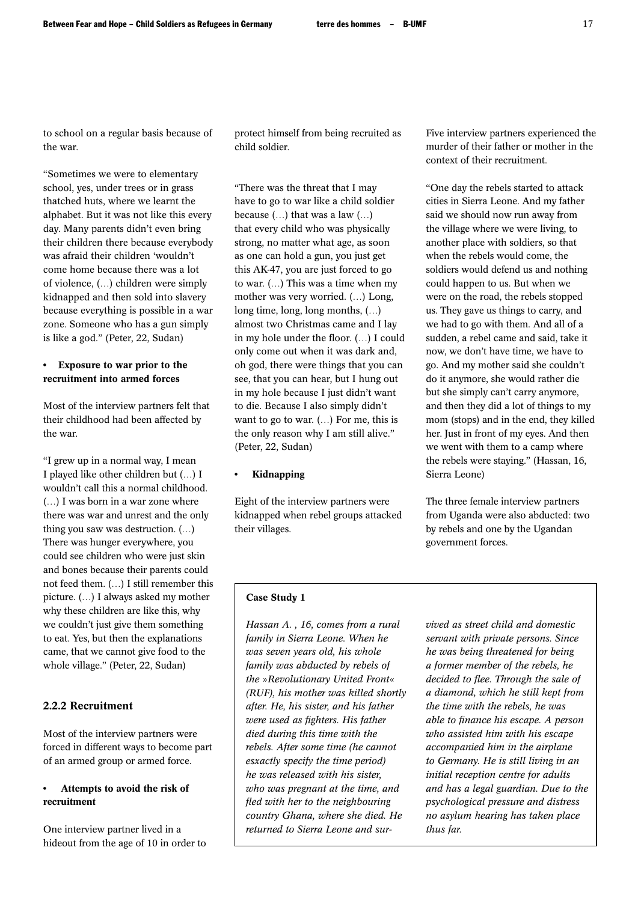to school on a regular basis because of the war.

"Sometimes we were to elementary school, yes, under trees or in grass thatched huts, where we learnt the alphabet. But it was not like this every day. Many parents didn't even bring their children there because everybody was afraid their children 'wouldn't come home because there was a lot of violence, (…) children were simply kidnapped and then sold into slavery because everything is possible in a war zone. Someone who has a gun simply is like a god." (Peter, 22, Sudan)

- **Exposure to war prior to the recruitment into armed forces**

Most of the interview partners felt that their childhood had been affected by the war.

"I grew up in a normal way, I mean I played like other children but (…) I wouldn't call this a normal childhood. (…) I was born in a war zone where there was war and unrest and the only thing you saw was destruction. (…) There was hunger everywhere, you could see children who were just skin and bones because their parents could not feed them. (…) I still remember this picture. (…) I always asked my mother why these children are like this, why we couldn't just give them something to eat. Yes, but then the explanations came, that we cannot give food to the whole village." (Peter, 22, Sudan)

### 2.2.2 Recruitment

Most of the interview partners were forced in different ways to become part of an armed group or armed force.

- **Attempts to avoid the risk of recruitment**

One interview partner lived in a hideout from the age of 10 in order to protect himself from being recruited as child soldier.

"There was the threat that I may have to go to war like a child soldier because (…) that was a law (…) that every child who was physically strong, no matter what age, as soon as one can hold a gun, you just get this AK-47, you are just forced to go to war. (…) This was a time when my mother was very worried. (…) Long, long time, long, long months, (…) almost two Christmas came and I lay in my hole under the floor. (…) I could only come out when it was dark and, oh god, there were things that you can see, that you can hear, but I hung out in my hole because I just didn't want to die. Because I also simply didn't want to go to war. (…) For me, this is the only reason why I am still alive." (Peter, 22, Sudan)

- **Kidnapping**

Eight of the interview partners were kidnapped when rebel groups attacked their villages.

Five interview partners experienced the murder of their father or mother in the context of their recruitment.

"One day the rebels started to attack cities in Sierra Leone. And my father said we should now run away from the village where we were living, to another place with soldiers, so that when the rebels would come, the soldiers would defend us and nothing could happen to us. But when we were on the road, the rebels stopped us. They gave us things to carry, and we had to go with them. And all of a sudden, a rebel came and said, take it now, we don't have time, we have to go. And my mother said she couldn't do it anymore, she would rather die but she simply can't carry anymore, and then they did a lot of things to my mom (stops) and in the end, they killed her. Just in front of my eyes. And then we went with them to a camp where the rebels were staying." (Hassan, 16, Sierra Leone)

The three female interview partners from Uganda were also abducted: two by rebels and one by the Ugandan government forces.

**Case Study 1**

*Hassan A. , 16, comes from a rural family in Sierra Leone. When he was seven years old, his whole family was abducted by rebels of the »Revolutionary United Front« (RUF), his mother was killed shortly after. He, his sister, and his father were used as fighters. His father died during this time with the rebels. After some time (he cannot exsactly specify the time period) he was released with his sister, who was pregnant at the time, and fled with her to the neighbouring country Ghana, where she died. He returned to Sierra Leone and survived as street child and domestic servant with private persons. Since he was being threatened for being a former member of the rebels, he decided to flee. Through the sale of a diamond, which he still kept from the time with the rebels, he was able to finance his escape. A person who assisted him with his escape accompanied him in the airplane to Germany. He is still living in an initial reception centre for adults and has a legal guardian. Due to the psychological pressure and distress no asylum hearing has taken place thus far.*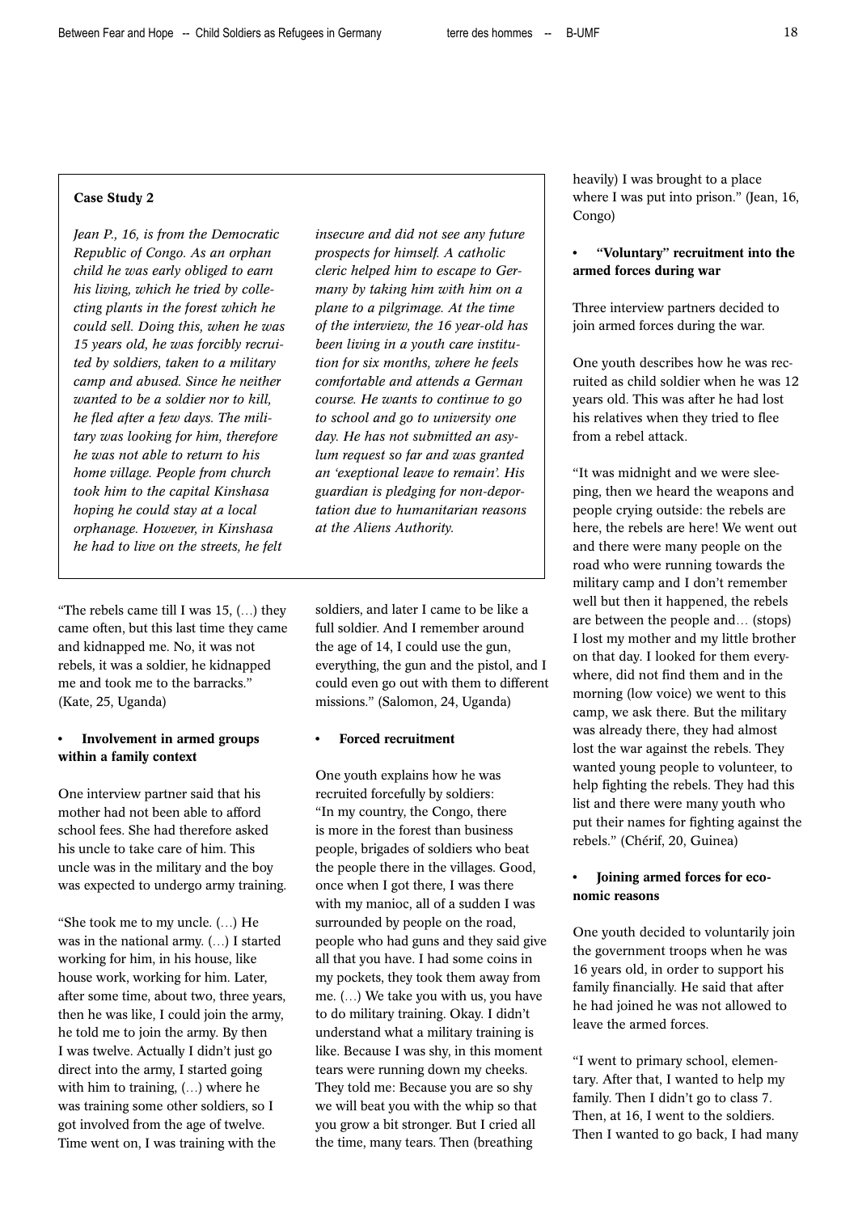**Case Study 2**

*Jean P., 16, is from the Democratic Republic of Congo. As an orphan child he was early obliged to earn his living, which he tried by collecting plants in the forest which he could sell. Doing this, when he was 15 years old, he was forcibly recruited by soldiers, taken to a military camp and abused. Since he neither wanted to be a soldier nor to kill, he fled after a few days. The military was looking for him, therefore he was not able to return to his home village. People from church took him to the capital Kinshasa hoping he could stay at a local orphanage. However, in Kinshasa he had to live on the streets, he felt insecure and did not see any future prospects for himself. A catholic cleric helped him to escape to Germany by taking him with him on a plane to a pilgrimage. At the time of the interview, the 16 year-old has been living in a youth care institution for six months, where he feels comfortable and attends a German course. He wants to continue to go to school and go to university one day. He has not submitted an asylum request so far and was granted an 'exeptional leave to remain'. His guardian is pledging for non-deportation due to humanitarian reasons at the Aliens Authority.*

"The rebels came till I was 15, (…) they came often, but this last time they came and kidnapped me. No, it was not rebels, it was a soldier, he kidnapped me and took me to the barracks." (Kate, 25, Uganda)

- **Involvement in armed groups within a family context**

One interview partner said that his mother had not been able to afford school fees. She had therefore asked his uncle to take care of him. This uncle was in the military and the boy was expected to undergo army training.

"She took me to my uncle. (…) He was in the national army. (…) I started working for him, in his house, like house work, working for him. Later, after some time, about two, three years, then he was like, I could join the army, he told me to join the army. By then I was twelve. Actually I didn't just go direct into the army, I started going with him to training, (…) where he was training some other soldiers, so I got involved from the age of twelve. Time went on, I was training with the soldiers, and later I came to be like a full soldier. And I remember around the age of 14, I could use the gun, everything, the gun and the pistol, and I could even go out with them to different missions." (Salomon, 24, Uganda)

- **Forced recruitment**

One youth explains how he was recruited forcefully by soldiers: "In my country, the Congo, there is more in the forest than business people, brigades of soldiers who beat the people there in the villages. Good, once when I got there, I was there with my manioc, all of a sudden I was surrounded by people on the road, people who had guns and they said give all that you have. I had some coins in my pockets, they took them away from me. (…) We take you with us, you have to do military training. Okay. I didn't understand what a military training is like. Because I was shy, in this moment tears were running down my cheeks. They told me: Because you are so shy we will beat you with the whip so that you grow a bit stronger. But I cried all the time, many tears. Then (breathing heavily) I was brought to a place where I was put into prison." (Jean, 16, Congo)

- **"Voluntary" recruitment into the armed forces during war**

Three interview partners decided to join armed forces during the war.

One youth describes how he was recruited as child soldier when he was 12 years old. This was after he had lost his relatives when they tried to flee from a rebel attack.

"It was midnight and we were sleeping, then we heard the weapons and people crying outside: the rebels are here, the rebels are here! We went out and there were many people on the road who were running towards the military camp and I don't remember well but then it happened, the rebels are between the people and… (stops) I lost my mother and my little brother on that day. I looked for them everywhere, did not find them and in the morning (low voice) we went to this camp, we ask there. But the military was already there, they had almost lost the war against the rebels. They wanted young people to volunteer, to help fighting the rebels. They had this list and there were many youth who put their names for fighting against the rebels." (Chérif, 20, Guinea)

- **Joining armed forces for economic reasons**

One youth decided to voluntarily join the government troops when he was 16 years old, in order to support his family financially. He said that after he had joined he was not allowed to leave the armed forces.

"I went to primary school, elementary. After that, I wanted to help my family. Then I didn't go to class 7. Then, at 16, I went to the soldiers. Then I wanted to go back, I had many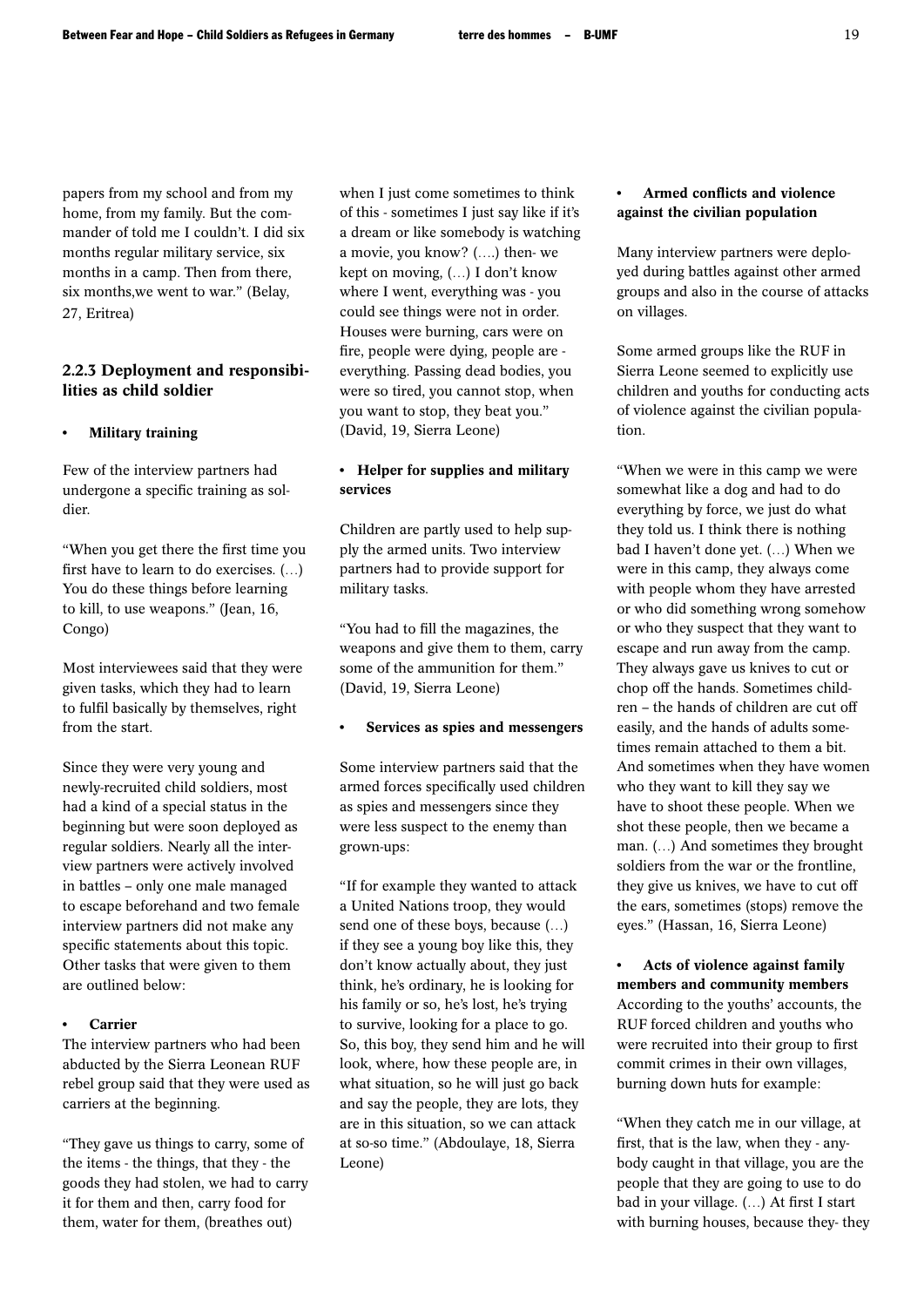papers from my school and from my home, from my family. But the commander of told me I couldn't. I did six months regular military service, six months in a camp. Then from there, six months,we went to war." (Belay, 27, Eritrea)

### 2.2.3 Deployment and responsibilities as child soldier

- **Military training**

Few of the interview partners had undergone a specific training as soldier.

"When you get there the first time you first have to learn to do exercises. (…) You do these things before learning to kill, to use weapons." (Jean, 16, Congo)

Most interviewees said that they were given tasks, which they had to learn to fulfil basically by themselves, right from the start.

Since they were very young and newly-recruited child soldiers, most had a kind of a special status in the beginning but were soon deployed as regular soldiers. Nearly all the interview partners were actively involved in battles – only one male managed to escape beforehand and two female interview partners did not make any specific statements about this topic. Other tasks that were given to them are outlined below:

- **Carrier**

The interview partners who had been abducted by the Sierra Leonean RUF rebel group said that they were used as carriers at the beginning.

"They gave us things to carry, some of the items - the things, that they - the goods they had stolen, we had to carry it for them and then, carry food for them, water for them, (breathes out) when I just come sometimes to think of this - sometimes I just say like if it's a dream or like somebody is watching a movie, you know? (….) then- we kept on moving, (…) I don't know where I went, everything was - you could see things were not in order. Houses were burning, cars were on fire, people were dying, people are - everything. Passing dead bodies, you were so tired, you cannot stop, when you want to stop, they beat you." (David, 19, Sierra Leone)

- **Helper for supplies and military services**

Children are partly used to help supply the armed units. Two interview partners had to provide support for military tasks.

"You had to fill the magazines, the weapons and give them to them, carry some of the ammunition for them." (David, 19, Sierra Leone)

- **Services as spies and messengers**

Some interview partners said that the armed forces specifically used children as spies and messengers since they were less suspect to the enemy than grown-ups:

"If for example they wanted to attack a United Nations troop, they would send one of these boys, because (…) if they see a young boy like this, they don't know actually about, they just think, he's ordinary, he is looking for his family or so, he's lost, he's trying to survive, looking for a place to go. So, this boy, they send him and he will look, where, how these people are, in what situation, so he will just go back and say the people, they are lots, they are in this situation, so we can attack at so-so time." (Abdoulaye, 18, Sierra Leone)

- **Armed conflicts and violence against the civilian population**

Many interview partners were deployed during battles against other armed groups and also in the course of attacks on villages.

Some armed groups like the RUF in Sierra Leone seemed to explicitly use children and youths for conducting acts of violence against the civilian population.

"When we were in this camp we were somewhat like a dog and had to do everything by force, we just do what they told us. I think there is nothing bad I haven't done yet. (…) When we were in this camp, they always come with people whom they have arrested or who did something wrong somehow or who they suspect that they want to escape and run away from the camp. They always gave us knives to cut or chop off the hands. Sometimes children – the hands of children are cut off easily, and the hands of adults sometimes remain attached to them a bit. And sometimes when they have women who they want to kill they say we have to shoot these people. When we shot these people, then we became a man. (…) And sometimes they brought soldiers from the war or the frontline, they give us knives, we have to cut off the ears, sometimes (stops) remove the eyes." (Hassan, 16, Sierra Leone)

- **Acts of violence against family members and community members**

According to the youths' accounts, the RUF forced children and youths who were recruited into their group to first commit crimes in their own villages, burning down huts for example:

"When they catch me in our village, at first, that is the law, when they - anybody caught in that village, you are the people that they are going to use to do bad in your village. (…) At first I start with burning houses, because they- they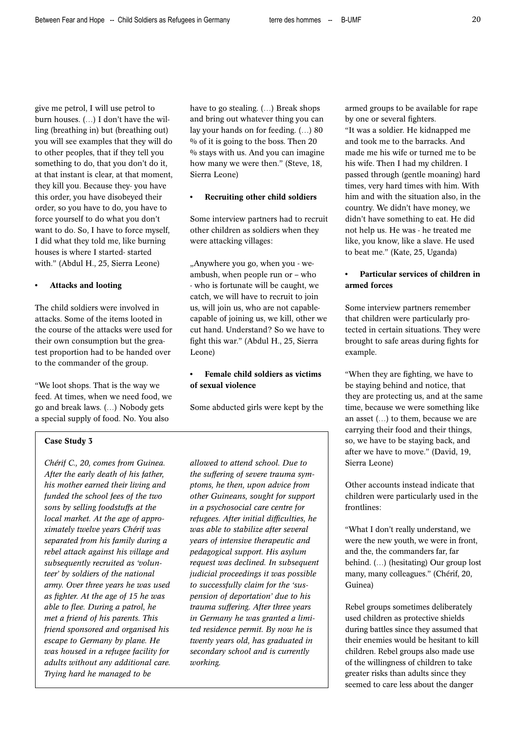give me petrol, I will use petrol to burn houses. (…) I don't have the willing (breathing in) but (breathing out) you will see examples that they will do to other peoples, that if they tell you something to do, that you don't do it, at that instant is clear, at that moment, they kill you. Because they- you have this order, you have disobeyed their order, so you have to do, you have to force yourself to do what you don't want to do. So, I have to force myself, I did what they told me, like burning houses is where I started- started with." (Abdul H., 25, Sierra Leone)

- **Attacks and looting**

The child soldiers were involved in attacks. Some of the items looted in the course of the attacks were used for their own consumption but the greatest proportion had to be handed over to the commander of the group.

"We loot shops. That is the way we feed. At times, when we need food, we go and break laws. (…) Nobody gets a special supply of food. No. You also have to go stealing. (…) Break shops and bring out whatever thing you can lay your hands on for feeding. (…) 80 % of it is going to the boss. Then 20 % stays with us. And you can imagine how many we were then." (Steve, 18, Sierra Leone)

- **Recruiting other child soldiers**

Some interview partners had to recruit other children as soldiers when they were attacking villages:

„Anywhere you go, when you - we- ambush, when people run or – who - who is fortunate will be caught, we catch, we will have to recruit to join us, will join us, who are not capable- capable of joining us, we kill, other we cut hand. Understand? So we have to fight this war." (Abdul H., 25, Sierra Leone)

- **Female child soldiers as victims of sexual violence**

Some abducted girls were kept by the armed groups to be available for rape by one or several fighters.

"It was a soldier. He kidnapped me and took me to the barracks. And made me his wife or turned me to be his wife. Then I had my children. I passed through (gentle moaning) hard times, very hard times with him. With him and with the situation also, in the country. We didn't have money, we didn't have something to eat. He did not help us. He was - he treated me like, you know, like a slave. He used to beat me." (Kate, 25, Uganda)

- **Particular services of children in armed forces**

Some interview partners remember that children were particularly protected in certain situations. They were brought to safe areas during fights for example.

"When they are fighting, we have to be staying behind and notice, that they are protecting us, and at the same time, because we were something like an asset (…) to them, because we are carrying their food and their things, so, we have to be staying back, and after we have to move." (David, 19, Sierra Leone)

Other accounts instead indicate that children were particularly used in the frontlines:

"What I don't really understand, we were the new youth, we were in front, and the, the commanders far, far behind. (…) (hesitating) Our group lost many, many colleagues." (Chérif, 20, Guinea)

Rebel groups sometimes deliberately used children as protective shields during battles since they assumed that their enemies would be hesitant to kill children. Rebel groups also made use of the willingness of children to take greater risks than adults since they seemed to care less about the danger

**Case Study 3**

*Chérif C., 20, comes from Guinea. After the early death of his father, his mother earned their living and funded the school fees of the two sons by selling foodstuffs at the local market. At the age of approximately twelve years Chérif was separated from his family during a rebel attack against his village and subsequently recruited as 'volunteer' by soldiers of the national army. Over three years he was used as fighter. At the age of 15 he was able to flee. During a patrol, he met a friend of his parents. This friend sponsored and organised his escape to Germany by plane. He was housed in a refugee facility for adults without any additional care. Trying hard he managed to be allowed to attend school. Due to the suffering of severe trauma symptoms, he then, upon advice from other Guineans, sought for support in a psychosocial care centre for refugees. After initial difficulties, he was able to stabilize after several years of intensive therapeutic and pedagogical support. His asylum request was declined. In subsequent judicial proceedings it was possible to successfully claim for the 'suspension of deportation' due to his trauma suffering. After three years in Germany he was granted a limited residence permit. By now he is twenty years old, has graduated in secondary school and is currently working.*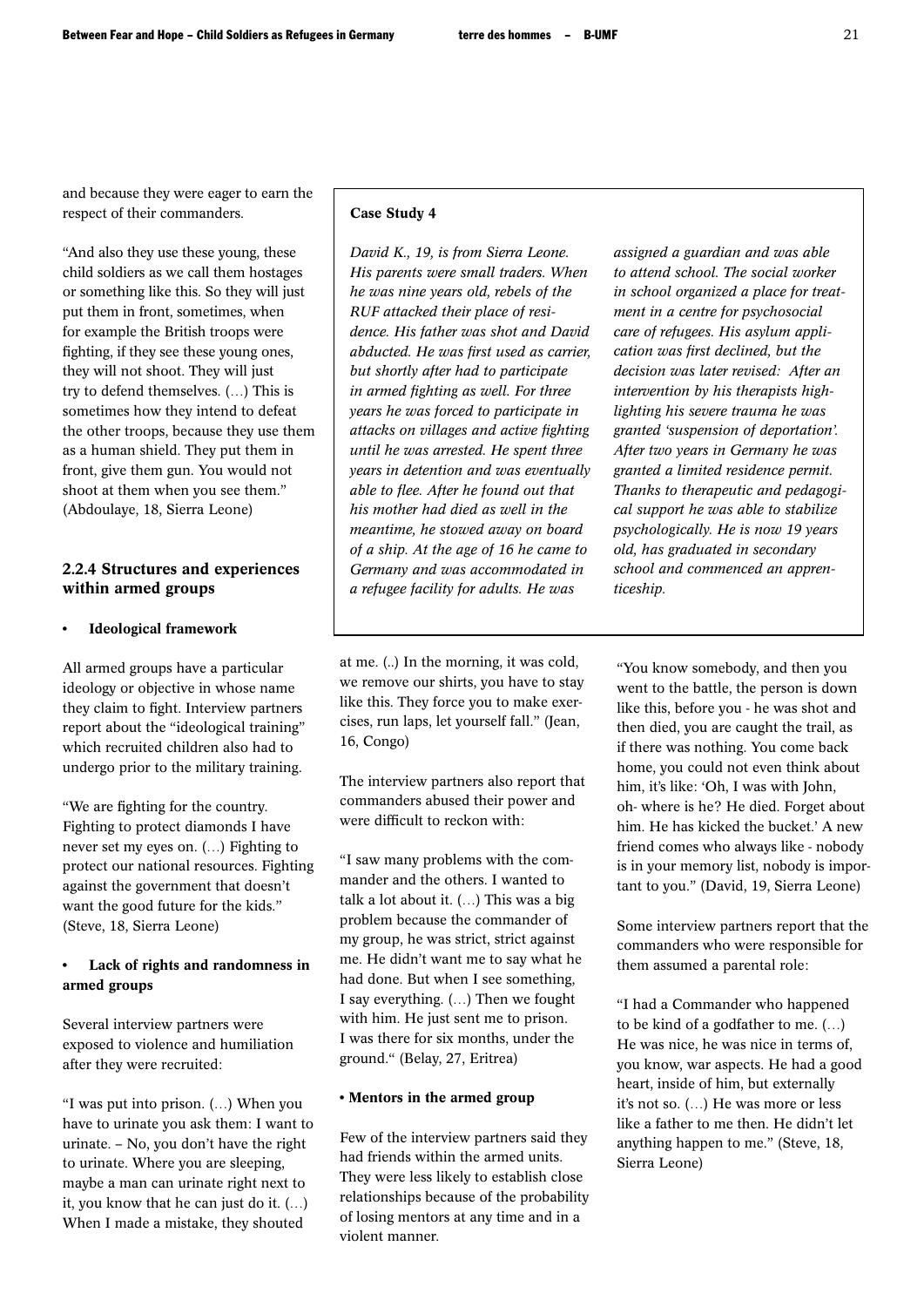and because they were eager to earn the respect of their commanders.

"And also they use these young, these child soldiers as we call them hostages or something like this. So they will just put them in front, sometimes, when for example the British troops were fighting, if they see these young ones, they will not shoot. They will just try to defend themselves. (…) This is sometimes how they intend to defeat the other troops, because they use them as a human shield. They put them in front, give them gun. You would not shoot at them when you see them." (Abdoulaye, 18, Sierra Leone)

**Case Study 4**

*David K., 19, is from Sierra Leone. His parents were small traders. When he was nine years old, rebels of the RUF attacked their place of residence. His father was shot and David abducted. He was first used as carrier, but shortly after had to participate in armed fighting as well. For three years he was forced to participate in attacks on villages and active fighting until he was arrested. He spent three years in detention and was eventually able to flee. After he found out that his mother had died as well in the meantime, he stowed away on board of a ship. At the age of 16 he came to Germany and was accommodated in a refugee facility for adults. He was assigned a guardian and was able to attend school. The social worker in school organized a place for treatment in a centre for psychosocial care of refugees. His asylum application was first declined, but the decision was later revised: After an intervention by his therapists highlighting his severe trauma he was granted 'suspension of deportation'. After two years in Germany he was granted a limited residence permit. Thanks to therapeutic and pedagogical support he was able to stabilize psychologically. He is now 19 years old, has graduated in secondary school and commenced an apprenticeship.*

### 2.2.4 Structures and experiences within armed groups

- **Ideological framework**

All armed groups have a particular ideology or objective in whose name they claim to fight. Interview partners report about the "ideological training" which recruited children also had to undergo prior to the military training.

"We are fighting for the country. Fighting to protect diamonds I have never set my eyes on. (…) Fighting to protect our national resources. Fighting against the government that doesn't want the good future for the kids." (Steve, 18, Sierra Leone)

- **Lack of rights and randomness in armed groups**

Several interview partners were exposed to violence and humiliation after they were recruited:

"I was put into prison. (…) When you have to urinate you ask them: I want to urinate. – No, you don't have the right to urinate. Where you are sleeping, maybe a man can urinate right next to it, you know that he can just do it. (…) When I made a mistake, they shouted at me. (..) In the morning, it was cold, we remove our shirts, you have to stay like this. They force you to make exercises, run laps, let yourself fall." (Jean, 16, Congo)

The interview partners also report that commanders abused their power and were difficult to reckon with:

"I saw many problems with the commander and the others. I wanted to talk a lot about it. (…) This was a big problem because the commander of my group, he was strict, strict against me. He didn't want me to say what he had done. But when I see something, I say everything. (…) Then we fought with him. He just sent me to prison. I was there for six months, under the ground." (Belay, 27, Eritrea)

- **Mentors in the armed group**

Few of the interview partners said they had friends within the armed units. They were less likely to establish close relationships because of the probability of losing mentors at any time and in a violent manner.

"You know somebody, and then you went to the battle, the person is down like this, before you - he was shot and then died, you are caught the trail, as if there was nothing. You come back home, you could not even think about him, it's like: 'Oh, I was with John, oh- where is he? He died. Forget about him. He has kicked the bucket.' A new friend comes who always like - nobody is in your memory list, nobody is important to you." (David, 19, Sierra Leone)

Some interview partners report that the commanders who were responsible for them assumed a parental role:

"I had a Commander who happened to be kind of a godfather to me. (…) He was nice, he was nice in terms of, you know, war aspects. He had a good heart, inside of him, but externally it's not so. (…) He was more or less like a father to me then. He didn't let anything happen to me." (Steve, 18, Sierra Leone)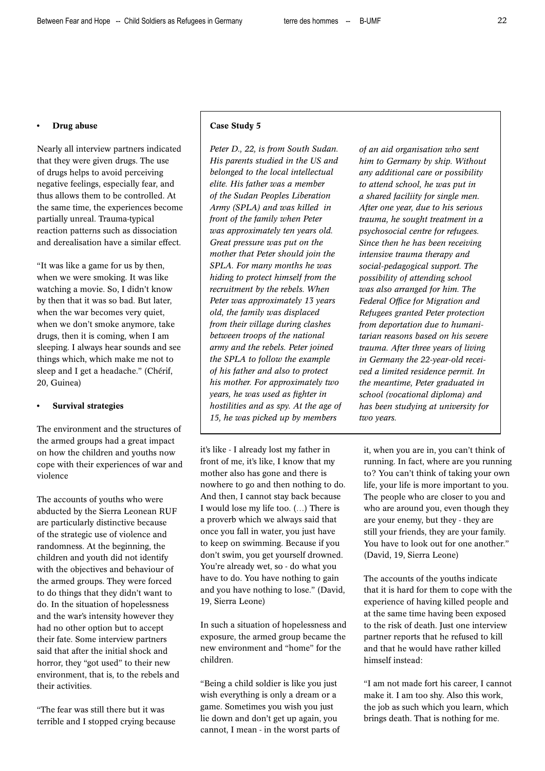- **Drug abuse**

Nearly all interview partners indicated that they were given drugs. The use of drugs helps to avoid perceiving negative feelings, especially fear, and thus allows them to be controlled. At the same time, the experiences become partially unreal. Trauma-typical reaction patterns such as dissociation and derealisation have a similar effect.

"It was like a game for us by then, when we were smoking. It was like watching a movie. So, I didn't know by then that it was so bad. But later, when the war becomes very quiet, when we don't smoke anymore, take drugs, then it is coming, when I am sleeping. I always hear sounds and see things which, which make me not to sleep and I get a headache." (Chérif, 20, Guinea)

- **Survival strategies**

The environment and the structures of the armed groups had a great impact on how the children and youths now cope with their experiences of war and violence

The accounts of youths who were abducted by the Sierra Leonean RUF are particularly distinctive because of the strategic use of violence and randomness. At the beginning, the children and youth did not identify with the objectives and behaviour of the armed groups. They were forced to do things that they didn't want to do. In the situation of hopelessness and the war's intensity however they had no other option but to accept their fate. Some interview partners said that after the initial shock and horror, they "got used" to their new environment, that is, to the rebels and their activities.

"The fear was still there but it was terrible and I stopped crying because it's like - I already lost my father in front of me, it's like, I know that my mother also has gone and there is nowhere to go and then nothing to do. And then, I cannot stay back because I would lose my life too. (…) There is a proverb which we always said that once you fall in water, you just have to keep on swimming. Because if you don't swim, you get yourself drowned. You're already wet, so - do what you have to do. You have nothing to gain and you have nothing to lose." (David, 19, Sierra Leone)

In such a situation of hopelessness and exposure, the armed group became the new environment and "home" for the children.

"Being a child soldier is like you just wish everything is only a dream or a game. Sometimes you wish you just lie down and don't get up again, you cannot, I mean - in the worst parts of it, when you are in, you can't think of running. In fact, where are you running to? You can't think of taking your own life, your life is more important to you. The people who are closer to you and who are around you, even though they are your enemy, but they - they are still your friends, they are your family. You have to look out for one another." (David, 19, Sierra Leone)

The accounts of the youths indicate that it is hard for them to cope with the experience of having killed people and at the same time having been exposed to the risk of death. Just one interview partner reports that he refused to kill and that he would have rather killed himself instead:

"I am not made fort his career, I cannot make it. I am too shy. Also this work, the job as such which you learn, which brings death. That is nothing for me.

**Case Study 5**

*Peter D., 22, is from South Sudan. His parents studied in the US and belonged to the local intellectual elite. His father was a member of the Sudan Peoples Liberation Army (SPLA) and was killed in front of the family when Peter was approximately ten years old. Great pressure was put on the mother that Peter should join the SPLA. For many months he was hiding to protect himself from the recruitment by the rebels. When Peter was approximately 13 years old, the family was displaced from their village during clashes between troops of the national army and the rebels. Peter joined the SPLA to follow the example of his father and also to protect his mother. For approximately two years, he was used as fighter in hostilities and as spy. At the age of 15, he was picked up by members of an aid organisation who sent him to Germany by ship. Without any additional care or possibility to attend school, he was put in a shared faciliity for single men. After one year, due to his serious trauma, he sought treatment in a psychosocial centre for refugees. Since then he has been receiving intensive trauma therapy and social-pedagogical support. The possibility of attending school was also arranged for him. The Federal Office for Migration and Refugees granted Peter protection from deportation due to humanitarian reasons based on his severe trauma. After three years of living in Germany the 22-year-old received a limited residence permit. In the meantime, Peter graduated in school (vocational diploma) and has been studying at university for two years.*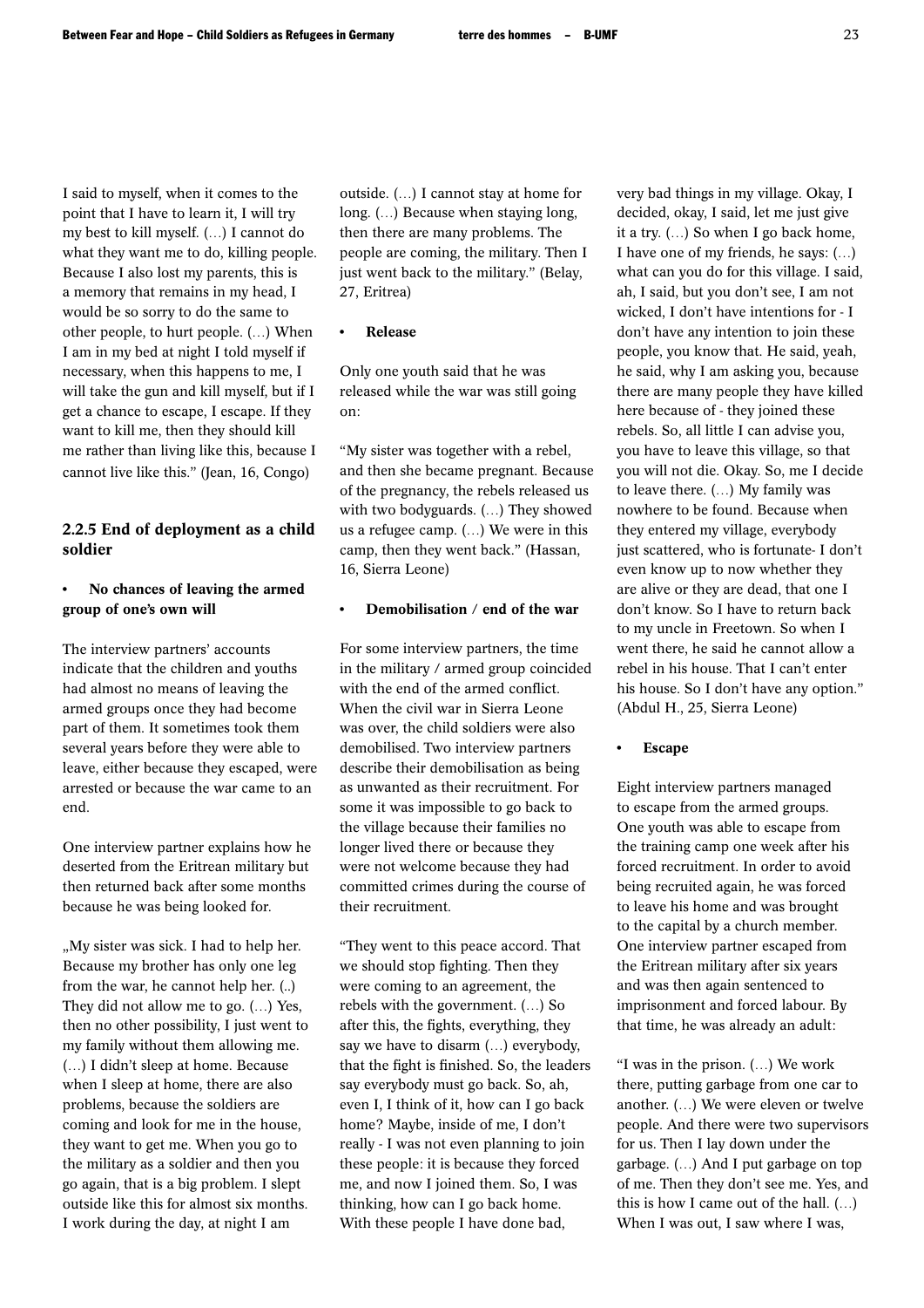I said to myself, when it comes to the point that I have to learn it, I will try my best to kill myself. (…) I cannot do what they want me to do, killing people. Because I also lost my parents, this is a memory that remains in my head, I would be so sorry to do the same to other people, to hurt people. (…) When I am in my bed at night I told myself if necessary, when this happens to me, I will take the gun and kill myself, but if I get a chance to escape, I escape. If they want to kill me, then they should kill me rather than living like this, because I cannot live like this." (Jean, 16, Congo)

### 2.2.5 End of deployment as a child soldier

- **No chances of leaving the armed group of one's own will**

The interview partners' accounts indicate that the children and youths had almost no means of leaving the armed groups once they had become part of them. It sometimes took them several years before they were able to leave, either because they escaped, were arrested or because the war came to an end.

One interview partner explains how he deserted from the Eritrean military but then returned back after some months because he was being looked for.

„My sister was sick. I had to help her. Because my brother has only one leg from the war, he cannot help her. (..) They did not allow me to go. (…) Yes, then no other possibility, I just went to my family without them allowing me. (…) I didn't sleep at home. Because when I sleep at home, there are also problems, because the soldiers are coming and look for me in the house, they want to get me. When you go to the military as a soldier and then you go again, that is a big problem. I slept outside like this for almost six months. I work during the day, at night I am outside. (…) I cannot stay at home for long. (…) Because when staying long, then there are many problems. The people are coming, the military. Then I just went back to the military." (Belay, 27, Eritrea)

- **Release**

Only one youth said that he was released while the war was still going on:

"My sister was together with a rebel, and then she became pregnant. Because of the pregnancy, the rebels released us with two bodyguards. (…) They showed us a refugee camp. (…) We were in this camp, then they went back." (Hassan, 16, Sierra Leone)

- **Demobilisation / end of the war**

For some interview partners, the time in the military / armed group coincided with the end of the armed conflict. When the civil war in Sierra Leone was over, the child soldiers were also demobilised. Two interview partners describe their demobilisation as being as unwanted as their recruitment. For some it was impossible to go back to the village because their families no longer lived there or because they were not welcome because they had committed crimes during the course of their recruitment.

"They went to this peace accord. That we should stop fighting. Then they were coming to an agreement, the rebels with the government. (…) So after this, the fights, everything, they say we have to disarm (…) everybody, that the fight is finished. So, the leaders say everybody must go back. So, ah, even I, I think of it, how can I go back home? Maybe, inside of me, I don't really - I was not even planning to join these people: it is because they forced me, and now I joined them. So, I was thinking, how can I go back home. With these people I have done bad, very bad things in my village. Okay, I decided, okay, I said, let me just give it a try. (…) So when I go back home, I have one of my friends, he says: (…) what can you do for this village. I said, ah, I said, but you don't see, I am not wicked, I don't have intentions for - I don't have any intention to join these people, you know that. He said, yeah, he said, why I am asking you, because there are many people they have killed here because of - they joined these rebels. So, all little I can advise you, you have to leave this village, so that you will not die. Okay. So, me I decide to leave there. (…) My family was nowhere to be found. Because when they entered my village, everybody just scattered, who is fortunate- I don't even know up to now whether they are alive or they are dead, that one I don't know. So I have to return back to my uncle in Freetown. So when I went there, he said he cannot allow a rebel in his house. That I can't enter his house. So I don't have any option." (Abdul H., 25, Sierra Leone)

- **Escape**

Eight interview partners managed to escape from the armed groups. One youth was able to escape from the training camp one week after his forced recruitment. In order to avoid being recruited again, he was forced to leave his home and was brought to the capital by a church member. One interview partner escaped from the Eritrean military after six years and was then again sentenced to imprisonment and forced labour. By that time, he was already an adult:

"I was in the prison. (…) We work there, putting garbage from one car to another. (…) We were eleven or twelve people. And there were two supervisors for us. Then I lay down under the garbage. (…) And I put garbage on top of me. Then they don't see me. Yes, and this is how I came out of the hall. (…) When I was out, I saw where I was,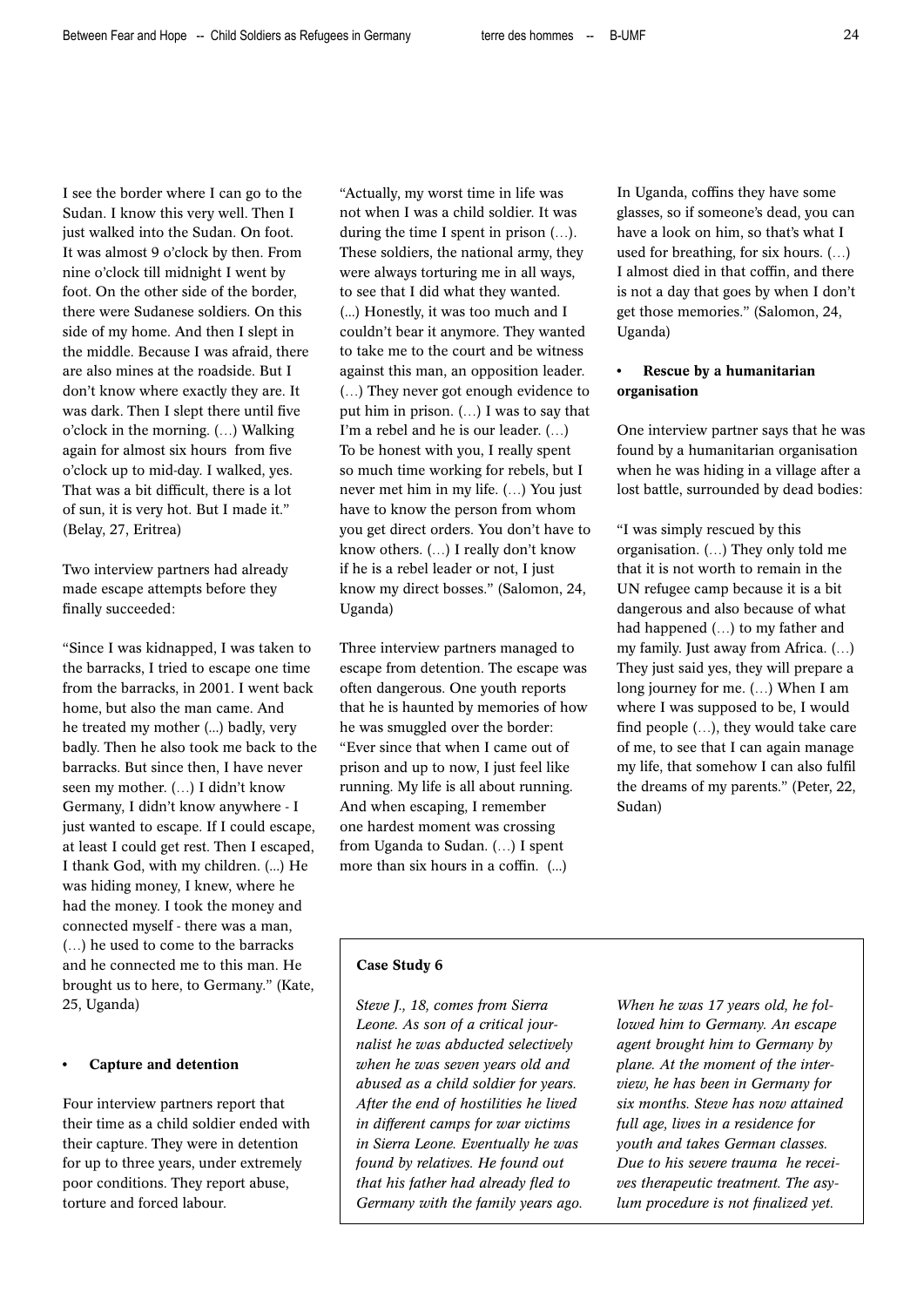I see the border where I can go to the Sudan. I know this very well. Then I just walked into the Sudan. On foot. It was almost 9 o'clock by then. From nine o'clock till midnight I went by foot. On the other side of the border, there were Sudanese soldiers. On this side of my home. And then I slept in the middle. Because I was afraid, there are also mines at the roadside. But I don't know where exactly they are. It was dark. Then I slept there until five o'clock in the morning. (…) Walking again for almost six hours from five o'clock up to mid-day. I walked, yes. That was a bit difficult, there is a lot of sun, it is very hot. But I made it." (Belay, 27, Eritrea)

Two interview partners had already made escape attempts before they finally succeeded:

"Since I was kidnapped, I was taken to the barracks, I tried to escape one time from the barracks, in 2001. I went back home, but also the man came. And he treated my mother (...) badly, very badly. Then he also took me back to the barracks. But since then, I have never seen my mother. (…) I didn't know Germany, I didn't know anywhere - I just wanted to escape. If I could escape, at least I could get rest. Then I escaped, I thank God, with my children. (...) He was hiding money, I knew, where he had the money. I took the money and connected myself - there was a man, (…) he used to come to the barracks and he connected me to this man. He brought us to here, to Germany." (Kate, 25, Uganda)

- **Capture and detention**

Four interview partners report that their time as a child soldier ended with their capture. They were in detention for up to three years, under extremely poor conditions. They report abuse, torture and forced labour.

"Actually, my worst time in life was not when I was a child soldier. It was during the time I spent in prison (…). These soldiers, the national army, they were always torturing me in all ways, to see that I did what they wanted. (...) Honestly, it was too much and I couldn't bear it anymore. They wanted to take me to the court and be witness against this man, an opposition leader. (…) They never got enough evidence to put him in prison. (…) I was to say that I'm a rebel and he is our leader. (…) To be honest with you, I really spent so much time working for rebels, but I never met him in my life. (…) You just have to know the person from whom you get direct orders. You don't have to know others. (…) I really don't know if he is a rebel leader or not, I just know my direct bosses." (Salomon, 24, Uganda)

Three interview partners managed to escape from detention. The escape was often dangerous. One youth reports that he is haunted by memories of how he was smuggled over the border: "Ever since that when I came out of prison and up to now, I just feel like running. My life is all about running. And when escaping, I remember one hardest moment was crossing from Uganda to Sudan. (…) I spent more than six hours in a coffin. (...) In Uganda, coffins they have some glasses, so if someone's dead, you can have a look on him, so that's what I used for breathing, for six hours. (…) I almost died in that coffin, and there is not a day that goes by when I don't get those memories." (Salomon, 24, Uganda)

- **Rescue by a humanitarian organisation**

One interview partner says that he was found by a humanitarian organisation when he was hiding in a village after a lost battle, surrounded by dead bodies:

"I was simply rescued by this organisation. (…) They only told me that it is not worth to remain in the UN refugee camp because it is a bit dangerous and also because of what had happened (…) to my father and my family. Just away from Africa. (…) They just said yes, they will prepare a long journey for me. (…) When I am where I was supposed to be, I would find people (…), they would take care of me, to see that I can again manage my life, that somehow I can also fulfil the dreams of my parents." (Peter, 22, Sudan)

**Case Study 6**

*Steve J., 18, comes from Sierra Leone. As son of a critical journalist he was abducted selectively when he was seven years old and abused as a child soldier for years. After the end of hostilities he lived in different camps for war victims in Sierra Leone. Eventually he was found by relatives. He found out that his father had already fled to Germany with the family years ago. When he was 17 years old, he followed him to Germany. An escape agent brought him to Germany by plane. At the moment of the interview, he has been in Germany for six months. Steve has now attained full age, lives in a residence for youth and takes German classes. Due to his severe trauma he receives therapeutic treatment. The asylum procedure is not finalized yet.*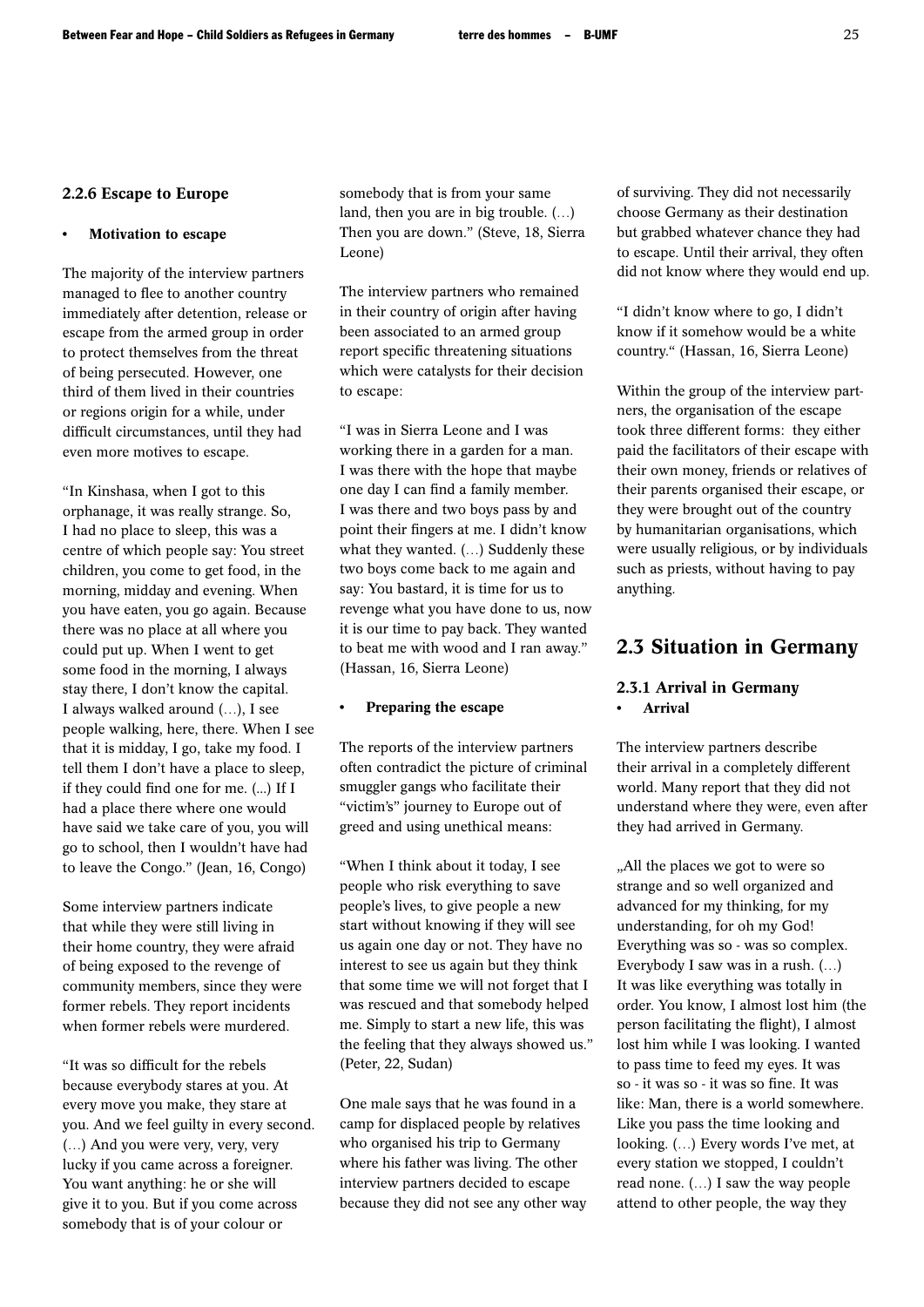### 2.2.6 Escape to Europe

- **Motivation to escape**

The majority of the interview partners managed to flee to another country immediately after detention, release or escape from the armed group in order to protect themselves from the threat of being persecuted. However, one third of them lived in their countries or regions origin for a while, under difficult circumstances, until they had even more motives to escape.

“In Kinshasa, when I got to this orphanage, it was really strange. So, I had no place to sleep, this was a centre of which people say: You street children, you come to get food, in the morning, midday and evening. When you have eaten, you go again. Because there was no place at all where you could put up. When I went to get some food in the morning, I always stay there, I don’t know the capital. I always walked around (…), I see people walking, here, there. When I see that it is midday, I go, take my food. I tell them I don’t have a place to sleep, if they could find one for me. (...) If I had a place there where one would have said we take care of you, you will go to school, then I wouldn’t have had to leave the Congo.” (Jean, 16, Congo)

Some interview partners indicate that while they were still living in their home country, they were afraid of being exposed to the revenge of community members, since they were former rebels. They report incidents when former rebels were murdered.

“It was so difficult for the rebels because everybody stares at you. At every move you make, they stare at you. And we feel guilty in every second. (…) And you were very, very, very lucky if you came across a foreigner. You want anything: he or she will give it to you. But if you come across somebody that is of your colour or somebody that is from your same land, then you are in big trouble. (…) Then you are down.” (Steve, 18, Sierra Leone)

The interview partners who remained in their country of origin after having been associated to an armed group report specific threatening situations which were catalysts for their decision to escape:

“I was in Sierra Leone and I was working there in a garden for a man. I was there with the hope that maybe one day I can find a family member. I was there and two boys pass by and point their fingers at me. I didn’t know what they wanted. (…) Suddenly these two boys come back to me again and say: You bastard, it is time for us to revenge what you have done to us, now it is our time to pay back. They wanted to beat me with wood and I ran away.” (Hassan, 16, Sierra Leone)

- **Preparing the escape**

The reports of the interview partners often contradict the picture of criminal smuggler gangs who facilitate their “victim’s” journey to Europe out of greed and using unethical means:

“When I think about it today, I see people who risk everything to save people’s lives, to give people a new start without knowing if they will see us again one day or not. They have no interest to see us again but they think that some time we will not forget that I was rescued and that somebody helped me. Simply to start a new life, this was the feeling that they always showed us.” (Peter, 22, Sudan)

One male says that he was found in a camp for displaced people by relatives who organised his trip to Germany where his father was living. The other interview partners decided to escape because they did not see any other way of surviving. They did not necessarily choose Germany as their destination but grabbed whatever chance they had to escape. Until their arrival, they often did not know where they would end up.

“I didn’t know where to go, I didn’t know if it somehow would be a white country.“ (Hassan, 16, Sierra Leone)

Within the group of the interview partners, the organisation of the escape took three different forms: they either paid the facilitators of their escape with their own money, friends or relatives of their parents organised their escape, or they were brought out of the country by humanitarian organisations, which were usually religious, or by individuals such as priests, without having to pay anything.

## 2.3 Situation in Germany

### 2.3.1 Arrival in Germany

- **Arrival**

The interview partners describe their arrival in a completely different world. Many report that they did not understand where they were, even after they had arrived in Germany.

„All the places we got to were so strange and so well organized and advanced for my thinking, for my understanding, for oh my God! Everything was so - was so complex. Everybody I saw was in a rush. (…) It was like everything was totally in order. You know, I almost lost him (the person facilitating the flight), I almost lost him while I was looking. I wanted to pass time to feed my eyes. It was so - it was so - it was so fine. It was like: Man, there is a world somewhere. Like you pass the time looking and looking. (…) Every words I’ve met, at every station we stopped, I couldn’t read none. (…) I saw the way people attend to other people, the way they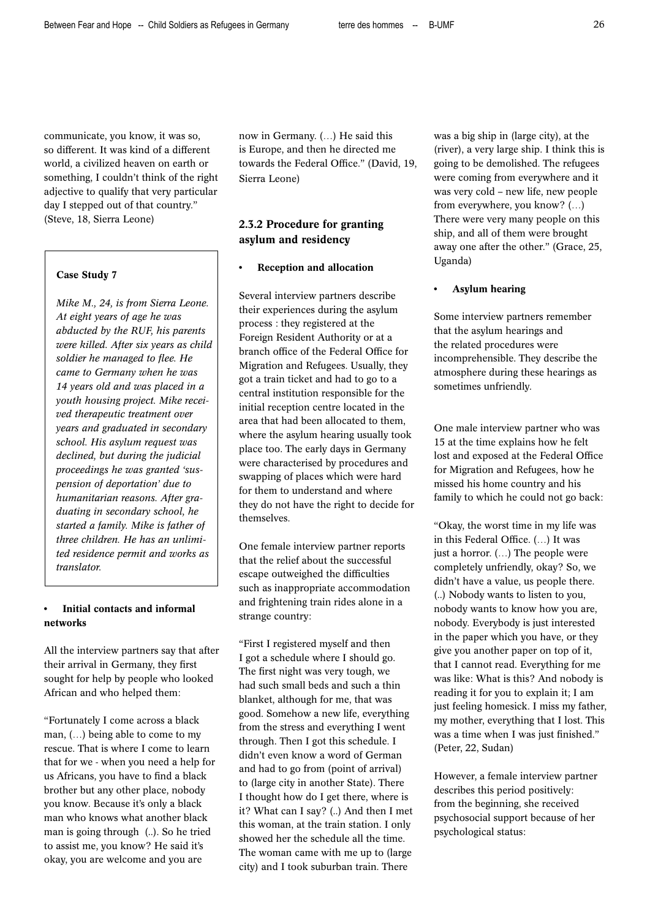communicate, you know, it was so, so different. It was kind of a different world, a civilized heaven on earth or something, I couldn't think of the right adjective to qualify that very particular day I stepped out of that country." (Steve, 18, Sierra Leone)

**Case Study 7**

*Mike M., 24, is from Sierra Leone. At eight years of age he was abducted by the RUF, his parents were killed. After six years as child soldier he managed to flee. He came to Germany when he was 14 years old and was placed in a youth housing project. Mike received therapeutic treatment over years and graduated in secondary school. His asylum request was declined, but during the judicial proceedings he was granted 'suspension of deportation' due to humanitarian reasons. After graduating in secondary school, he started a family. Mike is father of three children. He has an unlimited residence permit and works as translator.*

- **Initial contacts and informal networks**

All the interview partners say that after their arrival in Germany, they first sought for help by people who looked African and who helped them:

"Fortunately I come across a black man, (…) being able to come to my rescue. That is where I come to learn that for we - when you need a help for us Africans, you have to find a black brother but any other place, nobody you know. Because it's only a black man who knows what another black man is going through (..). So he tried to assist me, you know? He said it's okay, you are welcome and you are now in Germany. (…) He said this is Europe, and then he directed me towards the Federal Office." (David, 19, Sierra Leone)

### 2.3.2 Procedure for granting asylum and residency

- **Reception and allocation**

Several interview partners describe their experiences during the asylum process : they registered at the Foreign Resident Authority or at a branch office of the Federal Office for Migration and Refugees. Usually, they got a train ticket and had to go to a central institution responsible for the initial reception centre located in the area that had been allocated to them, where the asylum hearing usually took place too. The early days in Germany were characterised by procedures and swapping of places which were hard for them to understand and where they do not have the right to decide for themselves.

One female interview partner reports that the relief about the successful escape outweighed the difficulties such as inappropriate accommodation and frightening train rides alone in a strange country:

"First I registered myself and then I got a schedule where I should go. The first night was very tough, we had such small beds and such a thin blanket, although for me, that was good. Somehow a new life, everything from the stress and everything I went through. Then I got this schedule. I didn't even know a word of German and had to go from (point of arrival) to (large city in another State). There I thought how do I get there, where is it? What can I say? (..) And then I met this woman, at the train station. I only showed her the schedule all the time. The woman came with me up to (large city) and I took suburban train. There was a big ship in (large city), at the (river), a very large ship. I think this is going to be demolished. The refugees were coming from everywhere and it was very cold – new life, new people from everywhere, you know? (…) There were very many people on this ship, and all of them were brought away one after the other." (Grace, 25, Uganda)

- **Asylum hearing**

Some interview partners remember that the asylum hearings and the related procedures were incomprehensible. They describe the atmosphere during these hearings as sometimes unfriendly.

One male interview partner who was 15 at the time explains how he felt lost and exposed at the Federal Office for Migration and Refugees, how he missed his home country and his family to which he could not go back:

"Okay, the worst time in my life was in this Federal Office. (…) It was just a horror. (…) The people were completely unfriendly, okay? So, we didn't have a value, us people there. (..) Nobody wants to listen to you, nobody wants to know how you are, nobody. Everybody is just interested in the paper which you have, or they give you another paper on top of it, that I cannot read. Everything for me was like: What is this? And nobody is reading it for you to explain it; I am just feeling homesick. I miss my father, my mother, everything that I lost. This was a time when I was just finished." (Peter, 22, Sudan)

However, a female interview partner describes this period positively: from the beginning, she received psychosocial support because of her psychological status: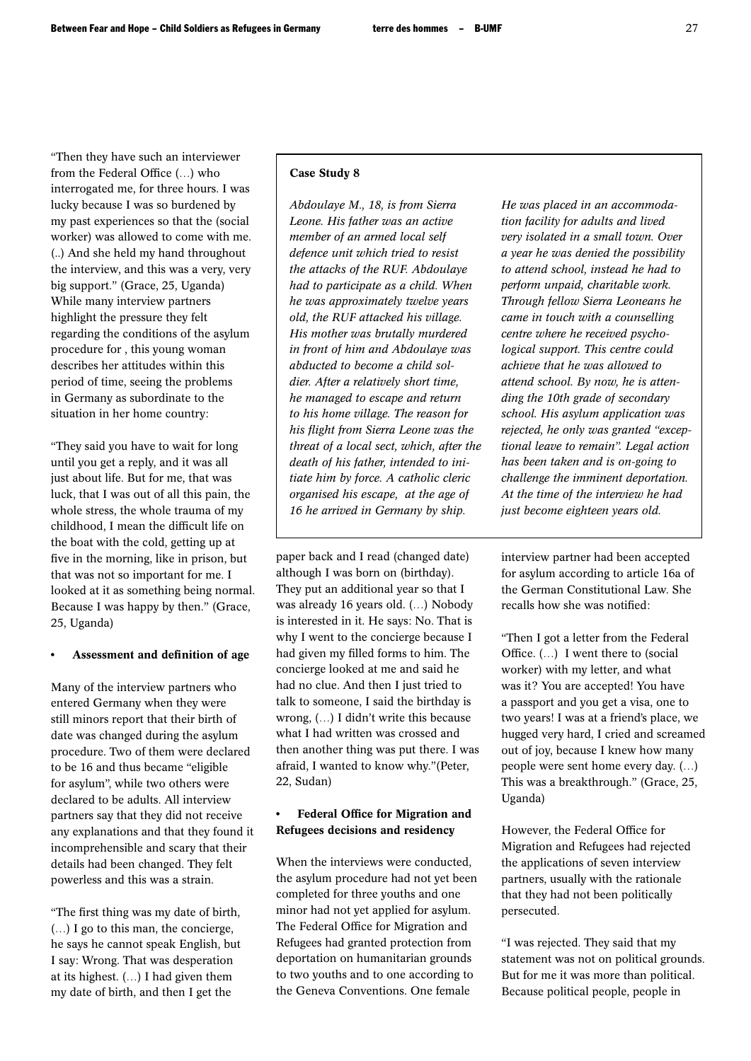"Then they have such an interviewer from the Federal Office (…) who interrogated me, for three hours. I was lucky because I was so burdened by my past experiences so that the (social worker) was allowed to come with me. (..) And she held my hand throughout the interview, and this was a very, very big support." (Grace, 25, Uganda)
While many interview partners highlight the pressure they felt regarding the conditions of the asylum procedure for , this young woman describes her attitudes within this period of time, seeing the problems in Germany as subordinate to the situation in her home country:

"They said you have to wait for long until you get a reply, and it was all just about life. But for me, that was luck, that I was out of all this pain, the whole stress, the whole trauma of my childhood, I mean the difficult life on the boat with the cold, getting up at five in the morning, like in prison, but that was not so important for me. I looked at it as something being normal. Because I was happy by then." (Grace, 25, Uganda)

- **Assessment and definition of age**

Many of the interview partners who entered Germany when they were still minors report that their birth of date was changed during the asylum procedure. Two of them were declared to be 16 and thus became "eligible for asylum", while two others were declared to be adults. All interview partners say that they did not receive any explanations and that they found it incomprehensible and scary that their details had been changed. They felt powerless and this was a strain.

"The first thing was my date of birth, (…) I go to this man, the concierge, he says he cannot speak English, but I say: Wrong. That was desperation at its highest. (…) I had given them my date of birth, and then I get the paper back and I read (changed date) although I was born on (birthday). They put an additional year so that I was already 16 years old. (…) Nobody is interested in it. He says: No. That is why I went to the concierge because I had given my filled forms to him. The concierge looked at me and said he had no clue. And then I just tried to talk to someone, I said the birthday is wrong, (…) I didn't write this because what I had written was crossed and then another thing was put there. I was afraid, I wanted to know why."(Peter, 22, Sudan)

**Case Study 8**

*Abdoulaye M., 18, is from Sierra Leone. His father was an active member of an armed local self defence unit which tried to resist the attacks of the RUF. Abdoulaye had to participate as a child. When he was approximately twelve years old, the RUF attacked his village. His mother was brutally murdered in front of him and Abdoulaye was abducted to become a child soldier. After a relatively short time, he managed to escape and return to his home village. The reason for his flight from Sierra Leone was the threat of a local sect, which, after the death of his father, intended to initiate him by force. A catholic cleric organised his escape, at the age of 16 he arrived in Germany by ship.*

*He was placed in an accommodation facility for adults and lived very isolated in a small town. Over a year he was denied the possibility to attend school, instead he had to perform unpaid, charitable work. Through fellow Sierra Leoneans he came in touch with a counselling centre where he received psychological support. This centre could achieve that he was allowed to attend school. By now, he is attending the 10th grade of secondary school. His asylum application was rejected, he only was granted "exceptional leave to remain". Legal action has been taken and is on-going to challenge the imminent deportation. At the time of the interview he had just become eighteen years old.*

- **Federal Office for Migration and Refugees decisions and residency**

When the interviews were conducted, the asylum procedure had not yet been completed for three youths and one minor had not yet applied for asylum. The Federal Office for Migration and Refugees had granted protection from deportation on humanitarian grounds to two youths and to one according to the Geneva Conventions. One female interview partner had been accepted for asylum according to article 16a of the German Constitutional Law. She recalls how she was notified:

"Then I got a letter from the Federal Office. (…) I went there to (social worker) with my letter, and what was it? You are accepted! You have a passport and you get a visa, one to two years! I was at a friend's place, we hugged very hard, I cried and screamed out of joy, because I knew how many people were sent home every day. (…) This was a breakthrough." (Grace, 25, Uganda)

However, the Federal Office for Migration and Refugees had rejected the applications of seven interview partners, usually with the rationale that they had not been politically persecuted.

"I was rejected. They said that my statement was not on political grounds. But for me it was more than political. Because political people, people in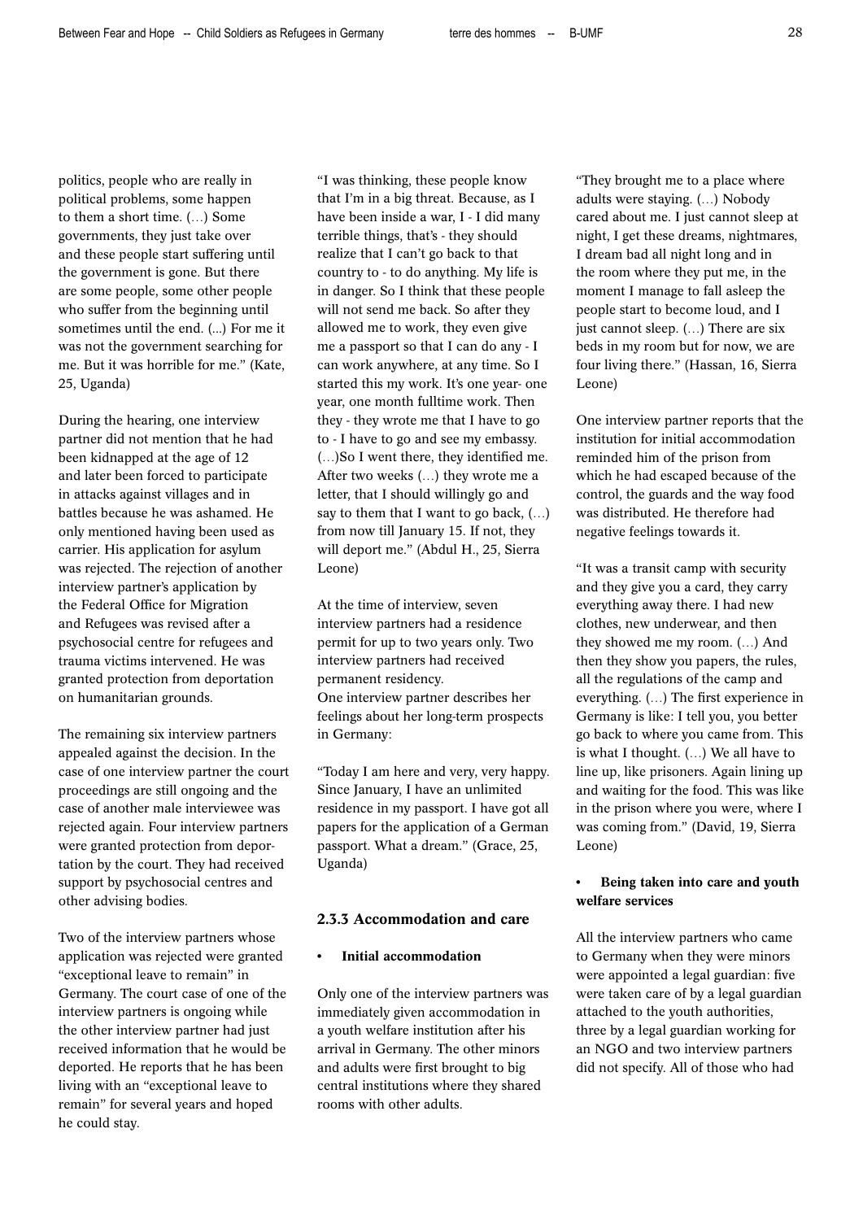politics, people who are really in political problems, some happen to them a short time. (…) Some governments, they just take over and these people start suffering until the government is gone. But there are some people, some other people who suffer from the beginning until sometimes until the end. (...) For me it was not the government searching for me. But it was horrible for me." (Kate, 25, Uganda)

During the hearing, one interview partner did not mention that he had been kidnapped at the age of 12 and later been forced to participate in attacks against villages and in battles because he was ashamed. He only mentioned having been used as carrier. His application for asylum was rejected. The rejection of another interview partner's application by the Federal Office for Migration and Refugees was revised after a psychosocial centre for refugees and trauma victims intervened. He was granted protection from deportation on humanitarian grounds.

The remaining six interview partners appealed against the decision. In the case of one interview partner the court proceedings are still ongoing and the case of another male interviewee was rejected again. Four interview partners were granted protection from deportation by the court. They had received support by psychosocial centres and other advising bodies.

Two of the interview partners whose application was rejected were granted "exceptional leave to remain" in Germany. The court case of one of the interview partners is ongoing while the other interview partner had just received information that he would be deported. He reports that he has been living with an "exceptional leave to remain" for several years and hoped he could stay.

"I was thinking, these people know that I'm in a big threat. Because, as I have been inside a war, I - I did many terrible things, that's - they should realize that I can't go back to that country to - to do anything. My life is in danger. So I think that these people will not send me back. So after they allowed me to work, they even give me a passport so that I can do any - I can work anywhere, at any time. So I started this my work. It's one year- one year, one month fulltime work. Then they - they wrote me that I have to go to - I have to go and see my embassy. (…)So I went there, they identified me. After two weeks (…) they wrote me a letter, that I should willingly go and say to them that I want to go back, (…) from now till January 15. If not, they will deport me." (Abdul H., 25, Sierra Leone)

At the time of interview, seven interview partners had a residence permit for up to two years only. Two interview partners had received permanent residency.
One interview partner describes her feelings about her long-term prospects in Germany:

"Today I am here and very, very happy. Since January, I have an unlimited residence in my passport. I have got all papers for the application of a German passport. What a dream." (Grace, 25, Uganda)

### 2.3.3 Accommodation and care

- **Initial accommodation**

Only one of the interview partners was immediately given accommodation in a youth welfare institution after his arrival in Germany. The other minors and adults were first brought to big central institutions where they shared rooms with other adults.

"They brought me to a place where adults were staying. (…) Nobody cared about me. I just cannot sleep at night, I get these dreams, nightmares, I dream bad all night long and in the room where they put me, in the moment I manage to fall asleep the people start to become loud, and I just cannot sleep. (…) There are six beds in my room but for now, we are four living there." (Hassan, 16, Sierra Leone)

One interview partner reports that the institution for initial accommodation reminded him of the prison from which he had escaped because of the control, the guards and the way food was distributed. He therefore had negative feelings towards it.

"It was a transit camp with security and they give you a card, they carry everything away there. I had new clothes, new underwear, and then they showed me my room. (…) And then they show you papers, the rules, all the regulations of the camp and everything. (…) The first experience in Germany is like: I tell you, you better go back to where you came from. This is what I thought. (…) We all have to line up, like prisoners. Again lining up and waiting for the food. This was like in the prison where you were, where I was coming from." (David, 19, Sierra Leone)

- **Being taken into care and youth welfare services**

All the interview partners who came to Germany when they were minors were appointed a legal guardian: five were taken care of by a legal guardian attached to the youth authorities, three by a legal guardian working for an NGO and two interview partners did not specify. All of those who had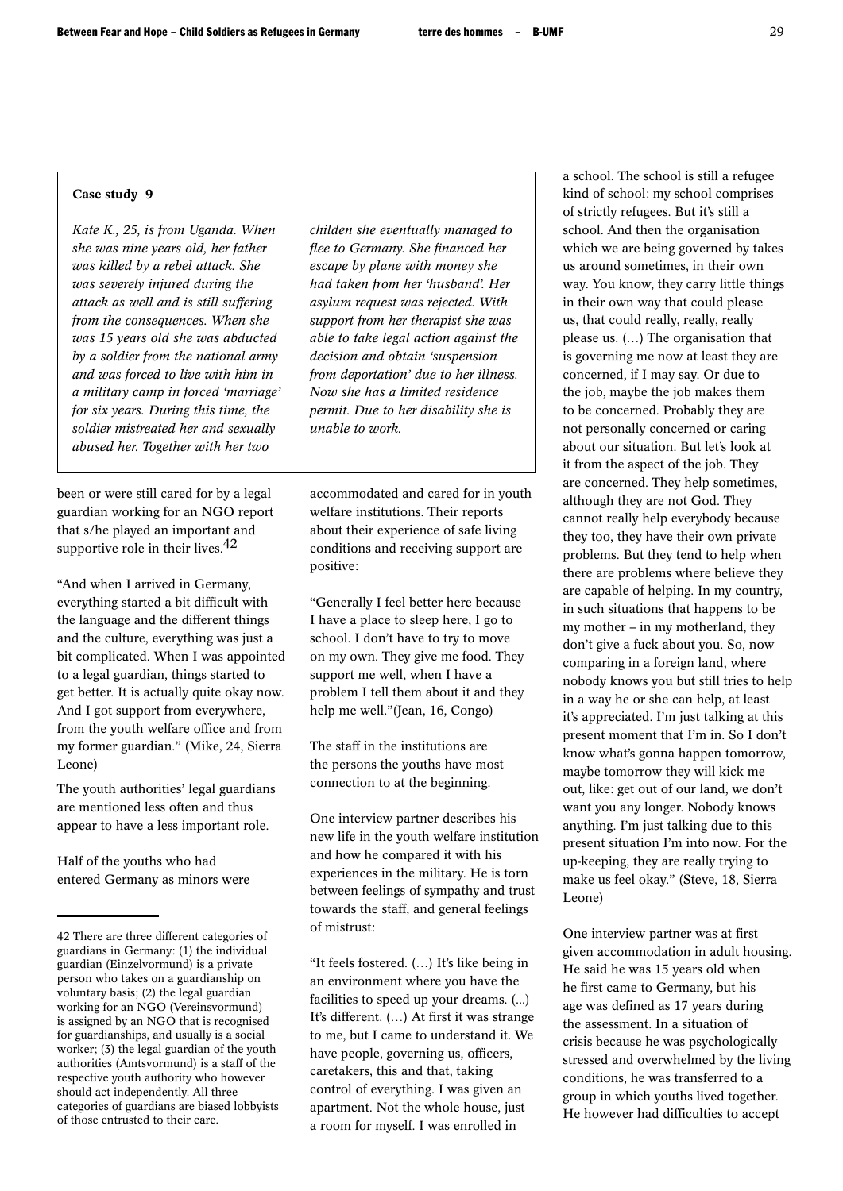**Case study 9**

*Kate K., 25, is from Uganda. When she was nine years old, her father was killed by a rebel attack. She was severely injured during the attack as well and is still suffering from the consequences. When she was 15 years old she was abducted by a soldier from the national army and was forced to live with him in a military camp in forced 'marriage' for six years. During this time, the soldier mistreated her and sexually abused her. Together with her two childen she eventually managed to flee to Germany. She financed her escape by plane with money she had taken from her 'husband'. Her asylum request was rejected. With support from her therapist she was able to take legal action against the decision and obtain 'suspension from deportation' due to her illness. Now she has a limited residence permit. Due to her disability she is unable to work.*

been or were still cared for by a legal guardian working for an NGO report that s/he played an important and supportive role in their lives.[42]

"And when I arrived in Germany, everything started a bit difficult with the language and the different things and the culture, everything was just a bit complicated. When I was appointed to a legal guardian, things started to get better. It is actually quite okay now. And I got support from everywhere, from the youth welfare office and from my former guardian." (Mike, 24, Sierra Leone)

The youth authorities' legal guardians are mentioned less often and thus appear to have a less important role.

Half of the youths who had entered Germany as minors were accommodated and cared for in youth welfare institutions. Their reports about their experience of safe living conditions and receiving support are positive:

"Generally I feel better here because I have a place to sleep here, I go to school. I don't have to try to move on my own. They give me food. They support me well, when I have a problem I tell them about it and they help me well."(Jean, 16, Congo)

The staff in the institutions are the persons the youths have most connection to at the beginning.

One interview partner describes his new life in the youth welfare institution and how he compared it with his experiences in the military. He is torn between feelings of sympathy and trust towards the staff, and general feelings of mistrust:

"It feels fostered. (…) It's like being in an environment where you have the facilities to speed up your dreams. (...) It's different. (…) At first it was strange to me, but I came to understand it. We have people, governing us, officers, caretakers, this and that, taking control of everything. I was given an apartment. Not the whole house, just a room for myself. I was enrolled in a school. The school is still a refugee kind of school: my school comprises of strictly refugees. But it's still a school. And then the organisation which we are being governed by takes us around sometimes, in their own way. You know, they carry little things in their own way that could please us, that could really, really, really please us. (…) The organisation that is governing me now at least they are concerned, if I may say. Or due to the job, maybe the job makes them to be concerned. Probably they are not personally concerned or caring about our situation. But let's look at it from the aspect of the job. They are concerned. They help sometimes, although they are not God. They cannot really help everybody because they too, they have their own private problems. But they tend to help when there are problems where believe they are capable of helping. In my country, in such situations that happens to be my mother – in my motherland, they don't give a fuck about you. So, now comparing in a foreign land, where nobody knows you but still tries to help in a way he or she can help, at least it's appreciated. I'm just talking at this present moment that I'm in. So I don't know what's gonna happen tomorrow, maybe tomorrow they will kick me out, like: get out of our land, we don't want you any longer. Nobody knows anything. I'm just talking due to this present situation I'm into now. For the up-keeping, they are really trying to make us feel okay." (Steve, 18, Sierra Leone)

One interview partner was at first given accommodation in adult housing. He said he was 15 years old when he first came to Germany, but his age was defined as 17 years during the assessment. In a situation of crisis because he was psychologically stressed and overwhelmed by the living conditions, he was transferred to a group in which youths lived together. He however had difficulties to accept

---

42 There are three different categories of guardians in Germany: (1) the individual guardian (Einzelvormund) is a private person who takes on a guardianship on voluntary basis; (2) the legal guardian working for an NGO (Vereinsvormund) is assigned by an NGO that is recognised for guardianships, and usually is a social worker; (3) the legal guardian of the youth authorities (Amtsvormund) is a staff of the respective youth authority who however should act independently. All three categories of guardians are biased lobbyists of those entrusted to their care.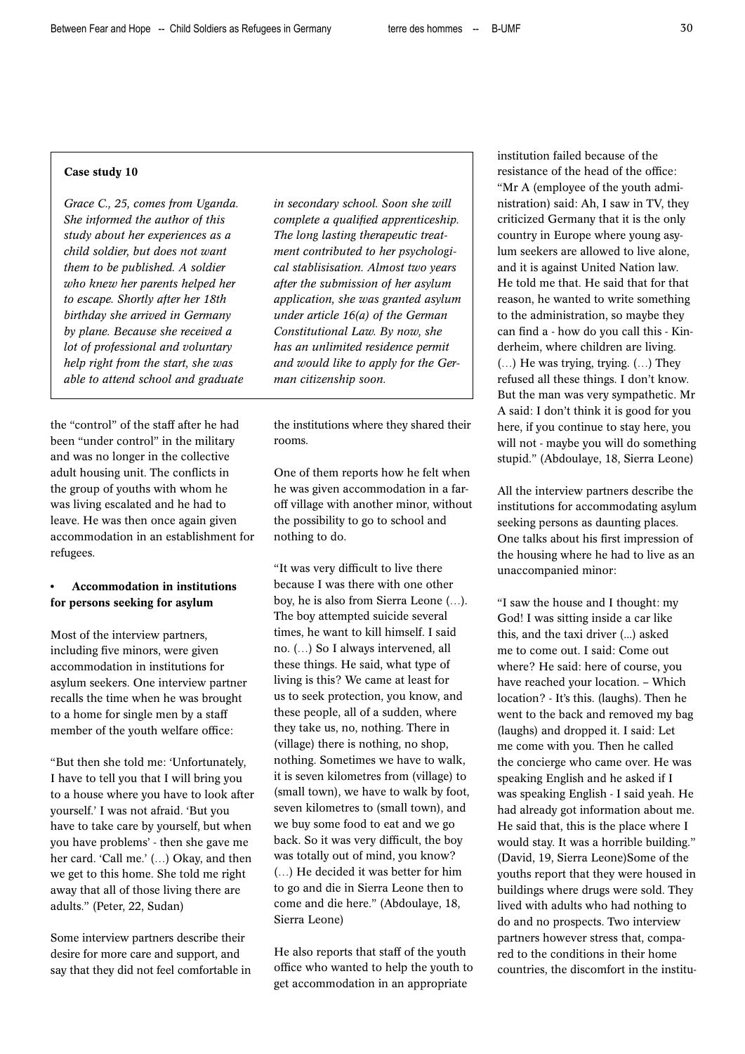**Case study 10**

*Grace C., 25, comes from Uganda. She informed the author of this study about her experiences as a child soldier, but does not want them to be published. A soldier who knew her parents helped her to escape. Shortly after her 18th birthday she arrived in Germany by plane. Because she received a lot of professional and voluntary help right from the start, she was able to attend school and graduate in secondary school. Soon she will complete a qualified apprenticeship. The long lasting therapeutic treatment contributed to her psychological stablisisation. Almost two years after the submission of her asylum application, she was granted asylum under article 16(a) of the German Constitutional Law. By now, she has an unlimited residence permit and would like to apply for the German citizenship soon.*

the "control" of the staff after he had been "under control" in the military and was no longer in the collective adult housing unit. The conflicts in the group of youths with whom he was living escalated and he had to leave. He was then once again given accommodation in an establishment for refugees.

- **Accommodation in institutions for persons seeking for asylum**

Most of the interview partners, including five minors, were given accommodation in institutions for asylum seekers. One interview partner recalls the time when he was brought to a home for single men by a staff member of the youth welfare office:

"But then she told me: 'Unfortunately, I have to tell you that I will bring you to a house where you have to look after yourself.' I was not afraid. 'But you have to take care by yourself, but when you have problems' - then she gave me her card. 'Call me.' (…) Okay, and then we get to this home. She told me right away that all of those living there are adults." (Peter, 22, Sudan)

Some interview partners describe their desire for more care and support, and say that they did not feel comfortable in the institutions where they shared their rooms.

One of them reports how he felt when he was given accommodation in a far-off village with another minor, without the possibility to go to school and nothing to do.

"It was very difficult to live there because I was there with one other boy, he is also from Sierra Leone (…). The boy attempted suicide several times, he want to kill himself. I said no. (…) So I always intervened, all these things. He said, what type of living is this? We came at least for us to seek protection, you know, and these people, all of a sudden, where they take us, no, nothing. There in (village) there is nothing, no shop, nothing. Sometimes we have to walk, it is seven kilometres from (village) to (small town), we have to walk by foot, seven kilometres to (small town), and we buy some food to eat and we go back. So it was very difficult, the boy was totally out of mind, you know? (…) He decided it was better for him to go and die in Sierra Leone then to come and die here." (Abdoulaye, 18, Sierra Leone)

He also reports that staff of the youth office who wanted to help the youth to get accommodation in an appropriate institution failed because of the resistance of the head of the office: "Mr A (employee of the youth administration) said: Ah, I saw in TV, they criticized Germany that it is the only country in Europe where young asylum seekers are allowed to live alone, and it is against United Nation law. He told me that. He said that for that reason, he wanted to write something to the administration, so maybe they can find a - how do you call this - Kinderheim, where children are living. (…) He was trying, trying. (…) They refused all these things. I don't know. But the man was very sympathetic. Mr A said: I don't think it is good for you here, if you continue to stay here, you will not - maybe you will do something stupid." (Abdoulaye, 18, Sierra Leone)

All the interview partners describe the institutions for accommodating asylum seeking persons as daunting places. One talks about his first impression of the housing where he had to live as an unaccompanied minor:

"I saw the house and I thought: my God! I was sitting inside a car like this, and the taxi driver (...) asked me to come out. I said: Come out where? He said: here of course, you have reached your location. – Which location? - It's this. (laughs). Then he went to the back and removed my bag (laughs) and dropped it. I said: Let me come with you. Then he called the concierge who came over. He was speaking English and he asked if I was speaking English - I said yeah. He had already got information about me. He said that, this is the place where I would stay. It was a horrible building." (David, 19, Sierra Leone)Some of the youths report that they were housed in buildings where drugs were sold. They lived with adults who had nothing to do and no prospects. Two interview partners however stress that, compared to the conditions in their home countries, the discomfort in the institu-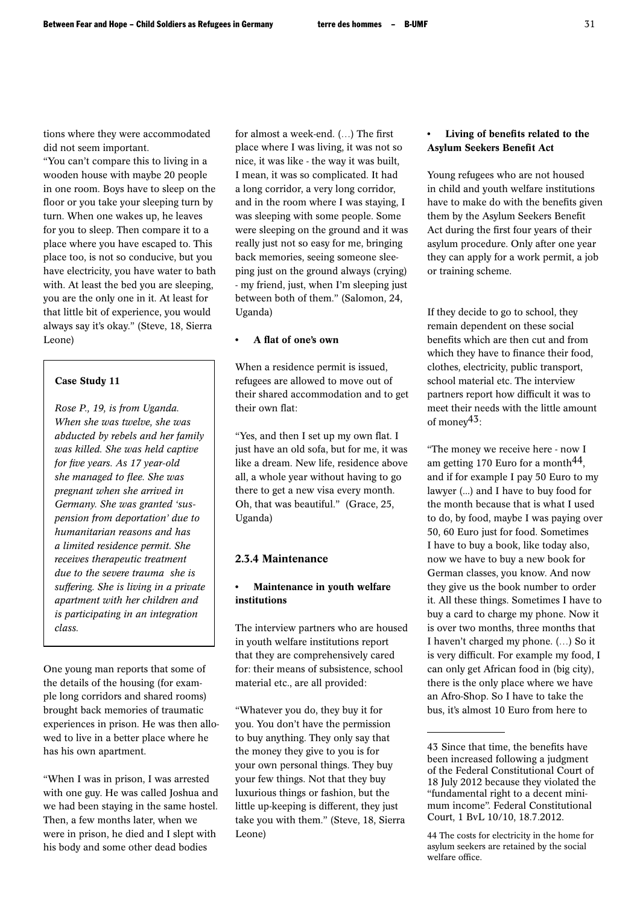tions where they were accommodated did not seem important.

"You can't compare this to living in a wooden house with maybe 20 people in one room. Boys have to sleep on the floor or you take your sleeping turn by turn. When one wakes up, he leaves for you to sleep. Then compare it to a place where you have escaped to. This place too, is not so conducive, but you have electricity, you have water to bath with. At least the bed you are sleeping, you are the only one in it. At least for that little bit of experience, you would always say it's okay." (Steve, 18, Sierra Leone)

> **Case Study 11**
>
> *Rose P., 19, is from Uganda. When she was twelve, she was abducted by rebels and her family was killed. She was held captive for five years. As 17 year-old she managed to flee. She was pregnant when she arrived in Germany. She was granted 'suspension from deportation' due to humanitarian reasons and has a limited residence permit. She receives therapeutic treatment due to the severe trauma she is suffering. She is living in a private apartment with her children and is participating in an integration class.*

One young man reports that some of the details of the housing (for example long corridors and shared rooms) brought back memories of traumatic experiences in prison. He was then allowed to live in a better place where he has his own apartment.

"When I was in prison, I was arrested with one guy. He was called Joshua and we had been staying in the same hostel. Then, a few months later, when we were in prison, he died and I slept with his body and some other dead bodies for almost a week-end. (…) The first place where I was living, it was not so nice, it was like - the way it was built, I mean, it was so complicated. It had a long corridor, a very long corridor, and in the room where I was staying, I was sleeping with some people. Some were sleeping on the ground and it was really just not so easy for me, bringing back memories, seeing someone sleeping just on the ground always (crying) - my friend, just, when I'm sleeping just between both of them." (Salomon, 24, Uganda)

- **A flat of one's own**

When a residence permit is issued, refugees are allowed to move out of their shared accommodation and to get their own flat:

"Yes, and then I set up my own flat. I just have an old sofa, but for me, it was like a dream. New life, residence above all, a whole year without having to go there to get a new visa every month. Oh, that was beautiful." (Grace, 25, Uganda)

### 2.3.4 Maintenance

- **Maintenance in youth welfare institutions**

The interview partners who are housed in youth welfare institutions report that they are comprehensively cared for: their means of subsistence, school material etc., are all provided:

"Whatever you do, they buy it for you. You don't have the permission to buy anything. They only say that the money they give to you is for your own personal things. They buy your few things. Not that they buy luxurious things or fashion, but the little up-keeping is different, they just take you with them." (Steve, 18, Sierra Leone)

- **Living of benefits related to the Asylum Seekers Benefit Act**

Young refugees who are not housed in child and youth welfare institutions have to make do with the benefits given them by the Asylum Seekers Benefit Act during the first four years of their asylum procedure. Only after one year they can apply for a work permit, a job or training scheme.

If they decide to go to school, they remain dependent on these social benefits which are then cut and from which they have to finance their food, clothes, electricity, public transport, school material etc. The interview partners report how difficult it was to meet their needs with the little amount of money[43]:

"The money we receive here - now I am getting 170 Euro for a month[44], and if for example I pay 50 Euro to my lawyer (...) and I have to buy food for the month because that is what I used to do, by food, maybe I was paying over 50, 60 Euro just for food. Sometimes I have to buy a book, like today also, now we have to buy a new book for German classes, you know. And now they give us the book number to order it. All these things. Sometimes I have to buy a card to charge my phone. Now it is over two months, three months that I haven't charged my phone. (…) So it is very difficult. For example my food, I can only get African food in (big city), there is the only place where we have an Afro-Shop. So I have to take the bus, it's almost 10 Euro from here to

---

43 Since that time, the benefits have been increased following a judgment of the Federal Constitutional Court of 18 July 2012 because they violated the "fundamental right to a decent minimum income". Federal Constitutional Court, 1 BvL 10/10, 18.7.2012.

44 The costs for electricity in the home for asylum seekers are retained by the social welfare office.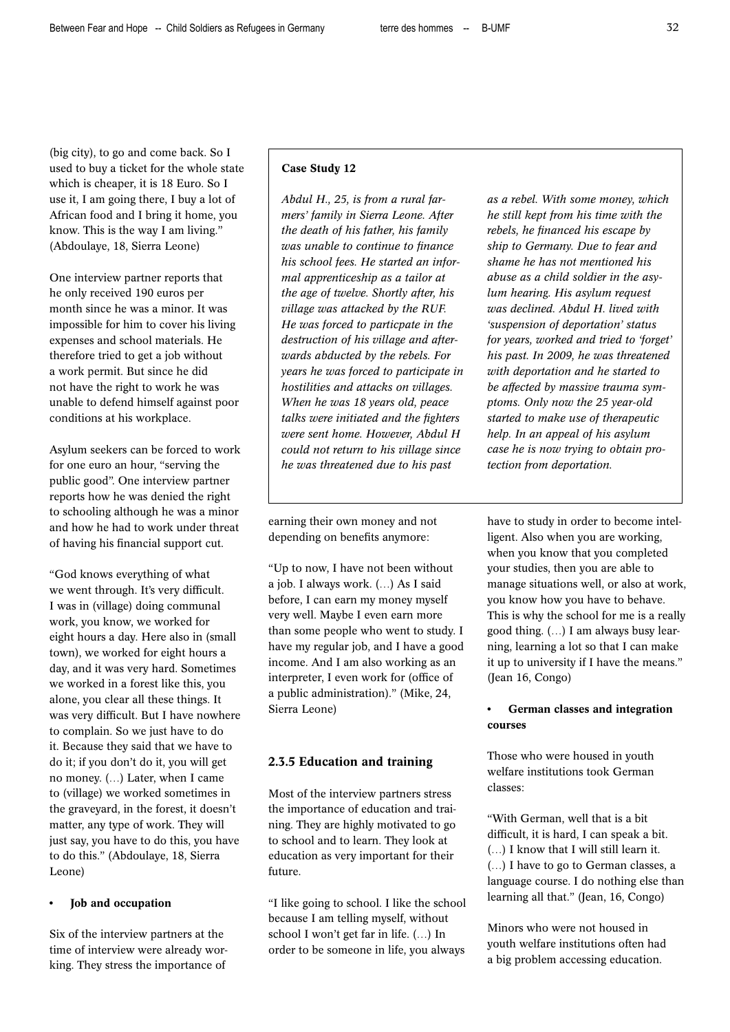(big city), to go and come back. So I used to buy a ticket for the whole state which is cheaper, it is 18 Euro. So I use it, I am going there, I buy a lot of African food and I bring it home, you know. This is the way I am living." (Abdoulaye, 18, Sierra Leone)

One interview partner reports that he only received 190 euros per month since he was a minor. It was impossible for him to cover his living expenses and school materials. He therefore tried to get a job without a work permit. But since he did not have the right to work he was unable to defend himself against poor conditions at his workplace.

Asylum seekers can be forced to work for one euro an hour, "serving the public good". One interview partner reports how he was denied the right to schooling although he was a minor and how he had to work under threat of having his financial support cut.

"God knows everything of what we went through. It's very difficult. I was in (village) doing communal work, you know, we worked for eight hours a day. Here also in (small town), we worked for eight hours a day, and it was very hard. Sometimes we worked in a forest like this, you alone, you clear all these things. It was very difficult. But I have nowhere to complain. So we just have to do it. Because they said that we have to do it; if you don't do it, you will get no money. (…) Later, when I came to (village) we worked sometimes in the graveyard, in the forest, it doesn't matter, any type of work. They will just say, you have to do this, you have to do this." (Abdoulaye, 18, Sierra Leone)

**Case Study 12**

*Abdul H., 25, is from a rural farmers' family in Sierra Leone. After the death of his father, his family was unable to continue to finance his school fees. He started an informal apprenticeship as a tailor at the age of twelve. Shortly after, his village was attacked by the RUF. He was forced to particpate in the destruction of his village and afterwards abducted by the rebels. For years he was forced to participate in hostilities and attacks on villages. When he was 18 years old, peace talks were initiated and the fighters were sent home. However, Abdul H could not return to his village since he was threatened due to his past as a rebel. With some money, which he still kept from his time with the rebels, he financed his escape by ship to Germany. Due to fear and shame he has not mentioned his abuse as a child soldier in the asylum hearing. His asylum request was declined. Abdul H. lived with 'suspension of deportation' status for years, worked and tried to 'forget' his past. In 2009, he was threatened with deportation and he started to be affected by massive trauma symptoms. Only now the 25 year-old started to make use of therapeutic help. In an appeal of his asylum case he is now trying to obtain protection from deportation.*

- **Job and occupation**

Six of the interview partners at the time of interview were already working. They stress the importance of earning their own money and not depending on benefits anymore:

"Up to now, I have not been without a job. I always work. (…) As I said before, I can earn my money myself very well. Maybe I even earn more than some people who went to study. I have my regular job, and I have a good income. And I am also working as an interpreter, I even work for (office of a public administration)." (Mike, 24, Sierra Leone)

### 2.3.5 Education and training

Most of the interview partners stress the importance of education and training. They are highly motivated to go to school and to learn. They look at education as very important for their future.

"I like going to school. I like the school because I am telling myself, without school I won't get far in life. (…) In order to be someone in life, you always have to study in order to become intelligent. Also when you are working, when you know that you completed your studies, then you are able to manage situations well, or also at work, you know how you have to behave. This is why the school for me is a really good thing. (…) I am always busy learning, learning a lot so that I can make it up to university if I have the means." (Jean 16, Congo)

- **German classes and integration courses**

Those who were housed in youth welfare institutions took German classes:

"With German, well that is a bit difficult, it is hard, I can speak a bit. (…) I know that I will still learn it. (…) I have to go to German classes, a language course. I do nothing else than learning all that." (Jean, 16, Congo)

Minors who were not housed in youth welfare institutions often had a big problem accessing education.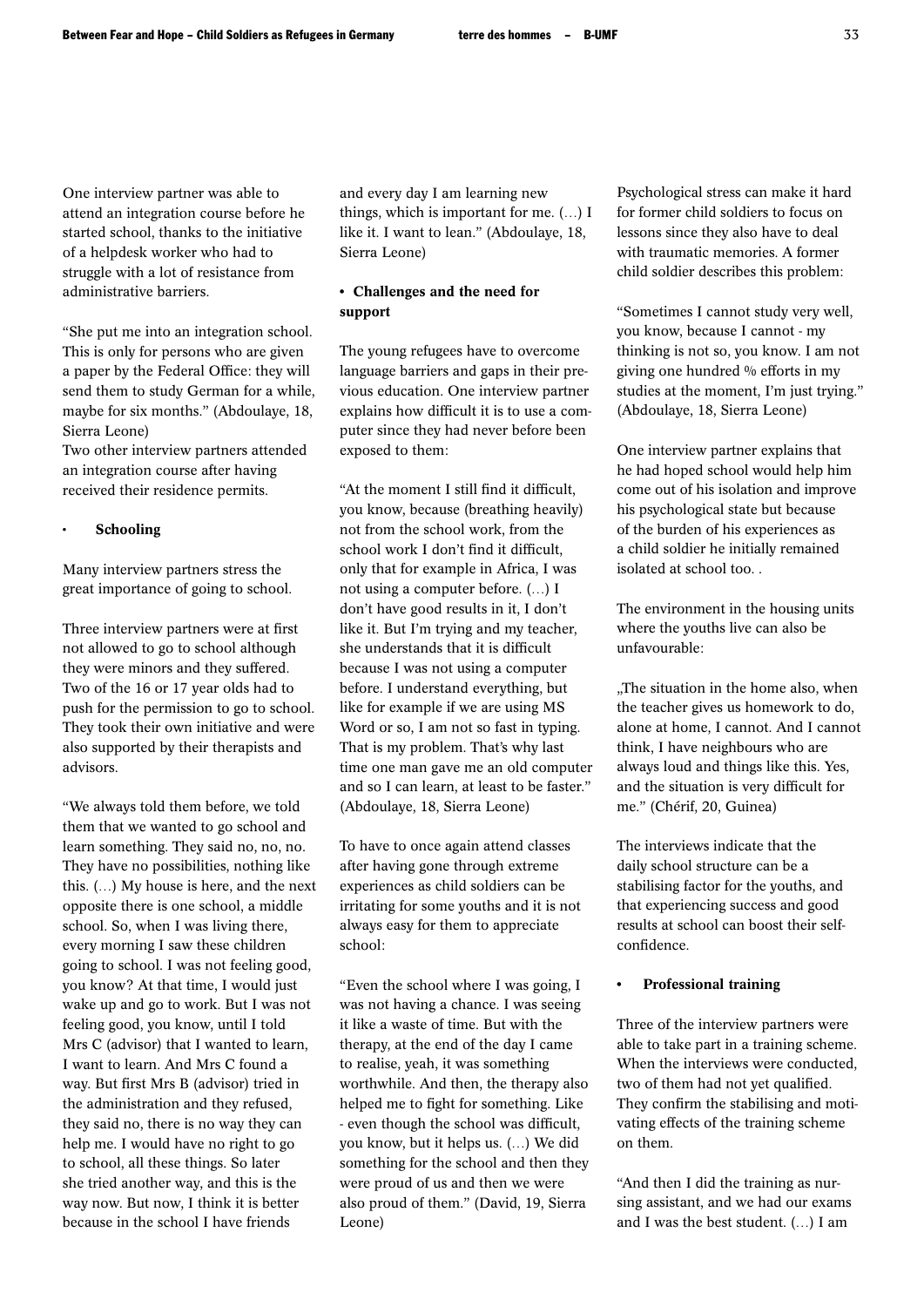One interview partner was able to attend an integration course before he started school, thanks to the initiative of a helpdesk worker who had to struggle with a lot of resistance from administrative barriers.

"She put me into an integration school. This is only for persons who are given a paper by the Federal Office: they will send them to study German for a while, maybe for six months." (Abdoulaye, 18, Sierra Leone)
Two other interview partners attended an integration course after having received their residence permits.

- **Schooling**

Many interview partners stress the great importance of going to school.

Three interview partners were at first not allowed to go to school although they were minors and they suffered. Two of the 16 or 17 year olds had to push for the permission to go to school. They took their own initiative and were also supported by their therapists and advisors.

"We always told them before, we told them that we wanted to go school and learn something. They said no, no, no. They have no possibilities, nothing like this. (…) My house is here, and the next opposite there is one school, a middle school. So, when I was living there, every morning I saw these children going to school. I was not feeling good, you know? At that time, I would just wake up and go to work. But I was not feeling good, you know, until I told Mrs C (advisor) that I wanted to learn, I want to learn. And Mrs C found a way. But first Mrs B (advisor) tried in the administration and they refused, they said no, there is no way they can help me. I would have no right to go to school, all these things. So later she tried another way, and this is the way now. But now, I think it is better because in the school I have friends and every day I am learning new things, which is important for me. (…) I like it. I want to lean." (Abdoulaye, 18, Sierra Leone)

- **Challenges and the need for support**

The young refugees have to overcome language barriers and gaps in their previous education. One interview partner explains how difficult it is to use a computer since they had never before been exposed to them:

"At the moment I still find it difficult, you know, because (breathing heavily) not from the school work, from the school work I don't find it difficult, only that for example in Africa, I was not using a computer before. (…) I don't have good results in it, I don't like it. But I'm trying and my teacher, she understands that it is difficult because I was not using a computer before. I understand everything, but like for example if we are using MS Word or so, I am not so fast in typing. That is my problem. That's why last time one man gave me an old computer and so I can learn, at least to be faster." (Abdoulaye, 18, Sierra Leone)

To have to once again attend classes after having gone through extreme experiences as child soldiers can be irritating for some youths and it is not always easy for them to appreciate school:

"Even the school where I was going, I was not having a chance. I was seeing it like a waste of time. But with the therapy, at the end of the day I came to realise, yeah, it was something worthwhile. And then, the therapy also helped me to fight for something. Like - even though the school was difficult, you know, but it helps us. (…) We did something for the school and then they were proud of us and then we were also proud of them." (David, 19, Sierra Leone)

Psychological stress can make it hard for former child soldiers to focus on lessons since they also have to deal with traumatic memories. A former child soldier describes this problem:

"Sometimes I cannot study very well, you know, because I cannot - my thinking is not so, you know. I am not giving one hundred % efforts in my studies at the moment, I'm just trying." (Abdoulaye, 18, Sierra Leone)

One interview partner explains that he had hoped school would help him come out of his isolation and improve his psychological state but because of the burden of his experiences as a child soldier he initially remained isolated at school too. .

The environment in the housing units where the youths live can also be unfavourable:

„The situation in the home also, when the teacher gives us homework to do, alone at home, I cannot. And I cannot think, I have neighbours who are always loud and things like this. Yes, and the situation is very difficult for me." (Chérif, 20, Guinea)

The interviews indicate that the daily school structure can be a stabilising factor for the youths, and that experiencing success and good results at school can boost their self-confidence.

- **Professional training**

Three of the interview partners were able to take part in a training scheme. When the interviews were conducted, two of them had not yet qualified. They confirm the stabilising and motivating effects of the training scheme on them.

"And then I did the training as nursing assistant, and we had our exams and I was the best student. (…) I am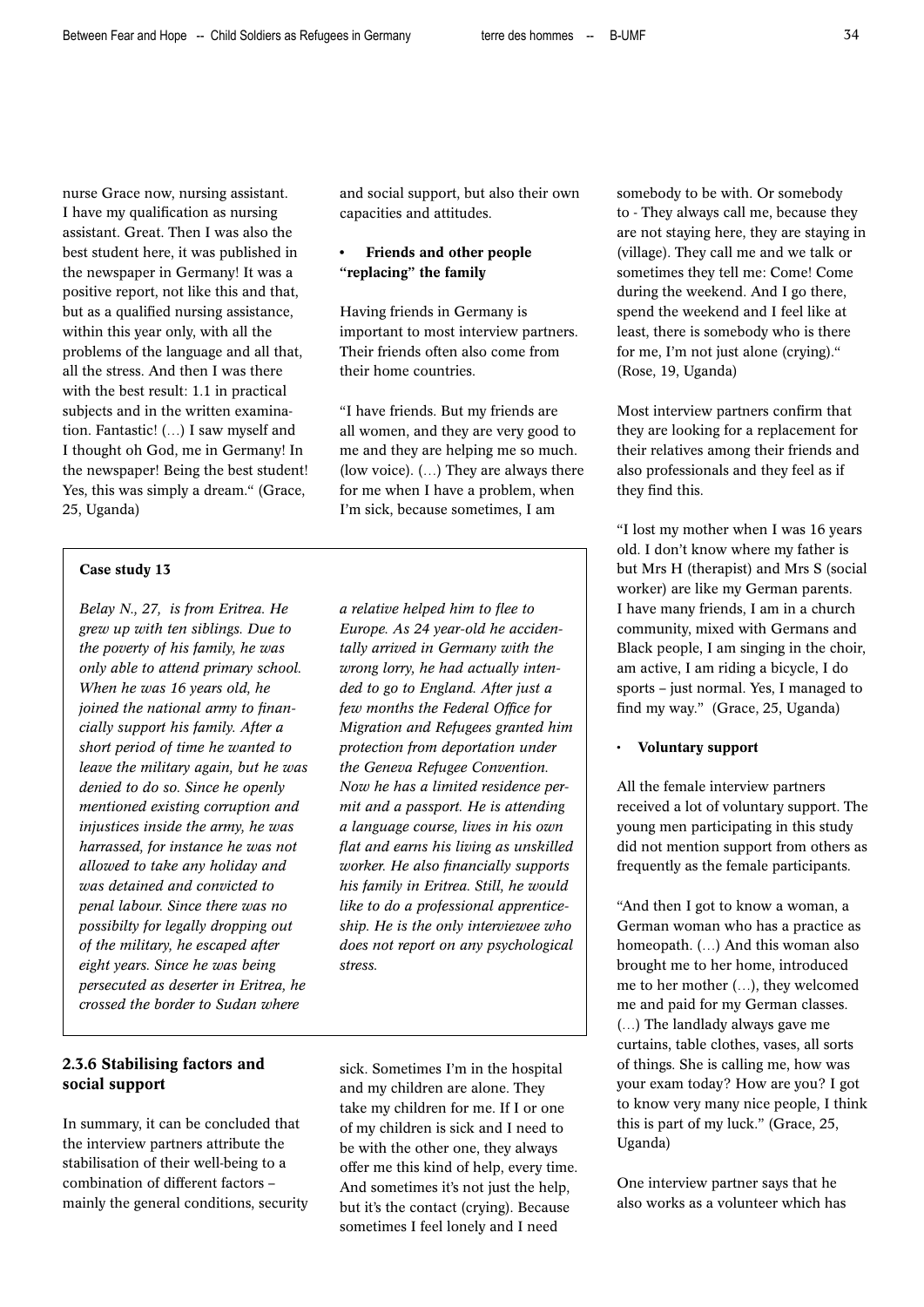nurse Grace now, nursing assistant. I have my qualification as nursing assistant. Great. Then I was also the best student here, it was published in the newspaper in Germany! It was a positive report, not like this and that, but as a qualified nursing assistance, within this year only, with all the problems of the language and all that, all the stress. And then I was there with the best result: 1.1 in practical subjects and in the written examination. Fantastic! (…) I saw myself and I thought oh God, me in Germany! In the newspaper! Being the best student! Yes, this was simply a dream." (Grace, 25, Uganda)

**Case study 13**

*Belay N., 27, is from Eritrea. He grew up with ten siblings. Due to the poverty of his family, he was only able to attend primary school. When he was 16 years old, he joined the national army to financially support his family. After a short period of time he wanted to leave the military again, but he was denied to do so. Since he openly mentioned existing corruption and injustices inside the army, he was harrassed, for instance he was not allowed to take any holiday and was detained and convicted to penal labour. Since there was no possibilty for legally dropping out of the military, he escaped after eight years. Since he was being persecuted as deserter in Eritrea, he crossed the border to Sudan where a relative helped him to flee to Europe. As 24 year-old he accidentally arrived in Germany with the wrong lorry, he had actually intended to go to England. After just a few months the Federal Office for Migration and Refugees granted him protection from deportation under the Geneva Refugee Convention. Now he has a limited residence permit and a passport. He is attending a language course, lives in his own flat and earns his living as unskilled worker. He also financially supports his family in Eritrea. Still, he would like to do a professional apprenticeship. He is the only interviewee who does not report on any psychological stress.*

### 2.3.6 Stabilising factors and social support

In summary, it can be concluded that the interview partners attribute the stabilisation of their well-being to a combination of different factors – mainly the general conditions, security and social support, but also their own capacities and attitudes.

- **Friends and other people "replacing" the family**

Having friends in Germany is important to most interview partners. Their friends often also come from their home countries.

"I have friends. But my friends are all women, and they are very good to me and they are helping me so much. (low voice). (…) They are always there for me when I have a problem, when I'm sick, because sometimes, I am sick. Sometimes I'm in the hospital and my children are alone. They take my children for me. If I or one of my children is sick and I need to be with the other one, they always offer me this kind of help, every time. And sometimes it's not just the help, but it's the contact (crying). Because sometimes I feel lonely and I need somebody to be with. Or somebody to - They always call me, because they are not staying here, they are staying in (village). They call me and we talk or sometimes they tell me: Come! Come during the weekend. And I go there, spend the weekend and I feel like at least, there is somebody who is there for me, I'm not just alone (crying)." (Rose, 19, Uganda)

Most interview partners confirm that they are looking for a replacement for their relatives among their friends and also professionals and they feel as if they find this.

"I lost my mother when I was 16 years old. I don't know where my father is but Mrs H (therapist) and Mrs S (social worker) are like my German parents. I have many friends, I am in a church community, mixed with Germans and Black people, I am singing in the choir, am active, I am riding a bicycle, I do sports – just normal. Yes, I managed to find my way." (Grace, 25, Uganda)

- **Voluntary support**

All the female interview partners received a lot of voluntary support. The young men participating in this study did not mention support from others as frequently as the female participants.

"And then I got to know a woman, a German woman who has a practice as homeopath. (…) And this woman also brought me to her home, introduced me to her mother (…), they welcomed me and paid for my German classes. (…) The landlady always gave me curtains, table clothes, vases, all sorts of things. She is calling me, how was your exam today? How are you? I got to know very many nice people, I think this is part of my luck." (Grace, 25, Uganda)

One interview partner says that he also works as a volunteer which has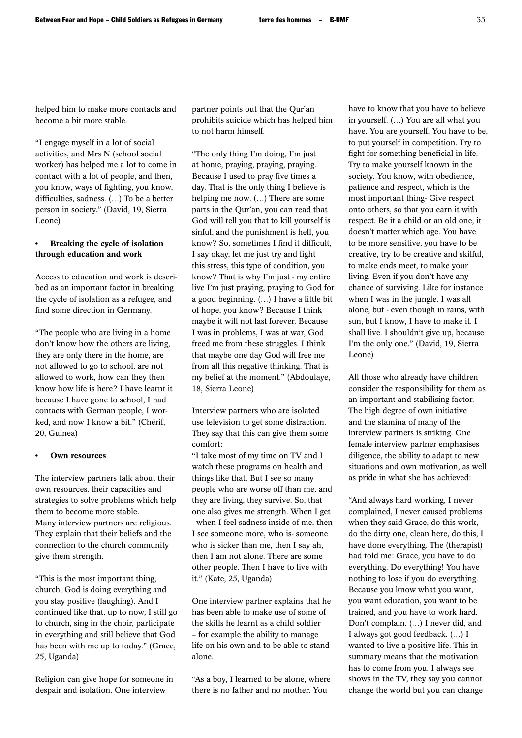helped him to make more contacts and become a bit more stable.

"I engage myself in a lot of social activities, and Mrs N (school social worker) has helped me a lot to come in contact with a lot of people, and then, you know, ways of fighting, you know, difficulties, sadness. (…) To be a better person in society." (David, 19, Sierra Leone)

- **Breaking the cycle of isolation through education and work**

Access to education and work is described as an important factor in breaking the cycle of isolation as a refugee, and find some direction in Germany.

"The people who are living in a home don't know how the others are living, they are only there in the home, are not allowed to go to school, are not allowed to work, how can they then know how life is here? I have learnt it because I have gone to school, I had contacts with German people, I worked, and now I know a bit." (Chérif, 20, Guinea)

- **Own resources**

The interview partners talk about their own resources, their capacities and strategies to solve problems which help them to become more stable.
Many interview partners are religious. They explain that their beliefs and the connection to the church community give them strength.

"This is the most important thing, church, God is doing everything and you stay positive (laughing). And I continued like that, up to now, I still go to church, sing in the choir, participate in everything and still believe that God has been with me up to today." (Grace, 25, Uganda)

Religion can give hope for someone in despair and isolation. One interview partner points out that the Qur'an prohibits suicide which has helped him to not harm himself.

"The only thing I'm doing, I'm just at home, praying, praying, praying. Because I used to pray five times a day. That is the only thing I believe is helping me now. (…) There are some parts in the Qur'an, you can read that God will tell you that to kill yourself is sinful, and the punishment is hell, you know? So, sometimes I find it difficult, I say okay, let me just try and fight this stress, this type of condition, you know? That is why I'm just - my entire live I'm just praying, praying to God for a good beginning. (…) I have a little bit of hope, you know? Because I think maybe it will not last forever. Because I was in problems, I was at war, God freed me from these struggles. I think that maybe one day God will free me from all this negative thinking. That is my belief at the moment." (Abdoulaye, 18, Sierra Leone)

Interview partners who are isolated use television to get some distraction. They say that this can give them some comfort:
"I take most of my time on TV and I watch these programs on health and things like that. But I see so many people who are worse off than me, and they are living, they survive. So, that one also gives me strength. When I get - when I feel sadness inside of me, then I see someone more, who is- someone who is sicker than me, then I say ah, then I am not alone. There are some other people. Then I have to live with it." (Kate, 25, Uganda)

One interview partner explains that he has been able to make use of some of the skills he learnt as a child soldier – for example the ability to manage life on his own and to be able to stand alone.

"As a boy, I learned to be alone, where there is no father and no mother. You have to know that you have to believe in yourself. (…) You are all what you have. You are yourself. You have to be, to put yourself in competition. Try to fight for something beneficial in life. Try to make yourself known in the society. You know, with obedience, patience and respect, which is the most important thing- Give respect onto others, so that you earn it with respect. Be it a child or an old one, it doesn't matter which age. You have to be more sensitive, you have to be creative, try to be creative and skilful, to make ends meet, to make your living. Even if you don't have any chance of surviving. Like for instance when I was in the jungle. I was all alone, but - even though in rains, with sun, but I know, I have to make it. I shall live. I shouldn't give up, because I'm the only one." (David, 19, Sierra Leone)

All those who already have children consider the responsibility for them as an important and stabilising factor. The high degree of own initiative and the stamina of many of the interview partners is striking. One female interview partner emphasises diligence, the ability to adapt to new situations and own motivation, as well as pride in what she has achieved:

"And always hard working, I never complained, I never caused problems when they said Grace, do this work, do the dirty one, clean here, do this, I have done everything. The (therapist) had told me: Grace, you have to do everything. Do everything! You have nothing to lose if you do everything. Because you know what you want, you want education, you want to be trained, and you have to work hard. Don't complain. (…) I never did, and I always got good feedback. (…) I wanted to live a positive life. This in summary means that the motivation has to come from you. I always see shows in the TV, they say you cannot change the world but you can change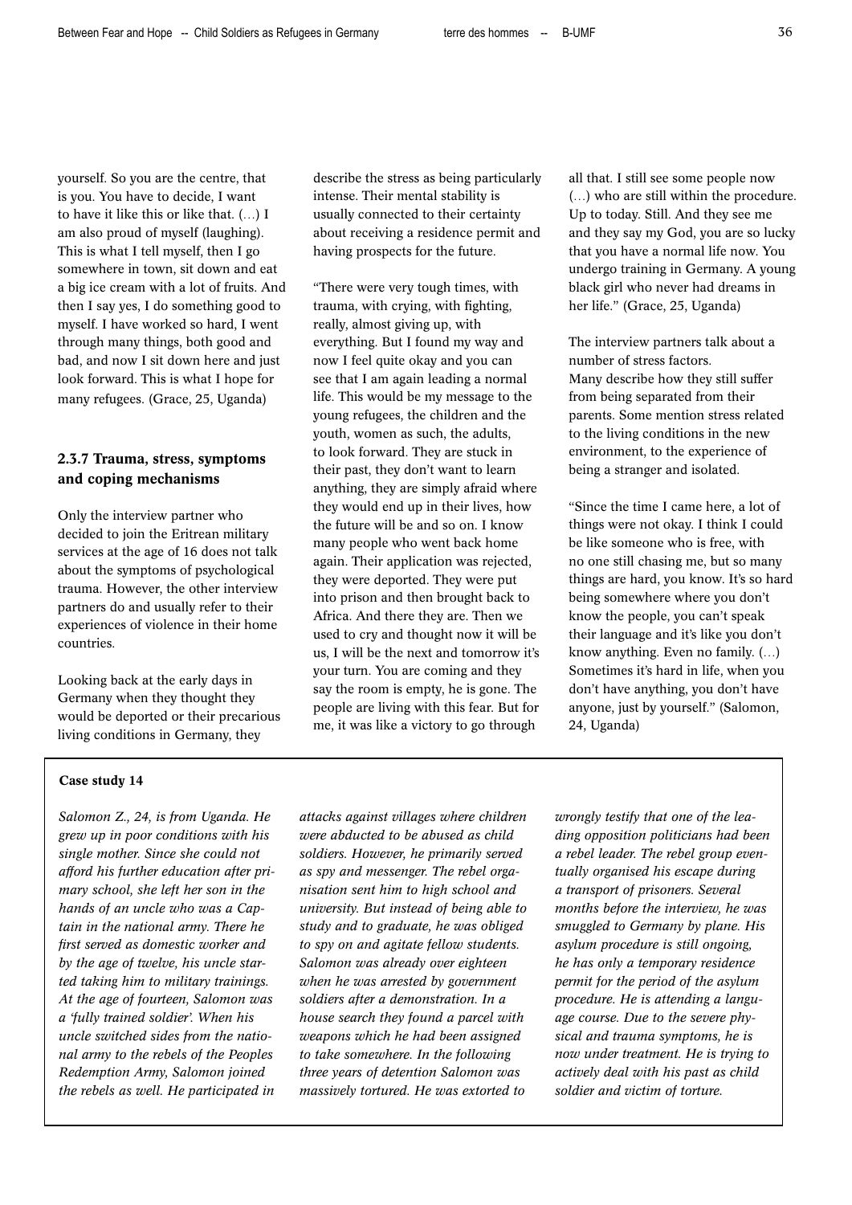yourself. So you are the centre, that is you. You have to decide, I want to have it like this or like that. (…) I am also proud of myself (laughing). This is what I tell myself, then I go somewhere in town, sit down and eat a big ice cream with a lot of fruits. And then I say yes, I do something good to myself. I have worked so hard, I went through many things, both good and bad, and now I sit down here and just look forward. This is what I hope for many refugees. (Grace, 25, Uganda)

### 2.3.7 Trauma, stress, symptoms and coping mechanisms

Only the interview partner who decided to join the Eritrean military services at the age of 16 does not talk about the symptoms of psychological trauma. However, the other interview partners do and usually refer to their experiences of violence in their home countries.

Looking back at the early days in Germany when they thought they would be deported or their precarious living conditions in Germany, they describe the stress as being particularly intense. Their mental stability is usually connected to their certainty about receiving a residence permit and having prospects for the future.

"There were very tough times, with trauma, with crying, with fighting, really, almost giving up, with everything. But I found my way and now I feel quite okay and you can see that I am again leading a normal life. This would be my message to the young refugees, the children and the youth, women as such, the adults, to look forward. They are stuck in their past, they don't want to learn anything, they are simply afraid where they would end up in their lives, how the future will be and so on. I know many people who went back home again. Their application was rejected, they were deported. They were put into prison and then brought back to Africa. And there they are. Then we used to cry and thought now it will be us, I will be the next and tomorrow it's your turn. You are coming and they say the room is empty, he is gone. The people are living with this fear. But for me, it was like a victory to go through all that. I still see some people now (…) who are still within the procedure. Up to today. Still. And they see me and they say my God, you are so lucky that you have a normal life now. You undergo training in Germany. A young black girl who never had dreams in her life." (Grace, 25, Uganda)

The interview partners talk about a number of stress factors.
Many describe how they still suffer from being separated from their parents. Some mention stress related to the living conditions in the new environment, to the experience of being a stranger and isolated.

"Since the time I came here, a lot of things were not okay. I think I could be like someone who is free, with no one still chasing me, but so many things are hard, you know. It's so hard being somewhere where you don't know the people, you can't speak their language and it's like you don't know anything. Even no family. (…) Sometimes it's hard in life, when you don't have anything, you don't have anyone, just by yourself." (Salomon, 24, Uganda)

**Case study 14**

*Salomon Z., 24, is from Uganda. He grew up in poor conditions with his single mother. Since she could not afford his further education after primary school, she left her son in the hands of an uncle who was a Captain in the national army. There he first served as domestic worker and by the age of twelve, his uncle started taking him to military trainings. At the age of fourteen, Salomon was a 'fully trained soldier'. When his uncle switched sides from the national army to the rebels of the Peoples Redemption Army, Salomon joined the rebels as well. He participated in attacks against villages where children were abducted to be abused as child soldiers. However, he primarily served as spy and messenger. The rebel organisation sent him to high school and university. But instead of being able to study and to graduate, he was obliged to spy on and agitate fellow students. Salomon was already over eighteen when he was arrested by government soldiers after a demonstration. In a house search they found a parcel with weapons which he had been assigned to take somewhere. In the following three years of detention Salomon was massively tortured. He was extorted to wrongly testify that one of the leading opposition politicians had been a rebel leader. The rebel group eventually organised his escape during a transport of prisoners. Several months before the interview, he was smuggled to Germany by plane. His asylum procedure is still ongoing, he has only a temporary residence permit for the period of the asylum procedure. He is attending a language course. Due to the severe physical and trauma symptoms, he is now under treatment. He is trying to actively deal with his past as child soldier and victim of torture.*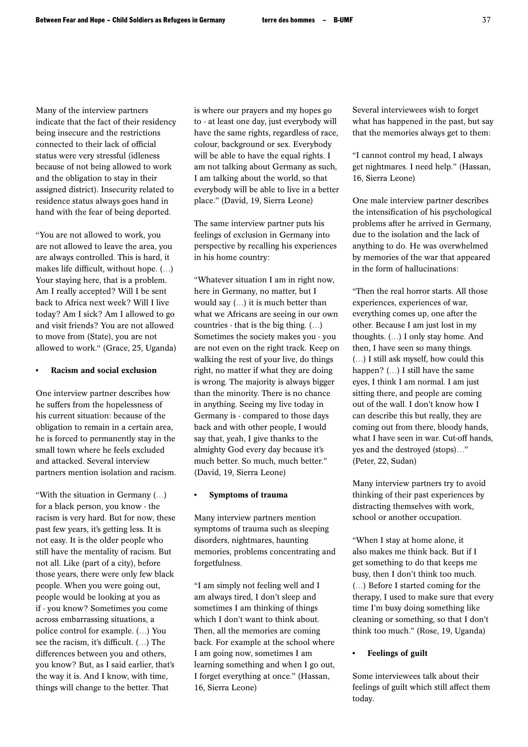Many of the interview partners indicate that the fact of their residency being insecure and the restrictions connected to their lack of official status were very stressful (idleness because of not being allowed to work and the obligation to stay in their assigned district). Insecurity related to residence status always goes hand in hand with the fear of being deported.

"You are not allowed to work, you are not allowed to leave the area, you are always controlled. This is hard, it makes life difficult, without hope. (…) Your staying here, that is a problem. Am I really accepted? Will I be sent back to Africa next week? Will I live today? Am I sick? Am I allowed to go and visit friends? You are not allowed to move from (State), you are not allowed to work." (Grace, 25, Uganda)

- **Racism and social exclusion**

One interview partner describes how he suffers from the hopelessness of his current situation: because of the obligation to remain in a certain area, he is forced to permanently stay in the small town where he feels excluded and attacked. Several interview partners mention isolation and racism.

"With the situation in Germany (…) for a black person, you know - the racism is very hard. But for now, these past few years, it's getting less. It is not easy. It is the older people who still have the mentality of racism. But not all. Like (part of a city), before those years, there were only few black people. When you were going out, people would be looking at you as if - you know? Sometimes you come across embarrassing situations, a police control for example. (…) You see the racism, it's difficult. (…) The differences between you and others, you know? But, as I said earlier, that's the way it is. And I know, with time, things will change to the better. That is where our prayers and my hopes go to - at least one day, just everybody will have the same rights, regardless of race, colour, background or sex. Everybody will be able to have the equal rights. I am not talking about Germany as such, I am talking about the world, so that everybody will be able to live in a better place." (David, 19, Sierra Leone)

The same interview partner puts his feelings of exclusion in Germany into perspective by recalling his experiences in his home country:

"Whatever situation I am in right now, here in Germany, no matter, but I would say (…) it is much better than what we Africans are seeing in our own countries - that is the big thing. (…) Sometimes the society makes you - you are not even on the right track. Keep on walking the rest of your live, do things right, no matter if what they are doing is wrong. The majority is always bigger than the minority. There is no chance in anything. Seeing my live today in Germany is - compared to those days back and with other people, I would say that, yeah, I give thanks to the almighty God every day because it's much better. So much, much better." (David, 19, Sierra Leone)

- **Symptoms of trauma**

Many interview partners mention symptoms of trauma such as sleeping disorders, nightmares, haunting memories, problems concentrating and forgetfulness.

"I am simply not feeling well and I am always tired, I don't sleep and sometimes I am thinking of things which I don't want to think about. Then, all the memories are coming back. For example at the school where I am going now, sometimes I am learning something and when I go out, I forget everything at once." (Hassan, 16, Sierra Leone)

Several interviewees wish to forget what has happened in the past, but say that the memories always get to them:

"I cannot control my head, I always get nightmares. I need help." (Hassan, 16, Sierra Leone)

One male interview partner describes the intensification of his psychological problems after he arrived in Germany, due to the isolation and the lack of anything to do. He was overwhelmed by memories of the war that appeared in the form of hallucinations:

"Then the real horror starts. All those experiences, experiences of war, everything comes up, one after the other. Because I am just lost in my thoughts. (…) I only stay home. And then, I have seen so many things. (…) I still ask myself, how could this happen? (…) I still have the same eyes, I think I am normal. I am just sitting there, and people are coming out of the wall. I don't know how I can describe this but really, they are coming out from there, bloody hands, what I have seen in war. Cut-off hands, yes and the destroyed (stops)…" (Peter, 22, Sudan)

Many interview partners try to avoid thinking of their past experiences by distracting themselves with work, school or another occupation.

"When I stay at home alone, it also makes me think back. But if I get something to do that keeps me busy, then I don't think too much. (…) Before I started coming for the therapy, I used to make sure that every time I'm busy doing something like cleaning or something, so that I don't think too much." (Rose, 19, Uganda)

- **Feelings of guilt**

Some interviewees talk about their feelings of guilt which still affect them today.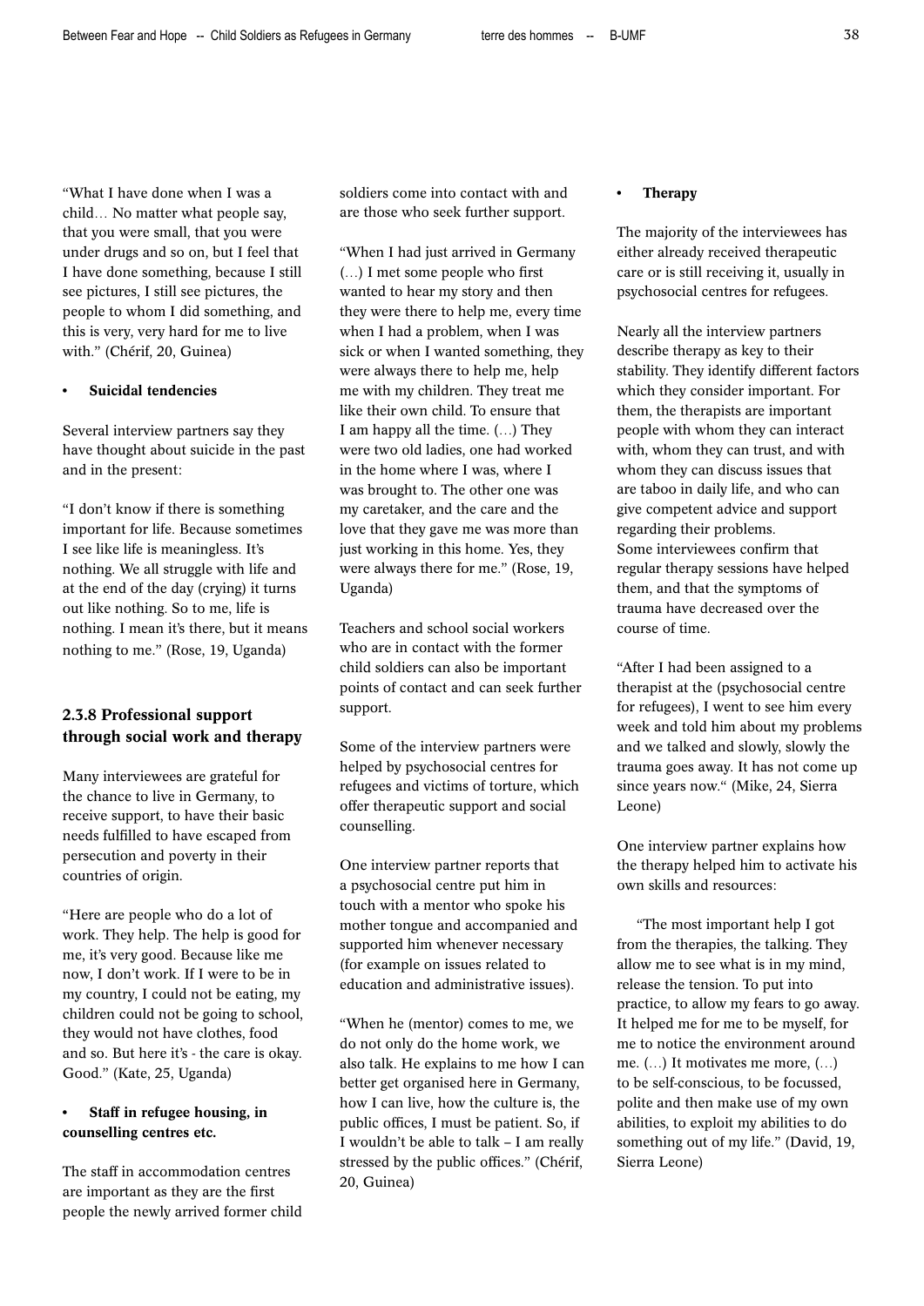"What I have done when I was a child… No matter what people say, that you were small, that you were under drugs and so on, but I feel that I have done something, because I still see pictures, I still see pictures, the people to whom I did something, and this is very, very hard for me to live with." (Chérif, 20, Guinea)

- **Suicidal tendencies**

Several interview partners say they have thought about suicide in the past and in the present:

"I don't know if there is something important for life. Because sometimes I see like life is meaningless. It's nothing. We all struggle with life and at the end of the day (crying) it turns out like nothing. So to me, life is nothing. I mean it's there, but it means nothing to me." (Rose, 19, Uganda)

### 2.3.8 Professional support through social work and therapy

Many interviewees are grateful for the chance to live in Germany, to receive support, to have their basic needs fulfilled to have escaped from persecution and poverty in their countries of origin.

"Here are people who do a lot of work. They help. The help is good for me, it's very good. Because like me now, I don't work. If I were to be in my country, I could not be eating, my children could not be going to school, they would not have clothes, food and so. But here it's - the care is okay. Good." (Kate, 25, Uganda)

- **Staff in refugee housing, in counselling centres etc.**

The staff in accommodation centres are important as they are the first people the newly arrived former child soldiers come into contact with and are those who seek further support.

"When I had just arrived in Germany (…) I met some people who first wanted to hear my story and then they were there to help me, every time when I had a problem, when I was sick or when I wanted something, they were always there to help me, help me with my children. They treat me like their own child. To ensure that I am happy all the time. (…) They were two old ladies, one had worked in the home where I was, where I was brought to. The other one was my caretaker, and the care and the love that they gave me was more than just working in this home. Yes, they were always there for me." (Rose, 19, Uganda)

Teachers and school social workers who are in contact with the former child soldiers can also be important points of contact and can seek further support.

Some of the interview partners were helped by psychosocial centres for refugees and victims of torture, which offer therapeutic support and social counselling.

One interview partner reports that a psychosocial centre put him in touch with a mentor who spoke his mother tongue and accompanied and supported him whenever necessary (for example on issues related to education and administrative issues).

"When he (mentor) comes to me, we do not only do the home work, we also talk. He explains to me how I can better get organised here in Germany, how I can live, how the culture is, the public offices, I must be patient. So, if I wouldn't be able to talk – I am really stressed by the public offices." (Chérif, 20, Guinea)

- **Therapy**

The majority of the interviewees has either already received therapeutic care or is still receiving it, usually in psychosocial centres for refugees.

Nearly all the interview partners describe therapy as key to their stability. They identify different factors which they consider important. For them, the therapists are important people with whom they can interact with, whom they can trust, and with whom they can discuss issues that are taboo in daily life, and who can give competent advice and support regarding their problems.
Some interviewees confirm that regular therapy sessions have helped them, and that the symptoms of trauma have decreased over the course of time.

"After I had been assigned to a therapist at the (psychosocial centre for refugees), I went to see him every week and told him about my problems and we talked and slowly, slowly the trauma goes away. It has not come up since years now." (Mike, 24, Sierra Leone)

One interview partner explains how the therapy helped him to activate his own skills and resources:

"The most important help I got from the therapies, the talking. They allow me to see what is in my mind, release the tension. To put into practice, to allow my fears to go away. It helped me for me to be myself, for me to notice the environment around me. (…) It motivates me more, (…) to be self-conscious, to be focussed, polite and then make use of my own abilities, to exploit my abilities to do something out of my life." (David, 19, Sierra Leone)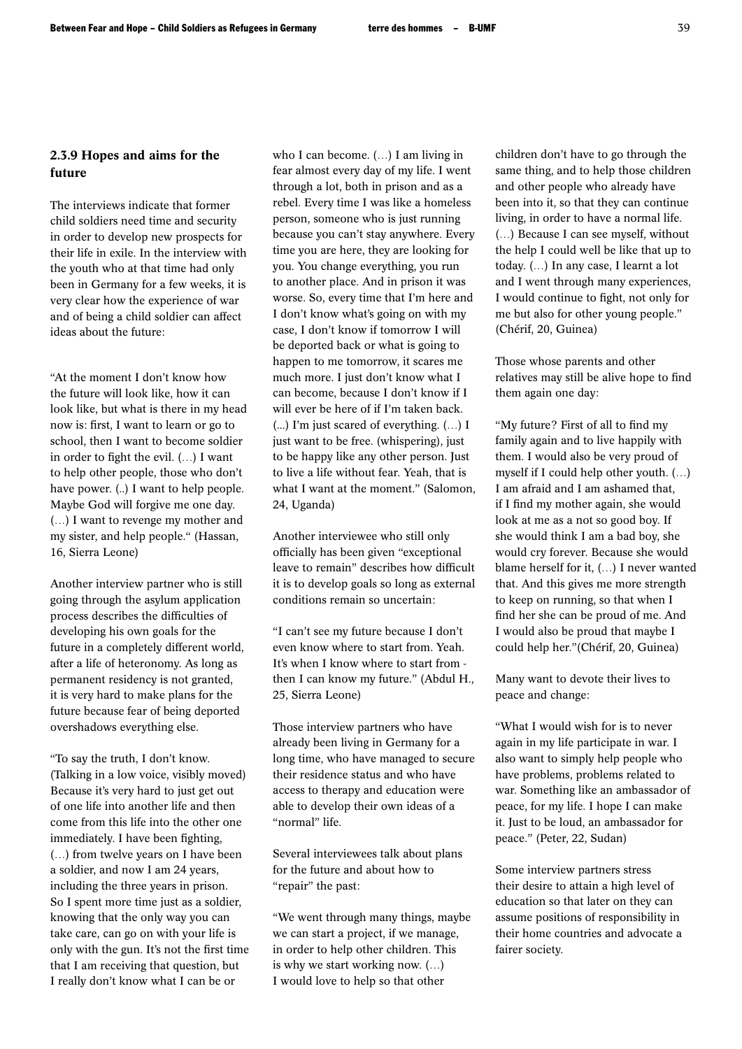### 2.3.9 Hopes and aims for the future

The interviews indicate that former child soldiers need time and security in order to develop new prospects for their life in exile. In the interview with the youth who at that time had only been in Germany for a few weeks, it is very clear how the experience of war and of being a child soldier can affect ideas about the future:

"At the moment I don't know how the future will look like, how it can look like, but what is there in my head now is: first, I want to learn or go to school, then I want to become soldier in order to fight the evil. (…) I want to help other people, those who don't have power. (..) I want to help people. Maybe God will forgive me one day. (…) I want to revenge my mother and my sister, and help people." (Hassan, 16, Sierra Leone)

Another interview partner who is still going through the asylum application process describes the difficulties of developing his own goals for the future in a completely different world, after a life of heteronomy. As long as permanent residency is not granted, it is very hard to make plans for the future because fear of being deported overshadows everything else.

"To say the truth, I don't know. (Talking in a low voice, visibly moved) Because it's very hard to just get out of one life into another life and then come from this life into the other one immediately. I have been fighting, (…) from twelve years on I have been a soldier, and now I am 24 years, including the three years in prison. So I spent more time just as a soldier, knowing that the only way you can take care, can go on with your life is only with the gun. It's not the first time that I am receiving that question, but I really don't know what I can be or who I can become. (…) I am living in fear almost every day of my life. I went through a lot, both in prison and as a rebel. Every time I was like a homeless person, someone who is just running because you can't stay anywhere. Every time you are here, they are looking for you. You change everything, you run to another place. And in prison it was worse. So, every time that I'm here and I don't know what's going on with my case, I don't know if tomorrow I will be deported back or what is going to happen to me tomorrow, it scares me much more. I just don't know what I can become, because I don't know if I will ever be here of if I'm taken back. (...) I'm just scared of everything. (…) I just want to be free. (whispering), just to be happy like any other person. Just to live a life without fear. Yeah, that is what I want at the moment." (Salomon, 24, Uganda)

Another interviewee who still only officially has been given "exceptional leave to remain" describes how difficult it is to develop goals so long as external conditions remain so uncertain:

"I can't see my future because I don't even know where to start from. Yeah. It's when I know where to start from - then I can know my future." (Abdul H., 25, Sierra Leone)

Those interview partners who have already been living in Germany for a long time, who have managed to secure their residence status and who have access to therapy and education were able to develop their own ideas of a "normal" life.

Several interviewees talk about plans for the future and about how to "repair" the past:

"We went through many things, maybe we can start a project, if we manage, in order to help other children. This is why we start working now. (…) I would love to help so that other children don't have to go through the same thing, and to help those children and other people who already have been into it, so that they can continue living, in order to have a normal life. (…) Because I can see myself, without the help I could well be like that up to today. (…) In any case, I learnt a lot and I went through many experiences, I would continue to fight, not only for me but also for other young people." (Chérif, 20, Guinea)

Those whose parents and other relatives may still be alive hope to find them again one day:

"My future? First of all to find my family again and to live happily with them. I would also be very proud of myself if I could help other youth. (…) I am afraid and I am ashamed that, if I find my mother again, she would look at me as a not so good boy. If she would think I am a bad boy, she would cry forever. Because she would blame herself for it, (…) I never wanted that. And this gives me more strength to keep on running, so that when I find her she can be proud of me. And I would also be proud that maybe I could help her."(Chérif, 20, Guinea)

Many want to devote their lives to peace and change:

"What I would wish for is to never again in my life participate in war. I also want to simply help people who have problems, problems related to war. Something like an ambassador of peace, for my life. I hope I can make it. Just to be loud, an ambassador for peace." (Peter, 22, Sudan)

Some interview partners stress their desire to attain a high level of education so that later on they can assume positions of responsibility in their home countries and advocate a fairer society.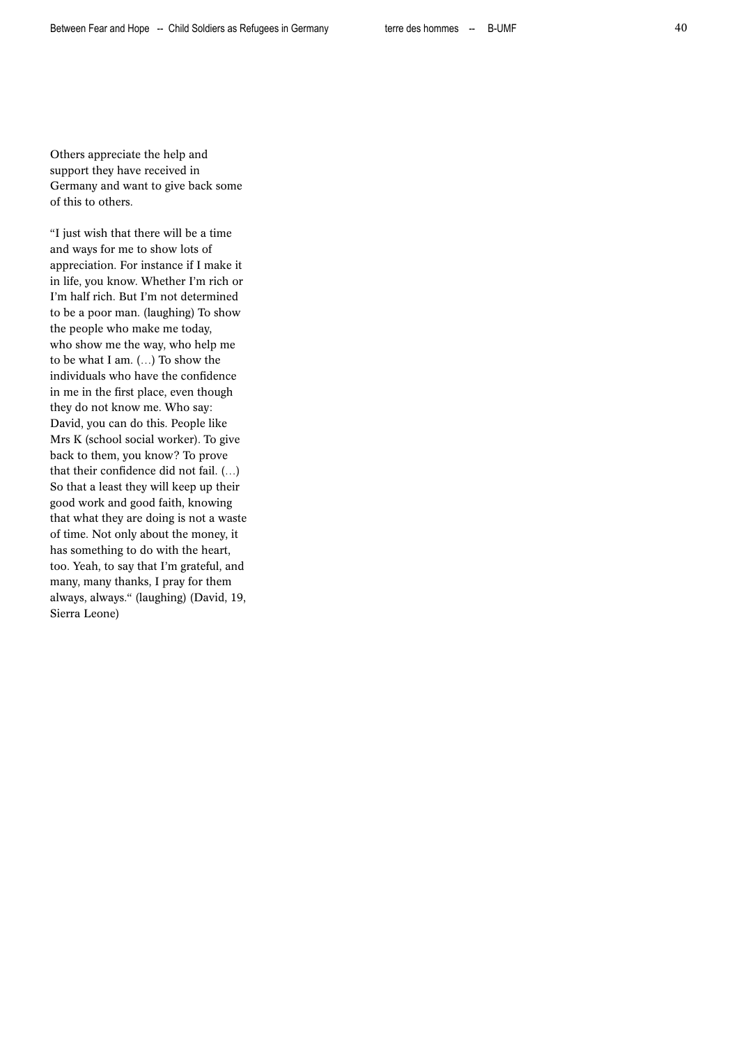Others appreciate the help and support they have received in Germany and want to give back some of this to others.

“I just wish that there will be a time and ways for me to show lots of appreciation. For instance if I make it in life, you know. Whether I’m rich or I’m half rich. But I’m not determined to be a poor man. (laughing) To show the people who make me today, who show me the way, who help me to be what I am. (…) To show the individuals who have the confidence in me in the first place, even though they do not know me. Who say: David, you can do this. People like Mrs K (school social worker). To give back to them, you know? To prove that their confidence did not fail. (…) So that a least they will keep up their good work and good faith, knowing that what they are doing is not a waste of time. Not only about the money, it has something to do with the heart, too. Yeah, to say that I’m grateful, and many, many thanks, I pray for them always, always.“ (laughing) (David, 19, Sierra Leone)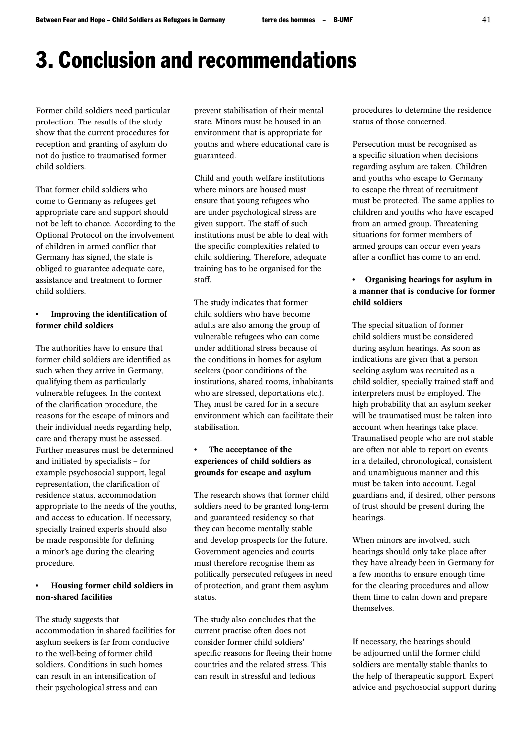# 3. Conclusion and recommendations

Former child soldiers need particular protection. The results of the study show that the current procedures for reception and granting of asylum do not do justice to traumatised former child soldiers.

That former child soldiers who come to Germany as refugees get appropriate care and support should not be left to chance. According to the Optional Protocol on the involvement of children in armed conflict that Germany has signed, the state is obliged to guarantee adequate care, assistance and treatment to former child soldiers.

- **Improving the identification of former child soldiers**

The authorities have to ensure that former child soldiers are identified as such when they arrive in Germany, qualifying them as particularly vulnerable refugees. In the context of the clarification procedure, the reasons for the escape of minors and their individual needs regarding help, care and therapy must be assessed. Further measures must be determined and initiated by specialists – for example psychosocial support, legal representation, the clarification of residence status, accommodation appropriate to the needs of the youths, and access to education. If necessary, specially trained experts should also be made responsible for defining a minor's age during the clearing procedure.

- **Housing former child soldiers in non-shared facilities**

The study suggests that accommodation in shared facilities for asylum seekers is far from conducive to the well-being of former child soldiers. Conditions in such homes can result in an intensification of their psychological stress and can prevent stabilisation of their mental state. Minors must be housed in an environment that is appropriate for youths and where educational care is guaranteed.

Child and youth welfare institutions where minors are housed must ensure that young refugees who are under psychological stress are given support. The staff of such institutions must be able to deal with the specific complexities related to child soldiering. Therefore, adequate training has to be organised for the staff.

The study indicates that former child soldiers who have become adults are also among the group of vulnerable refugees who can come under additional stress because of the conditions in homes for asylum seekers (poor conditions of the institutions, shared rooms, inhabitants who are stressed, deportations etc.). They must be cared for in a secure environment which can facilitate their stabilisation.

- **The acceptance of the experiences of child soldiers as grounds for escape and asylum**

The research shows that former child soldiers need to be granted long-term and guaranteed residency so that they can become mentally stable and develop prospects for the future. Government agencies and courts must therefore recognise them as politically persecuted refugees in need of protection, and grant them asylum status.

The study also concludes that the current practise often does not consider former child soldiers' specific reasons for fleeing their home countries and the related stress. This can result in stressful and tedious procedures to determine the residence status of those concerned.

Persecution must be recognised as a specific situation when decisions regarding asylum are taken. Children and youths who escape to Germany to escape the threat of recruitment must be protected. The same applies to children and youths who have escaped from an armed group. Threatening situations for former members of armed groups can occur even years after a conflict has come to an end.

- **Organising hearings for asylum in a manner that is conducive for former child soldiers**

The special situation of former child soldiers must be considered during asylum hearings. As soon as indications are given that a person seeking asylum was recruited as a child soldier, specially trained staff and interpreters must be employed. The high probability that an asylum seeker will be traumatised must be taken into account when hearings take place. Traumatised people who are not stable are often not able to report on events in a detailed, chronological, consistent and unambiguous manner and this must be taken into account. Legal guardians and, if desired, other persons of trust should be present during the hearings.

When minors are involved, such hearings should only take place after they have already been in Germany for a few months to ensure enough time for the clearing procedures and allow them time to calm down and prepare themselves.

If necessary, the hearings should be adjourned until the former child soldiers are mentally stable thanks to the help of therapeutic support. Expert advice and psychosocial support during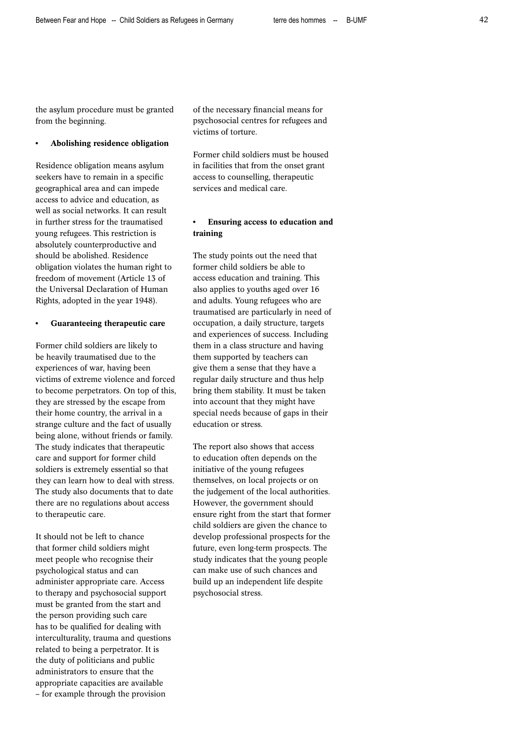the asylum procedure must be granted from the beginning.

- **Abolishing residence obligation**

Residence obligation means asylum seekers have to remain in a specific geographical area and can impede access to advice and education, as well as social networks. It can result in further stress for the traumatised young refugees. This restriction is absolutely counterproductive and should be abolished. Residence obligation violates the human right to freedom of movement (Article 13 of the Universal Declaration of Human Rights, adopted in the year 1948).

- **Guaranteeing therapeutic care**

Former child soldiers are likely to be heavily traumatised due to the experiences of war, having been victims of extreme violence and forced to become perpetrators. On top of this, they are stressed by the escape from their home country, the arrival in a strange culture and the fact of usually being alone, without friends or family. The study indicates that therapeutic care and support for former child soldiers is extremely essential so that they can learn how to deal with stress. The study also documents that to date there are no regulations about access to therapeutic care.

It should not be left to chance that former child soldiers might meet people who recognise their psychological status and can administer appropriate care. Access to therapy and psychosocial support must be granted from the start and the person providing such care has to be qualified for dealing with interculturality, trauma and questions related to being a perpetrator. It is the duty of politicians and public administrators to ensure that the appropriate capacities are available – for example through the provision of the necessary financial means for psychosocial centres for refugees and victims of torture.

Former child soldiers must be housed in facilities that from the onset grant access to counselling, therapeutic services and medical care.

- **Ensuring access to education and training**

The study points out the need that former child soldiers be able to access education and training. This also applies to youths aged over 16 and adults. Young refugees who are traumatised are particularly in need of occupation, a daily structure, targets and experiences of success. Including them in a class structure and having them supported by teachers can give them a sense that they have a regular daily structure and thus help bring them stability. It must be taken into account that they might have special needs because of gaps in their education or stress.

The report also shows that access to education often depends on the initiative of the young refugees themselves, on local projects or on the judgement of the local authorities. However, the government should ensure right from the start that former child soldiers are given the chance to develop professional prospects for the future, even long-term prospects. The study indicates that the young people can make use of such chances and build up an independent life despite psychosocial stress.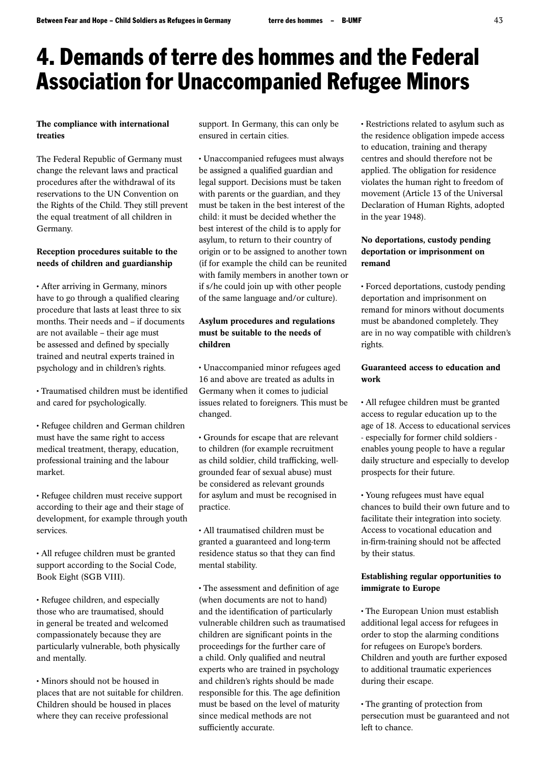# 4. Demands of terre des hommes and the Federal Association for Unaccompanied Refugee Minors

**The compliance with international treaties**

The Federal Republic of Germany must change the relevant laws and practical procedures after the withdrawal of its reservations to the UN Convention on the Rights of the Child. They still prevent the equal treatment of all children in Germany.

**Reception procedures suitable to the needs of children and guardianship**

- After arriving in Germany, minors have to go through a qualified clearing procedure that lasts at least three to six months. Their needs and – if documents are not available – their age must be assessed and defined by specially trained and neutral experts trained in psychology and in children's rights.
- Traumatised children must be identified and cared for psychologically.
- Refugee children and German children must have the same right to access medical treatment, therapy, education, professional training and the labour market.
- Refugee children must receive support according to their age and their stage of development, for example through youth services.
- All refugee children must be granted support according to the Social Code, Book Eight (SGB VIII).
- Refugee children, and especially those who are traumatised, should in general be treated and welcomed compassionately because they are particularly vulnerable, both physically and mentally.
- Minors should not be housed in places that are not suitable for children. Children should be housed in places where they can receive professional support. In Germany, this can only be ensured in certain cities.
- Unaccompanied refugees must always be assigned a qualified guardian and legal support. Decisions must be taken with parents or the guardian, and they must be taken in the best interest of the child: it must be decided whether the best interest of the child is to apply for asylum, to return to their country of origin or to be assigned to another town (if for example the child can be reunited with family members in another town or if s/he could join up with other people of the same language and/or culture).

**Asylum procedures and regulations must be suitable to the needs of children**

- Unaccompanied minor refugees aged 16 and above are treated as adults in Germany when it comes to judicial issues related to foreigners. This must be changed.
- Grounds for escape that are relevant to children (for example recruitment as child soldier, child trafficking, well-grounded fear of sexual abuse) must be considered as relevant grounds for asylum and must be recognised in practice.
- All traumatised children must be granted a guaranteed and long-term residence status so that they can find mental stability.
- The assessment and definition of age (when documents are not to hand) and the identification of particularly vulnerable children such as traumatised children are significant points in the proceedings for the further care of a child. Only qualified and neutral experts who are trained in psychology and children's rights should be made responsible for this. The age definition must be based on the level of maturity since medical methods are not sufficiently accurate.
- Restrictions related to asylum such as the residence obligation impede access to education, training and therapy centres and should therefore not be applied. The obligation for residence violates the human right to freedom of movement (Article 13 of the Universal Declaration of Human Rights, adopted in the year 1948).

**No deportations, custody pending deportation or imprisonment on remand**

- Forced deportations, custody pending deportation and imprisonment on remand for minors without documents must be abandoned completely. They are in no way compatible with children's rights.

**Guaranteed access to education and work**

- All refugee children must be granted access to regular education up to the age of 18. Access to educational services - especially for former child soldiers - enables young people to have a regular daily structure and especially to develop prospects for their future.
- Young refugees must have equal chances to build their own future and to facilitate their integration into society. Access to vocational education and in-firm-training should not be affected by their status.

**Establishing regular opportunities to immigrate to Europe**

- The European Union must establish additional legal access for refugees in order to stop the alarming conditions for refugees on Europe's borders. Children and youth are further exposed to additional traumatic experiences during their escape.
- The granting of protection from persecution must be guaranteed and not left to chance.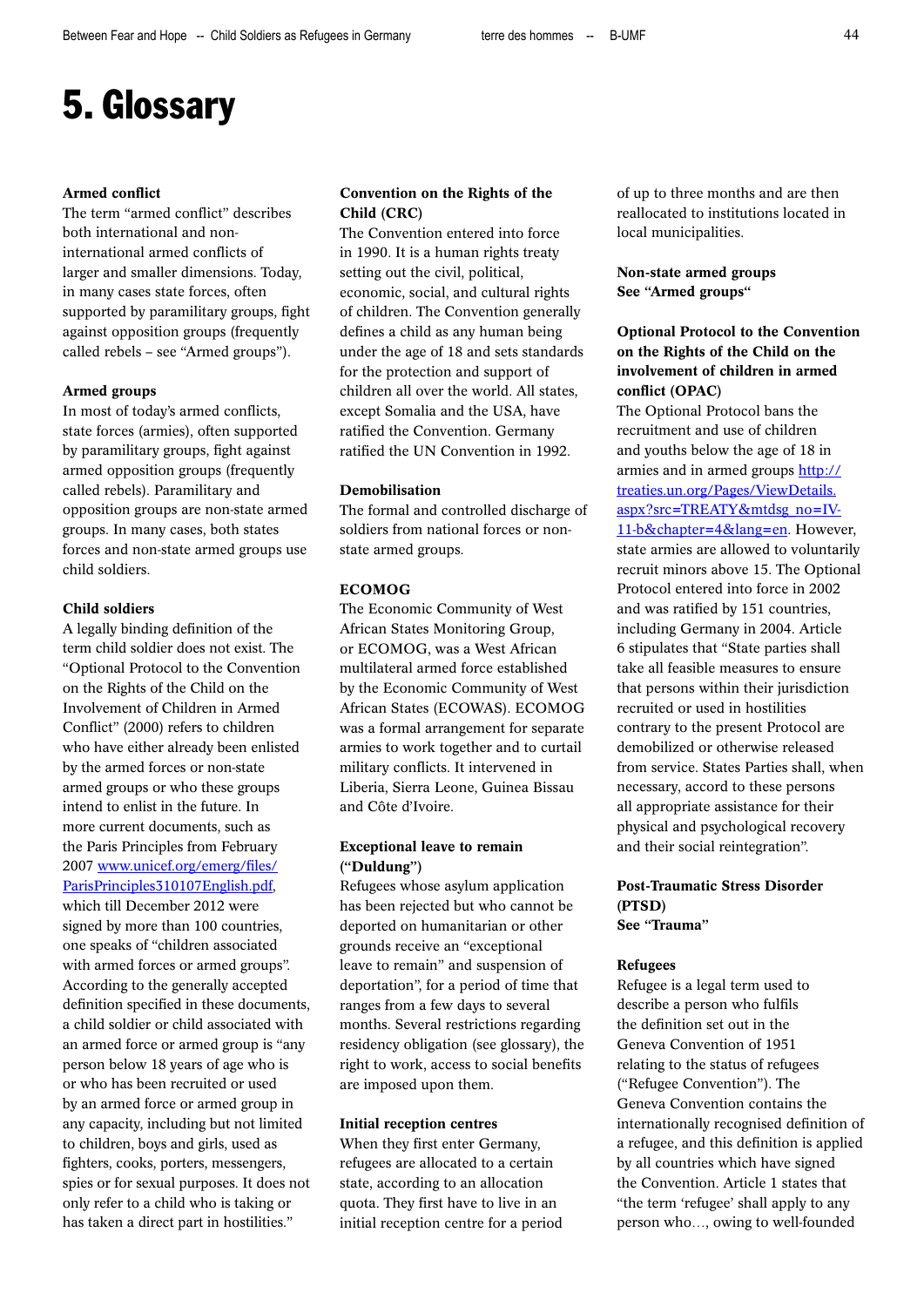# 5. Glossary

**Armed conflict**
The term "armed conflict" describes both international and non-international armed conflicts of larger and smaller dimensions. Today, in many cases state forces, often supported by paramilitary groups, fight against opposition groups (frequently called rebels – see "Armed groups").

**Armed groups**
In most of today's armed conflicts, state forces (armies), often supported by paramilitary groups, fight against armed opposition groups (frequently called rebels). Paramilitary and opposition groups are non-state armed groups. In many cases, both states forces and non-state armed groups use child soldiers.

**Child soldiers**
A legally binding definition of the term child soldier does not exist. The "Optional Protocol to the Convention on the Rights of the Child on the Involvement of Children in Armed Conflict" (2000) refers to children who have either already been enlisted by the armed forces or non-state armed groups or who these groups intend to enlist in the future. In more current documents, such as the Paris Principles from February 2007 [www.unicef.org/emerg/files/ParisPrinciples310107English.pdf](www.unicef.org/emerg/files/ParisPrinciples310107English.pdf), which till December 2012 were signed by more than 100 countries, one speaks of "children associated with armed forces or armed groups". According to the generally accepted definition specified in these documents, a child soldier or child associated with an armed force or armed group is "any person below 18 years of age who is or who has been recruited or used by an armed force or armed group in any capacity, including but not limited to children, boys and girls, used as fighters, cooks, porters, messengers, spies or for sexual purposes. It does not only refer to a child who is taking or has taken a direct part in hostilities."

**Convention on the Rights of the Child (CRC)**
The Convention entered into force in 1990. It is a human rights treaty setting out the civil, political, economic, social, and cultural rights of children. The Convention generally defines a child as any human being under the age of 18 and sets standards for the protection and support of children all over the world. All states, except Somalia and the USA, have ratified the Convention. Germany ratified the UN Convention in 1992.

**Demobilisation**
The formal and controlled discharge of soldiers from national forces or non-state armed groups.

**ECOMOG**
The Economic Community of West African States Monitoring Group, or ECOMOG, was a West African multilateral armed force established by the Economic Community of West African States (ECOWAS). ECOMOG was a formal arrangement for separate armies to work together and to curtail military conflicts. It intervened in Liberia, Sierra Leone, Guinea Bissau and Côte d'Ivoire.

**Exceptional leave to remain ("Duldung")**
Refugees whose asylum application has been rejected but who cannot be deported on humanitarian or other grounds receive an "exceptional leave to remain" and suspension of deportation", for a period of time that ranges from a few days to several months. Several restrictions regarding residency obligation (see glossary), the right to work, access to social benefits are imposed upon them.

**Initial reception centres**
When they first enter Germany, refugees are allocated to a certain state, according to an allocation quota. They first have to live in an initial reception centre for a period of up to three months and are then reallocated to institutions located in local municipalities.

**Non-state armed groups**
**See "Armed groups"**

**Optional Protocol to the Convention on the Rights of the Child on the involvement of children in armed conflict (OPAC)**
The Optional Protocol bans the recruitment and use of children and youths below the age of 18 in armies and in armed groups [http://treaties.un.org/Pages/ViewDetails.aspx?src=TREATY&mtdsg_no=IV-11-b&chapter=4&lang=en](http://treaties.un.org/Pages/ViewDetails.aspx?src=TREATY&mtdsg_no=IV-11-b&chapter=4&lang=en). However, state armies are allowed to voluntarily recruit minors above 15. The Optional Protocol entered into force in 2002 and was ratified by 151 countries, including Germany in 2004. Article 6 stipulates that "State parties shall take all feasible measures to ensure that persons within their jurisdiction recruited or used in hostilities contrary to the present Protocol are demobilized or otherwise released from service. States Parties shall, when necessary, accord to these persons all appropriate assistance for their physical and psychological recovery and their social reintegration".

**Post-Traumatic Stress Disorder (PTSD)**
**See "Trauma"**

**Refugees**
Refugee is a legal term used to describe a person who fulfils the definition set out in the Geneva Convention of 1951 relating to the status of refugees ("Refugee Convention"). The Geneva Convention contains the internationally recognised definition of a refugee, and this definition is applied by all countries which have signed the Convention. Article 1 states that "the term 'refugee' shall apply to any person who…, owing to well-founded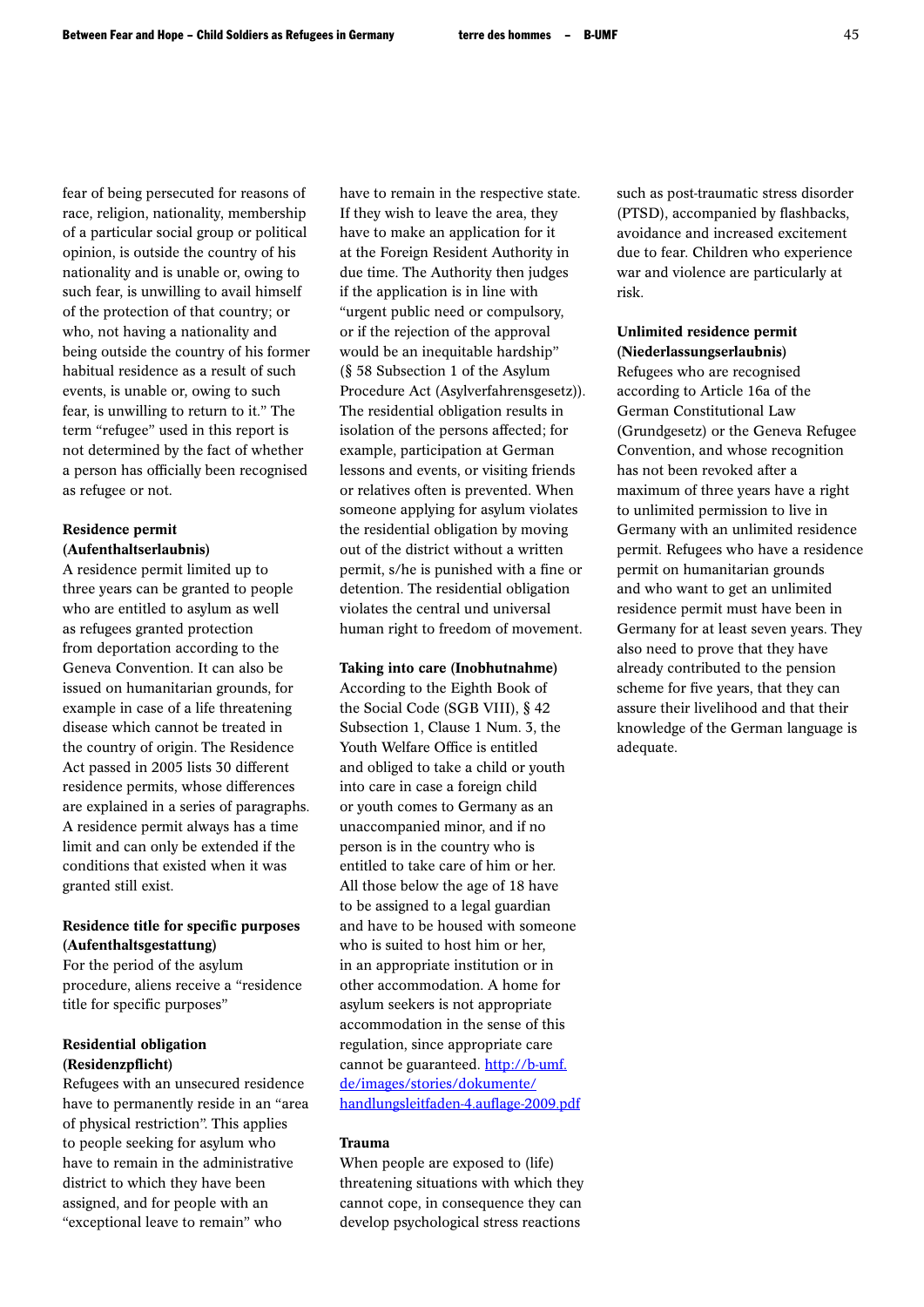fear of being persecuted for reasons of race, religion, nationality, membership of a particular social group or political opinion, is outside the country of his nationality and is unable or, owing to such fear, is unwilling to avail himself of the protection of that country; or who, not having a nationality and being outside the country of his former habitual residence as a result of such events, is unable or, owing to such fear, is unwilling to return to it." The term "refugee" used in this report is not determined by the fact of whether a person has officially been recognised as refugee or not.

**Residence permit (Aufenthaltserlaubnis)**
A residence permit limited up to three years can be granted to people who are entitled to asylum as well as refugees granted protection from deportation according to the Geneva Convention. It can also be issued on humanitarian grounds, for example in case of a life threatening disease which cannot be treated in the country of origin. The Residence Act passed in 2005 lists 30 different residence permits, whose differences are explained in a series of paragraphs. A residence permit always has a time limit and can only be extended if the conditions that existed when it was granted still exist.

**Residence title for specific purposes (Aufenthaltsgestattung)**
For the period of the asylum procedure, aliens receive a "residence title for specific purposes"

**Residential obligation (Residenzpflicht)**
Refugees with an unsecured residence have to permanently reside in an "area of physical restriction". This applies to people seeking for asylum who have to remain in the administrative district to which they have been assigned, and for people with an "exceptional leave to remain" who have to remain in the respective state. If they wish to leave the area, they have to make an application for it at the Foreign Resident Authority in due time. The Authority then judges if the application is in line with "urgent public need or compulsory, or if the rejection of the approval would be an inequitable hardship" (§ 58 Subsection 1 of the Asylum Procedure Act (Asylverfahrensgesetz)). The residential obligation results in isolation of the persons affected; for example, participation at German lessons and events, or visiting friends or relatives often is prevented. When someone applying for asylum violates the residential obligation by moving out of the district without a written permit, s/he is punished with a fine or detention. The residential obligation violates the central und universal human right to freedom of movement.

**Taking into care (Inobhutnahme)**
According to the Eighth Book of the Social Code (SGB VIII), § 42 Subsection 1, Clause 1 Num. 3, the Youth Welfare Office is entitled and obliged to take a child or youth into care in case a foreign child or youth comes to Germany as an unaccompanied minor, and if no person is in the country who is entitled to take care of him or her. All those below the age of 18 have to be assigned to a legal guardian and have to be housed with someone who is suited to host him or her, in an appropriate institution or in other accommodation. A home for asylum seekers is not appropriate accommodation in the sense of this regulation, since appropriate care cannot be guaranteed. http://b-umf.de/images/stories/dokumente/handlungsleitfaden-4.auflage-2009.pdf

**Trauma**
When people are exposed to (life) threatening situations with which they cannot cope, in consequence they can develop psychological stress reactions such as post-traumatic stress disorder (PTSD), accompanied by flashbacks, avoidance and increased excitement due to fear. Children who experience war and violence are particularly at risk.

**Unlimited residence permit (Niederlassungserlaubnis)**
Refugees who are recognised according to Article 16a of the German Constitutional Law (Grundgesetz) or the Geneva Refugee Convention, and whose recognition has not been revoked after a maximum of three years have a right to unlimited permission to live in Germany with an unlimited residence permit. Refugees who have a residence permit on humanitarian grounds and who want to get an unlimited residence permit must have been in Germany for at least seven years. They also need to prove that they have already contributed to the pension scheme for five years, that they can assure their livelihood and that their knowledge of the German language is adequate.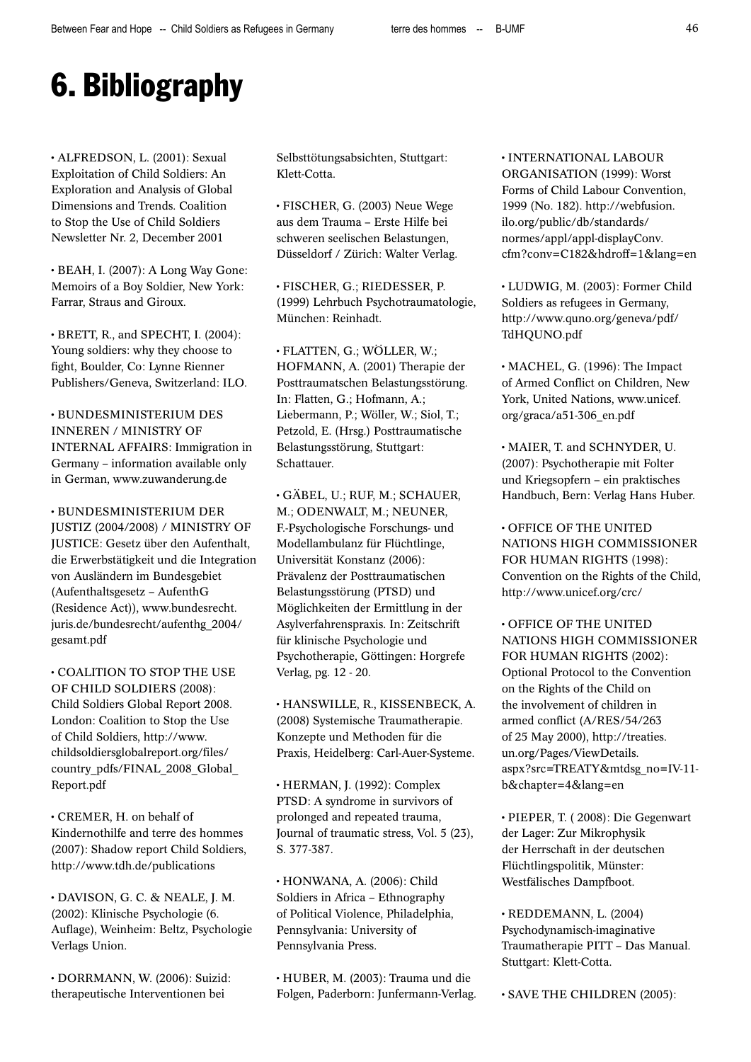# 6. Bibliography

• ALFREDSON, L. (2001): Sexual Exploitation of Child Soldiers: An Exploration and Analysis of Global Dimensions and Trends. Coalition to Stop the Use of Child Soldiers Newsletter Nr. 2, December 2001

• BEAH, I. (2007): A Long Way Gone: Memoirs of a Boy Soldier, New York: Farrar, Straus and Giroux.

• BRETT, R., and SPECHT, I. (2004): Young soldiers: why they choose to fight, Boulder, Co: Lynne Rienner Publishers/Geneva, Switzerland: ILO.

• BUNDESMINISTERIUM DES INNEREN / MINISTRY OF INTERNAL AFFAIRS: Immigration in Germany – information available only in German, www.zuwanderung.de

• BUNDESMINISTERIUM DER JUSTIZ (2004/2008) / MINISTRY OF JUSTICE: Gesetz über den Aufenthalt, die Erwerbstätigkeit und die Integration von Ausländern im Bundesgebiet (Aufenthaltsgesetz – AufenthG (Residence Act)), www.bundesrecht.juris.de/bundesrecht/aufenthg_2004/gesamt.pdf

• COALITION TO STOP THE USE OF CHILD SOLDIERS (2008): Child Soldiers Global Report 2008. London: Coalition to Stop the Use of Child Soldiers, http://www.childsoldiersglobalreport.org/files/country_pdfs/FINAL_2008_Global_Report.pdf

• CREMER, H. on behalf of Kindernothilfe and terre des hommes (2007): Shadow report Child Soldiers, http://www.tdh.de/publications

• DAVISON, G. C. & NEALE, J. M. (2002): Klinische Psychologie (6. Auflage), Weinheim: Beltz, Psychologie Verlags Union.

• DORRMANN, W. (2006): Suizid: therapeutische Interventionen bei Selbsttötungsabsichten, Stuttgart: Klett-Cotta.

• FISCHER, G. (2003) Neue Wege aus dem Trauma – Erste Hilfe bei schweren seelischen Belastungen, Düsseldorf / Zürich: Walter Verlag.

• FISCHER, G.; RIEDESSER, P. (1999) Lehrbuch Psychotraumatologie, München: Reinhadt.

• FLATTEN, G.; WÖLLER, W.; HOFMANN, A. (2001) Therapie der Posttraumatschen Belastungsstörung. In: Flatten, G.; Hofmann, A.; Liebermann, P.; Wöller, W.; Siol, T.; Petzold, E. (Hrsg.) Posttraumatische Belastungsstörung, Stuttgart: Schattauer.

• GÄBEL, U.; RUF, M.; SCHAUER, M.; ODENWALT, M.; NEUNER, F.-Psychologische Forschungs- und Modellambulanz für Flüchtlinge, Universität Konstanz (2006): Prävalenz der Posttraumatischen Belastungsstörung (PTSD) und Möglichkeiten der Ermittlung in der Asylverfahrenspraxis. In: Zeitschrift für klinische Psychologie und Psychotherapie, Göttingen: Horgrefe Verlag, pg. 12 - 20.

• HANSWILLE, R., KISSENBECK, A. (2008) Systemische Traumatherapie. Konzepte und Methoden für die Praxis, Heidelberg: Carl-Auer-Systeme.

• HERMAN, J. (1992): Complex PTSD: A syndrome in survivors of prolonged and repeated trauma, Journal of traumatic stress, Vol. 5 (23), S. 377-387.

• HONWANA, A. (2006): Child Soldiers in Africa – Ethnography of Political Violence, Philadelphia, Pennsylvania: University of Pennsylvania Press.

• HUBER, M. (2003): Trauma und die Folgen, Paderborn: Junfermann-Verlag.

• INTERNATIONAL LABOUR ORGANISATION (1999): Worst Forms of Child Labour Convention, 1999 (No. 182). http://webfusion.ilo.org/public/db/standards/normes/appl/appl-displayConv.cfm?conv=C182&hdroff=1&lang=en

• LUDWIG, M. (2003): Former Child Soldiers as refugees in Germany, http://www.quno.org/geneva/pdf/TdHQUNO.pdf

• MACHEL, G. (1996): The Impact of Armed Conflict on Children, New York, United Nations, www.unicef.org/graca/a51-306_en.pdf

• MAIER, T. and SCHNYDER, U. (2007): Psychotherapie mit Folter und Kriegsopfern – ein praktisches Handbuch, Bern: Verlag Hans Huber.

• OFFICE OF THE UNITED NATIONS HIGH COMMISSIONER FOR HUMAN RIGHTS (1998): Convention on the Rights of the Child, http://www.unicef.org/crc/

• OFFICE OF THE UNITED NATIONS HIGH COMMISSIONER FOR HUMAN RIGHTS (2002): Optional Protocol to the Convention on the Rights of the Child on the involvement of children in armed conflict (A/RES/54/263 of 25 May 2000), http://treaties.un.org/Pages/ViewDetails.aspx?src=TREATY&mtdsg_no=IV-11-b&chapter=4&lang=en

• PIEPER, T. ( 2008): Die Gegenwart der Lager: Zur Mikrophysik der Herrschaft in der deutschen Flüchtlingspolitik, Münster: Westfälisches Dampfboot.

• REDDEMANN, L. (2004) Psychodynamisch-imaginative Traumatherapie PITT – Das Manual. Stuttgart: Klett-Cotta.

• SAVE THE CHILDREN (2005):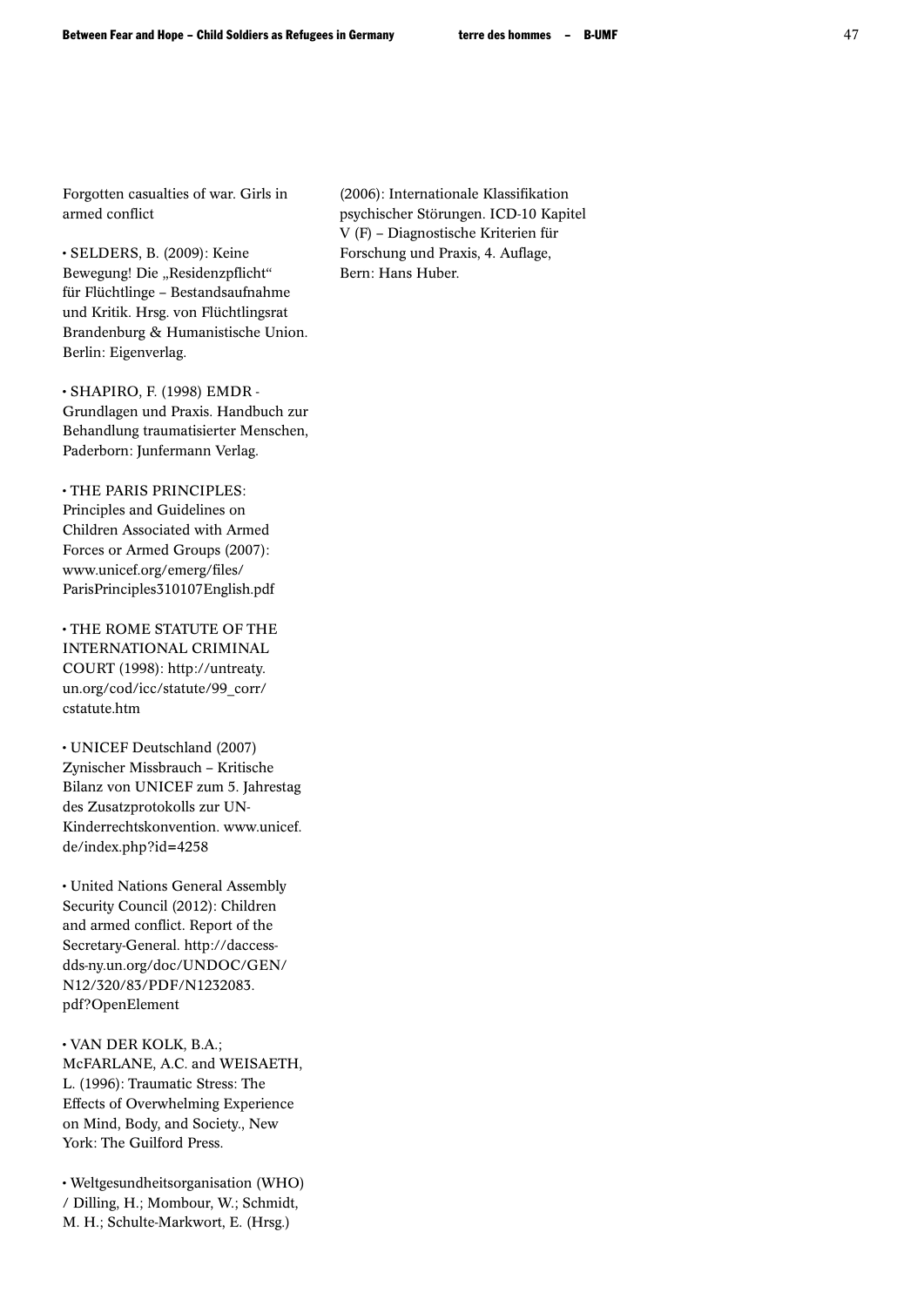Forgotten casualties of war. Girls in armed conflict

- SELDERS, B. (2009): Keine Bewegung! Die „Residenzpflicht" für Flüchtlinge – Bestandsaufnahme und Kritik. Hrsg. von Flüchtlingsrat Brandenburg & Humanistische Union. Berlin: Eigenverlag.

- SHAPIRO, F. (1998) EMDR - Grundlagen und Praxis. Handbuch zur Behandlung traumatisierter Menschen, Paderborn: Junfermann Verlag.

- THE PARIS PRINCIPLES: Principles and Guidelines on Children Associated with Armed Forces or Armed Groups (2007): www.unicef.org/emerg/files/ParisPrinciples310107English.pdf

- THE ROME STATUTE OF THE INTERNATIONAL CRIMINAL COURT (1998): http://untreaty.un.org/cod/icc/statute/99_corr/cstatute.htm

- UNICEF Deutschland (2007) Zynischer Missbrauch – Kritische Bilanz von UNICEF zum 5. Jahrestag des Zusatzprotokolls zur UN-Kinderrechtskonvention. www.unicef.de/index.php?id=4258

- United Nations General Assembly Security Council (2012): Children and armed conflict. Report of the Secretary-General. http://daccess-dds-ny.un.org/doc/UNDOC/GEN/N12/320/83/PDF/N1232083.pdf?OpenElement

- VAN DER KOLK, B.A.; McFARLANE, A.C. and WEISAETH, L. (1996): Traumatic Stress: The Effects of Overwhelming Experience on Mind, Body, and Society., New York: The Guilford Press.

- Weltgesundheitsorganisation (WHO) / Dilling, H.; Mombour, W.; Schmidt, M. H.; Schulte-Markwort, E. (Hrsg.) (2006): Internationale Klassifikation psychischer Störungen. ICD-10 Kapitel V (F) – Diagnostische Kriterien für Forschung und Praxis, 4. Auflage, Bern: Hans Huber.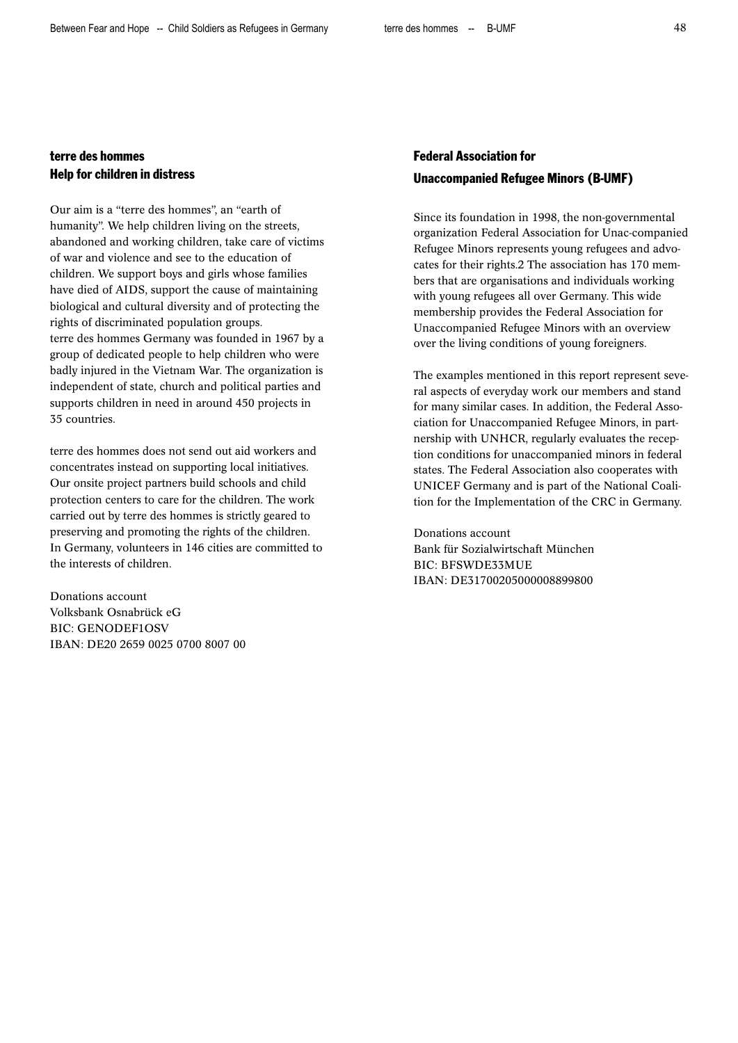## terre des hommes
## Help for children in distress

Our aim is a “terre des hommes”, an “earth of humanity”. We help children living on the streets, abandoned and working children, take care of victims of war and violence and see to the education of children. We support boys and girls whose families have died of AIDS, support the cause of maintaining biological and cultural diversity and of protecting the rights of discriminated population groups.
terre des hommes Germany was founded in 1967 by a group of dedicated people to help children who were badly injured in the Vietnam War. The organization is independent of state, church and political parties and supports children in need in around 450 projects in 35 countries.

terre des hommes does not send out aid workers and concentrates instead on supporting local initiatives. Our onsite project partners build schools and child protection centers to care for the children. The work carried out by terre des hommes is strictly geared to preserving and promoting the rights of the children. In Germany, volunteers in 146 cities are committed to the interests of children.

Donations account
Volksbank Osnabrück eG
BIC: GENODEF1OSV
IBAN: DE20 2659 0025 0700 8007 00

## Federal Association for Unaccompanied Refugee Minors (B-UMF)

Since its foundation in 1998, the non-governmental organization Federal Association for Unac-companied Refugee Minors represents young refugees and advocates for their rights.2 The association has 170 members that are organisations and individuals working with young refugees all over Germany. This wide membership provides the Federal Association for Unaccompanied Refugee Minors with an overview over the living conditions of young foreigners.

The examples mentioned in this report represent several aspects of everyday work our members and stand for many similar cases. In addition, the Federal Association for Unaccompanied Refugee Minors, in partnership with UNHCR, regularly evaluates the reception conditions for unaccompanied minors in federal states. The Federal Association also cooperates with UNICEF Germany and is part of the National Coalition for the Implementation of the CRC in Germany.

Donations account
Bank für Sozialwirtschaft München
BIC: BFSWDE33MUE
IBAN: DE31700205000008899800